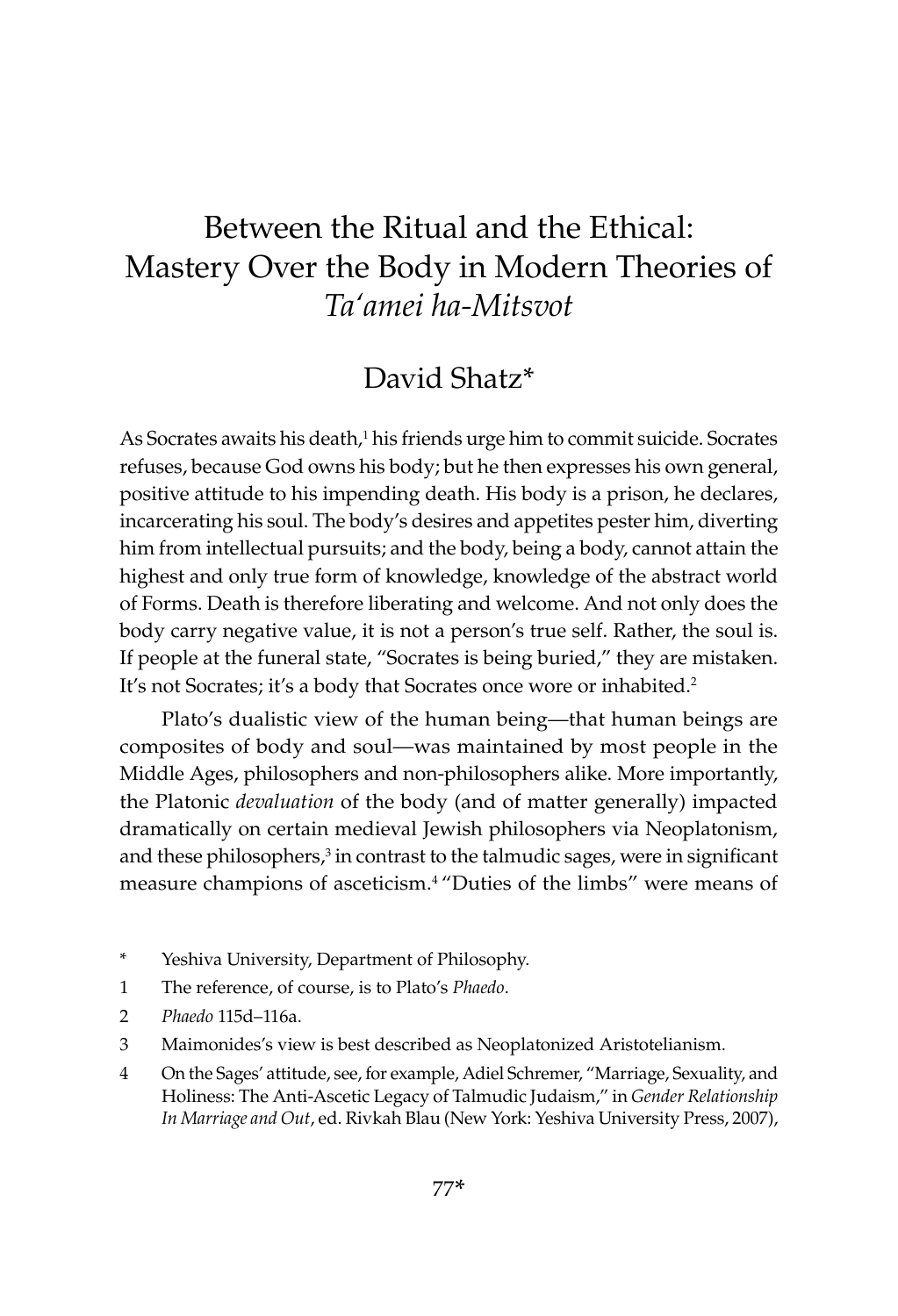# Between the Ritual and the Ethical: Mastery Over the Body in Modern Theories of *Ta'amei ha-Mitsvot*

## David Shatz*

As Socrates awaits his death,[1] his friends urge him to commit suicide. Socrates refuses, because God owns his body; but he then expresses his own general, positive attitude to his impending death. His body is a prison, he declares, incarcerating his soul. The body's desires and appetites pester him, diverting him from intellectual pursuits; and the body, being a body, cannot attain the highest and only true form of knowledge, knowledge of the abstract world of Forms. Death is therefore liberating and welcome. And not only does the body carry negative value, it is not a person's true self. Rather, the soul is. If people at the funeral state, "Socrates is being buried," they are mistaken. It's not Socrates; it's a body that Socrates once wore or inhabited.[2]

Plato's dualistic view of the human being—that human beings are composites of body and soul—was maintained by most people in the Middle Ages, philosophers and non-philosophers alike. More importantly, the Platonic *devaluation* of the body (and of matter generally) impacted dramatically on certain medieval Jewish philosophers via Neoplatonism, and these philosophers,[3] in contrast to the talmudic sages, were in significant measure champions of asceticism.[4] "Duties of the limbs" were means of

---

\* Yeshiva University, Department of Philosophy.

1 The reference, of course, is to Plato's *Phaedo*.

2 *Phaedo* 115d–116a.

3 Maimonides's view is best described as Neoplatonized Aristotelianism.

4 On the Sages' attitude, see, for example, Adiel Schremer, "Marriage, Sexuality, and Holiness: The Anti-Ascetic Legacy of Talmudic Judaism," in *Gender Relationship In Marriage and Out*, ed. Rivkah Blau (New York: Yeshiva University Press, 2007),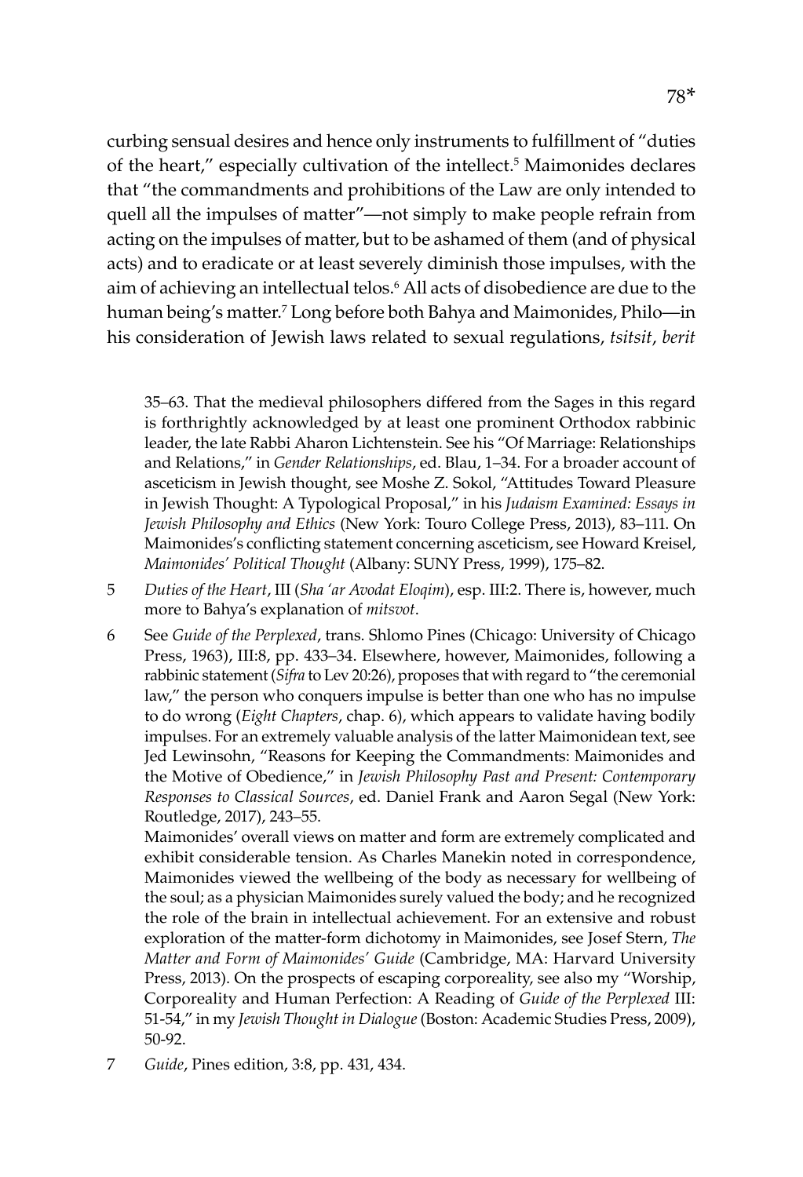curbing sensual desires and hence only instruments to fulfillment of "duties of the heart," especially cultivation of the intellect.[5] Maimonides declares that "the commandments and prohibitions of the Law are only intended to quell all the impulses of matter"—not simply to make people refrain from acting on the impulses of matter, but to be ashamed of them (and of physical acts) and to eradicate or at least severely diminish those impulses, with the aim of achieving an intellectual telos.[6] All acts of disobedience are due to the human being's matter.[7] Long before both Bahya and Maimonides, Philo—in his consideration of Jewish laws related to sexual regulations, *tsitsit*, *berit*

35–63. That the medieval philosophers differed from the Sages in this regard is forthrightly acknowledged by at least one prominent Orthodox rabbinic leader, the late Rabbi Aharon Lichtenstein. See his "Of Marriage: Relationships and Relations," in *Gender Relationships*, ed. Blau, 1–34. For a broader account of asceticism in Jewish thought, see Moshe Z. Sokol, "Attitudes Toward Pleasure in Jewish Thought: A Typological Proposal," in his *Judaism Examined: Essays in Jewish Philosophy and Ethics* (New York: Touro College Press, 2013), 83–111. On Maimonides's conflicting statement concerning asceticism, see Howard Kreisel, *Maimonides' Political Thought* (Albany: SUNY Press, 1999), 175–82.

5 *Duties of the Heart*, III (*Sha 'ar Avodat Eloqim*), esp. III:2. There is, however, much more to Bahya's explanation of *mitsvot*.

6 See *Guide of the Perplexed*, trans. Shlomo Pines (Chicago: University of Chicago Press, 1963), III:8, pp. 433–34. Elsewhere, however, Maimonides, following a rabbinic statement (*Sifra* to Lev 20:26), proposes that with regard to "the ceremonial law," the person who conquers impulse is better than one who has no impulse to do wrong (*Eight Chapters*, chap. 6), which appears to validate having bodily impulses. For an extremely valuable analysis of the latter Maimonidean text, see Jed Lewinsohn, "Reasons for Keeping the Commandments: Maimonides and the Motive of Obedience," in *Jewish Philosophy Past and Present: Contemporary Responses to Classical Sources*, ed. Daniel Frank and Aaron Segal (New York: Routledge, 2017), 243–55.

Maimonides' overall views on matter and form are extremely complicated and exhibit considerable tension. As Charles Manekin noted in correspondence, Maimonides viewed the wellbeing of the body as necessary for wellbeing of the soul; as a physician Maimonides surely valued the body; and he recognized the role of the brain in intellectual achievement. For an extensive and robust exploration of the matter-form dichotomy in Maimonides, see Josef Stern, *The Matter and Form of Maimonides' Guide* (Cambridge, MA: Harvard University Press, 2013). On the prospects of escaping corporeality, see also my "Worship, Corporeality and Human Perfection: A Reading of *Guide of the Perplexed* III: 51-54," in my *Jewish Thought in Dialogue* (Boston: Academic Studies Press, 2009), 50-92.

7 *Guide*, Pines edition, 3:8, pp. 431, 434.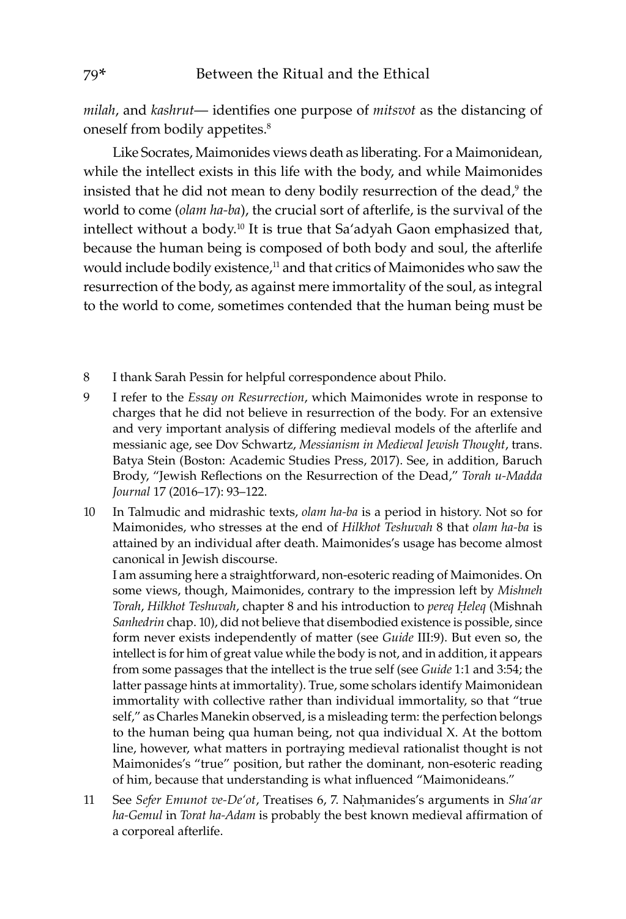*milah*, and *kashrut*— identifies one purpose of *mitsvot* as the distancing of oneself from bodily appetites.[8]

Like Socrates, Maimonides views death as liberating. For a Maimonidean, while the intellect exists in this life with the body, and while Maimonides insisted that he did not mean to deny bodily resurrection of the dead,[9] the world to come (*olam ha-ba*), the crucial sort of afterlife, is the survival of the intellect without a body.[10] It is true that Sa'adyah Gaon emphasized that, because the human being is composed of both body and soul, the afterlife would include bodily existence,[11] and that critics of Maimonides who saw the resurrection of the body, as against mere immortality of the soul, as integral to the world to come, sometimes contended that the human being must be

---

8 I thank Sarah Pessin for helpful correspondence about Philo.

9 I refer to the *Essay on Resurrection*, which Maimonides wrote in response to charges that he did not believe in resurrection of the body. For an extensive and very important analysis of differing medieval models of the afterlife and messianic age, see Dov Schwartz, *Messianism in Medieval Jewish Thought*, trans. Batya Stein (Boston: Academic Studies Press, 2017). See, in addition, Baruch Brody, "Jewish Reflections on the Resurrection of the Dead," *Torah u-Madda Journal* 17 (2016–17): 93–122.

10 In Talmudic and midrashic texts, *olam ha-ba* is a period in history. Not so for Maimonides, who stresses at the end of *Hilkhot Teshuvah* 8 that *olam ha-ba* is attained by an individual after death. Maimonides's usage has become almost canonical in Jewish discourse.
I am assuming here a straightforward, non-esoteric reading of Maimonides. On some views, though, Maimonides, contrary to the impression left by *Mishneh Torah*, *Hilkhot Teshuvah*, chapter 8 and his introduction to *pereq Ḥeleq* (Mishnah *Sanhedrin* chap. 10), did not believe that disembodied existence is possible, since form never exists independently of matter (see *Guide* III:9). But even so, the intellect is for him of great value while the body is not, and in addition, it appears from some passages that the intellect is the true self (see *Guide* 1:1 and 3:54; the latter passage hints at immortality). True, some scholars identify Maimonidean immortality with collective rather than individual immortality, so that "true self," as Charles Manekin observed, is a misleading term: the perfection belongs to the human being qua human being, not qua individual X. At the bottom line, however, what matters in portraying medieval rationalist thought is not Maimonides's "true" position, but rather the dominant, non-esoteric reading of him, because that understanding is what influenced "Maimonideans."

11 See *Sefer Emunot ve-De'ot*, Treatises 6, 7. Naḥmanides's arguments in *Sha'ar ha-Gemul* in *Torat ha-Adam* is probably the best known medieval affirmation of a corporeal afterlife.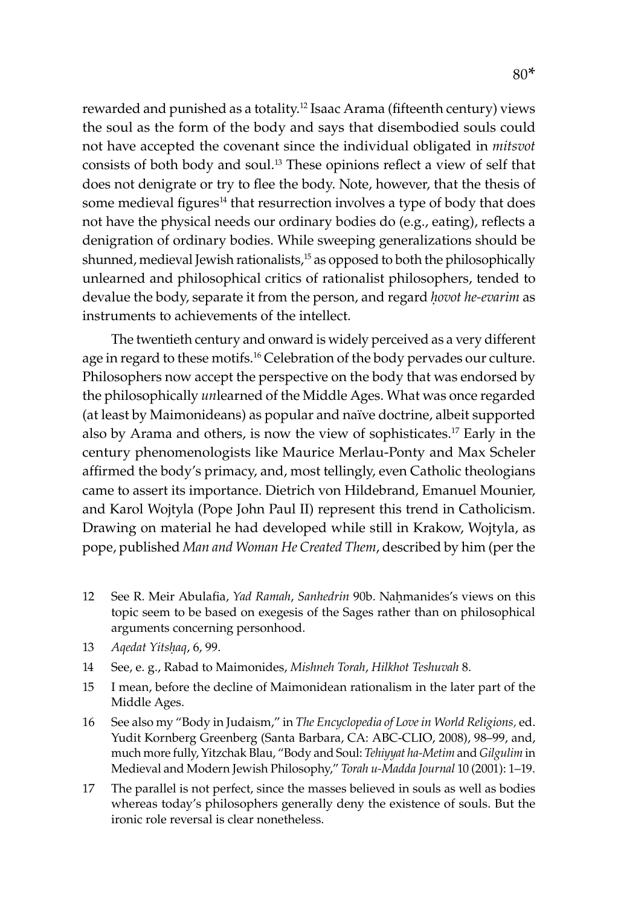rewarded and punished as a totality.[12] Isaac Arama (fifteenth century) views the soul as the form of the body and says that disembodied souls could not have accepted the covenant since the individual obligated in *mitsvot* consists of both body and soul.[13] These opinions reflect a view of self that does not denigrate or try to flee the body. Note, however, that the thesis of some medieval figures[14] that resurrection involves a type of body that does not have the physical needs our ordinary bodies do (e.g., eating), reflects a denigration of ordinary bodies. While sweeping generalizations should be shunned, medieval Jewish rationalists,[15] as opposed to both the philosophically unlearned and philosophical critics of rationalist philosophers, tended to devalue the body, separate it from the person, and regard *ḥovot he-evarim* as instruments to achievements of the intellect.

The twentieth century and onward is widely perceived as a very different age in regard to these motifs.[16] Celebration of the body pervades our culture. Philosophers now accept the perspective on the body that was endorsed by the philosophically *un*learned of the Middle Ages. What was once regarded (at least by Maimonideans) as popular and naïve doctrine, albeit supported also by Arama and others, is now the view of sophisticates.[17] Early in the century phenomenologists like Maurice Merlau-Ponty and Max Scheler affirmed the body's primacy, and, most tellingly, even Catholic theologians came to assert its importance. Dietrich von Hildebrand, Emanuel Mounier, and Karol Wojtyla (Pope John Paul II) represent this trend in Catholicism. Drawing on material he had developed while still in Krakow, Wojtyla, as pope, published *Man and Woman He Created Them*, described by him (per the

12 See R. Meir Abulafia, *Yad Ramah*, *Sanhedrin* 90b. Naḥmanides's views on this topic seem to be based on exegesis of the Sages rather than on philosophical arguments concerning personhood.

13 *Aqedat Yitsḥaq*, 6, 99.

14 See, e. g., Rabad to Maimonides, *Mishneh Torah*, *Hilkhot Teshuvah* 8.

15 I mean, before the decline of Maimonidean rationalism in the later part of the Middle Ages.

16 See also my "Body in Judaism," in *The Encyclopedia of Love in World Religions*, ed. Yudit Kornberg Greenberg (Santa Barbara, CA: ABC-CLIO, 2008), 98–99, and, much more fully, Yitzchak Blau, "Body and Soul: *Tehiyyat ha-Metim* and *Gilgulim* in Medieval and Modern Jewish Philosophy," *Torah u-Madda Journal* 10 (2001): 1–19.

17 The parallel is not perfect, since the masses believed in souls as well as bodies whereas today's philosophers generally deny the existence of souls. But the ironic role reversal is clear nonetheless.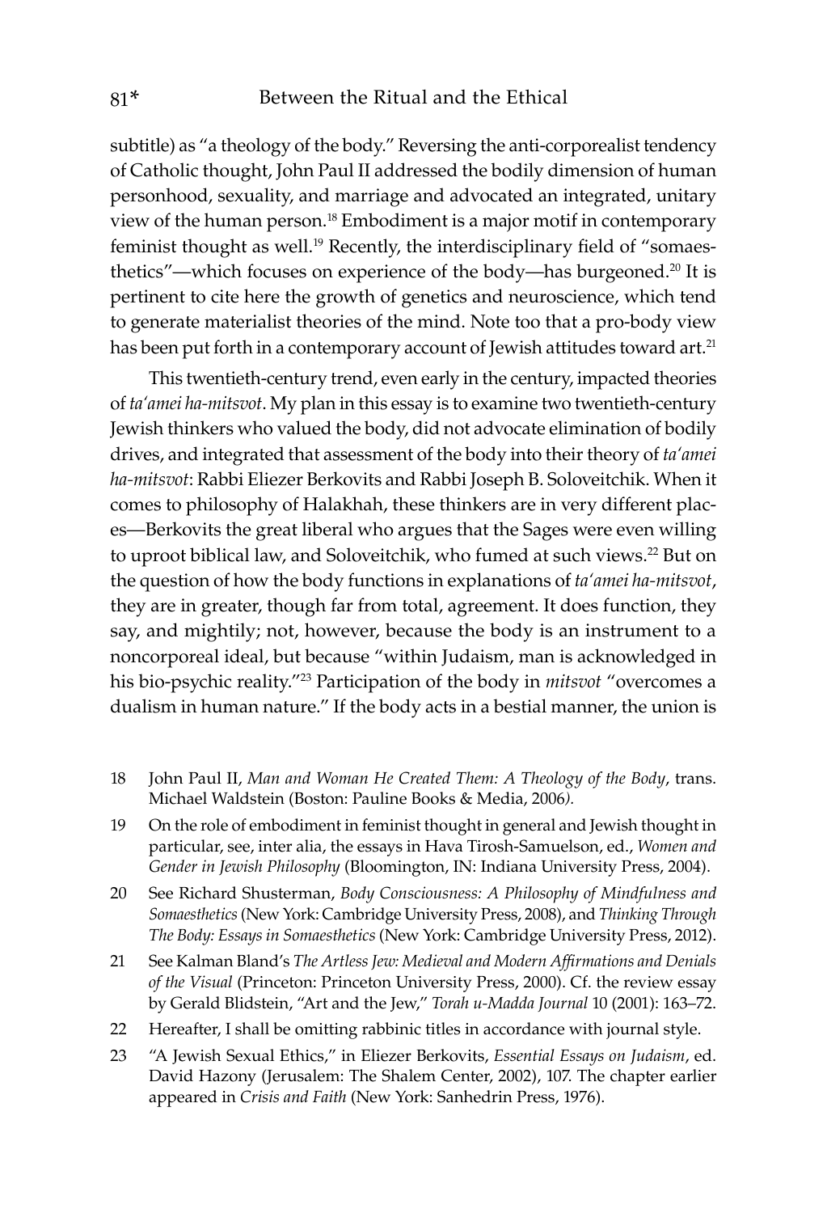subtitle) as "a theology of the body." Reversing the anti-corporealist tendency of Catholic thought, John Paul II addressed the bodily dimension of human personhood, sexuality, and marriage and advocated an integrated, unitary view of the human person.[18] Embodiment is a major motif in contemporary feminist thought as well.[19] Recently, the interdisciplinary field of "somaesthetics"—which focuses on experience of the body—has burgeoned.[20] It is pertinent to cite here the growth of genetics and neuroscience, which tend to generate materialist theories of the mind. Note too that a pro-body view has been put forth in a contemporary account of Jewish attitudes toward art.[21]

This twentieth-century trend, even early in the century, impacted theories of *ta'amei ha-mitsvot*. My plan in this essay is to examine two twentieth-century Jewish thinkers who valued the body, did not advocate elimination of bodily drives, and integrated that assessment of the body into their theory of *ta'amei ha-mitsvot*: Rabbi Eliezer Berkovits and Rabbi Joseph B. Soloveitchik. When it comes to philosophy of Halakhah, these thinkers are in very different places—Berkovits the great liberal who argues that the Sages were even willing to uproot biblical law, and Soloveitchik, who fumed at such views.[22] But on the question of how the body functions in explanations of *ta'amei ha-mitsvot*, they are in greater, though far from total, agreement. It does function, they say, and mightily; not, however, because the body is an instrument to a noncorporeal ideal, but because "within Judaism, man is acknowledged in his bio-psychic reality."[23] Participation of the body in *mitsvot* "overcomes a dualism in human nature." If the body acts in a bestial manner, the union is

18 John Paul II, *Man and Woman He Created Them: A Theology of the Body*, trans. Michael Waldstein (Boston: Pauline Books & Media, 2006).

19 On the role of embodiment in feminist thought in general and Jewish thought in particular, see, inter alia, the essays in Hava Tirosh-Samuelson, ed., *Women and Gender in Jewish Philosophy* (Bloomington, IN: Indiana University Press, 2004).

20 See Richard Shusterman, *Body Consciousness: A Philosophy of Mindfulness and Somaesthetics* (New York: Cambridge University Press, 2008), and *Thinking Through The Body: Essays in Somaesthetics* (New York: Cambridge University Press, 2012).

21 See Kalman Bland's *The Artless Jew: Medieval and Modern Affirmations and Denials of the Visual* (Princeton: Princeton University Press, 2000). Cf. the review essay by Gerald Blidstein, "Art and the Jew," *Torah u-Madda Journal* 10 (2001): 163–72.

22 Hereafter, I shall be omitting rabbinic titles in accordance with journal style.

23 "A Jewish Sexual Ethics," in Eliezer Berkovits, *Essential Essays on Judaism*, ed. David Hazony (Jerusalem: The Shalem Center, 2002), 107. The chapter earlier appeared in *Crisis and Faith* (New York: Sanhedrin Press, 1976).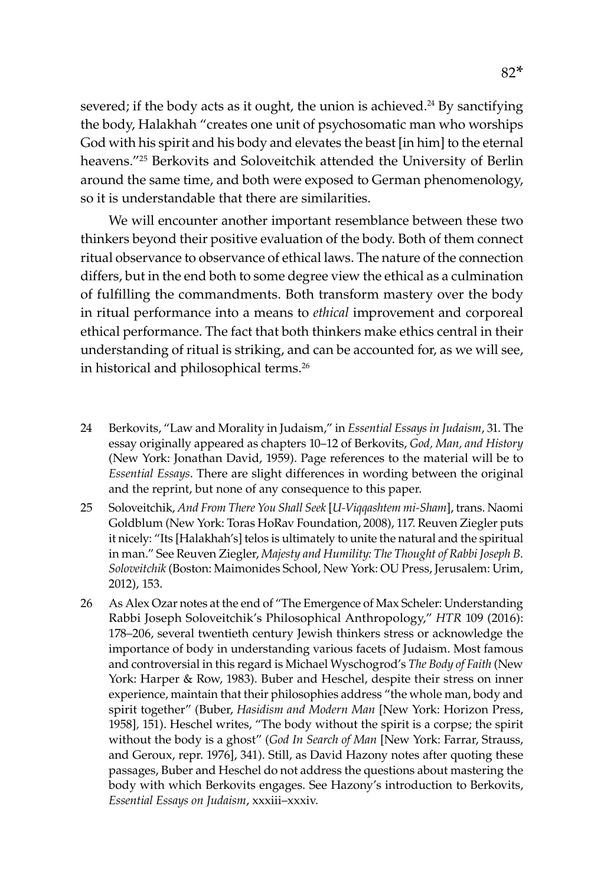severed; if the body acts as it ought, the union is achieved.[24] By sanctifying the body, Halakhah "creates one unit of psychosomatic man who worships God with his spirit and his body and elevates the beast [in him] to the eternal heavens."[25] Berkovits and Soloveitchik attended the University of Berlin around the same time, and both were exposed to German phenomenology, so it is understandable that there are similarities.

We will encounter another important resemblance between these two thinkers beyond their positive evaluation of the body. Both of them connect ritual observance to observance of ethical laws. The nature of the connection differs, but in the end both to some degree view the ethical as a culmination of fulfilling the commandments. Both transform mastery over the body in ritual performance into a means to *ethical* improvement and corporeal ethical performance. The fact that both thinkers make ethics central in their understanding of ritual is striking, and can be accounted for, as we will see, in historical and philosophical terms.[26]

24 Berkovits, "Law and Morality in Judaism," in *Essential Essays in Judaism*, 31. The essay originally appeared as chapters 10–12 of Berkovits, *God, Man, and History* (New York: Jonathan David, 1959). Page references to the material will be to *Essential Essays*. There are slight differences in wording between the original and the reprint, but none of any consequence to this paper.

25 Soloveitchik, *And From There You Shall Seek* [*U-Viqqashtem mi-Sham*], trans. Naomi Goldblum (New York: Toras HoRav Foundation, 2008), 117. Reuven Ziegler puts it nicely: "Its [Halakhah's] telos is ultimately to unite the natural and the spiritual in man." See Reuven Ziegler, *Majesty and Humility: The Thought of Rabbi Joseph B. Soloveitchik* (Boston: Maimonides School, New York: OU Press, Jerusalem: Urim, 2012), 153.

26 As Alex Ozar notes at the end of "The Emergence of Max Scheler: Understanding Rabbi Joseph Soloveitchik's Philosophical Anthropology," *HTR* 109 (2016): 178–206, several twentieth century Jewish thinkers stress or acknowledge the importance of body in understanding various facets of Judaism. Most famous and controversial in this regard is Michael Wyschogrod's *The Body of Faith* (New York: Harper & Row, 1983). Buber and Heschel, despite their stress on inner experience, maintain that their philosophies address "the whole man, body and spirit together" (Buber, *Hasidism and Modern Man* [New York: Horizon Press, 1958], 151). Heschel writes, "The body without the spirit is a corpse; the spirit without the body is a ghost" (*God In Search of Man* [New York: Farrar, Strauss, and Geroux, repr. 1976], 341). Still, as David Hazony notes after quoting these passages, Buber and Heschel do not address the questions about mastering the body with which Berkovits engages. See Hazony's introduction to Berkovits, *Essential Essays on Judaism*, xxxiii–xxxiv.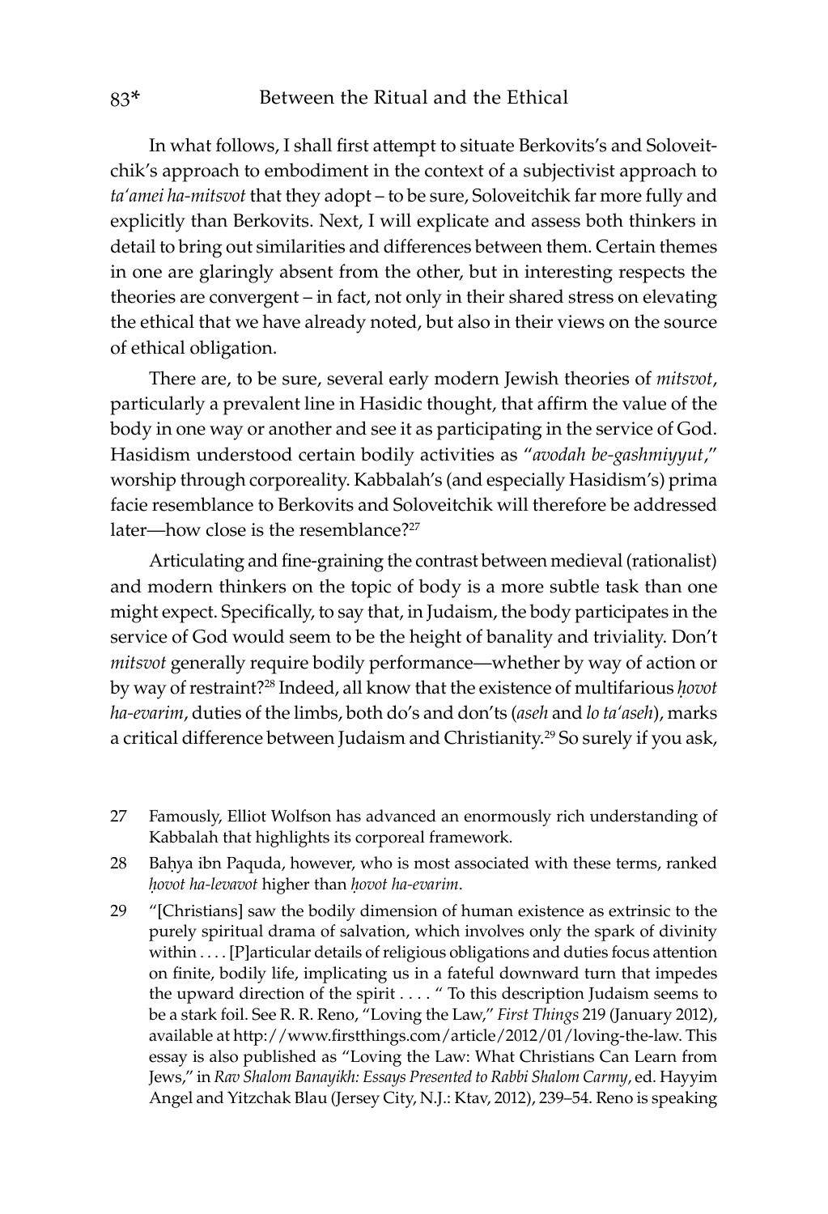In what follows, I shall first attempt to situate Berkovits's and Soloveitchik's approach to embodiment in the context of a subjectivist approach to *ta'amei ha-mitsvot* that they adopt – to be sure, Soloveitchik far more fully and explicitly than Berkovits. Next, I will explicate and assess both thinkers in detail to bring out similarities and differences between them. Certain themes in one are glaringly absent from the other, but in interesting respects the theories are convergent – in fact, not only in their shared stress on elevating the ethical that we have already noted, but also in their views on the source of ethical obligation.

There are, to be sure, several early modern Jewish theories of *mitsvot*, particularly a prevalent line in Hasidic thought, that affirm the value of the body in one way or another and see it as participating in the service of God. Hasidism understood certain bodily activities as "*avodah be-gashmiyyut*," worship through corporeality. Kabbalah's (and especially Hasidism's) prima facie resemblance to Berkovits and Soloveitchik will therefore be addressed later—how close is the resemblance?[27]

Articulating and fine-graining the contrast between medieval (rationalist) and modern thinkers on the topic of body is a more subtle task than one might expect. Specifically, to say that, in Judaism, the body participates in the service of God would seem to be the height of banality and triviality. Don't *mitsvot* generally require bodily performance—whether by way of action or by way of restraint?[28] Indeed, all know that the existence of multifarious *ḥovot ha-evarim*, duties of the limbs, both do's and don'ts (*aseh* and *lo ta'aseh*), marks a critical difference between Judaism and Christianity.[29] So surely if you ask,

27 Famously, Elliot Wolfson has advanced an enormously rich understanding of Kabbalah that highlights its corporeal framework.

28 Baḥya ibn Paquda, however, who is most associated with these terms, ranked *ḥovot ha-levavot* higher than *ḥovot ha-evarim*.

29 "[Christians] saw the bodily dimension of human existence as extrinsic to the purely spiritual drama of salvation, which involves only the spark of divinity within . . . . [P]articular details of religious obligations and duties focus attention on finite, bodily life, implicating us in a fateful downward turn that impedes the upward direction of the spirit . . . . " To this description Judaism seems to be a stark foil. See R. R. Reno, "Loving the Law," *First Things* 219 (January 2012), available at http://www.firstthings.com/article/2012/01/loving-the-law. This essay is also published as "Loving the Law: What Christians Can Learn from Jews," in *Rav Shalom Banayikh: Essays Presented to Rabbi Shalom Carmy*, ed. Hayyim Angel and Yitzchak Blau (Jersey City, N.J.: Ktav, 2012), 239–54. Reno is speaking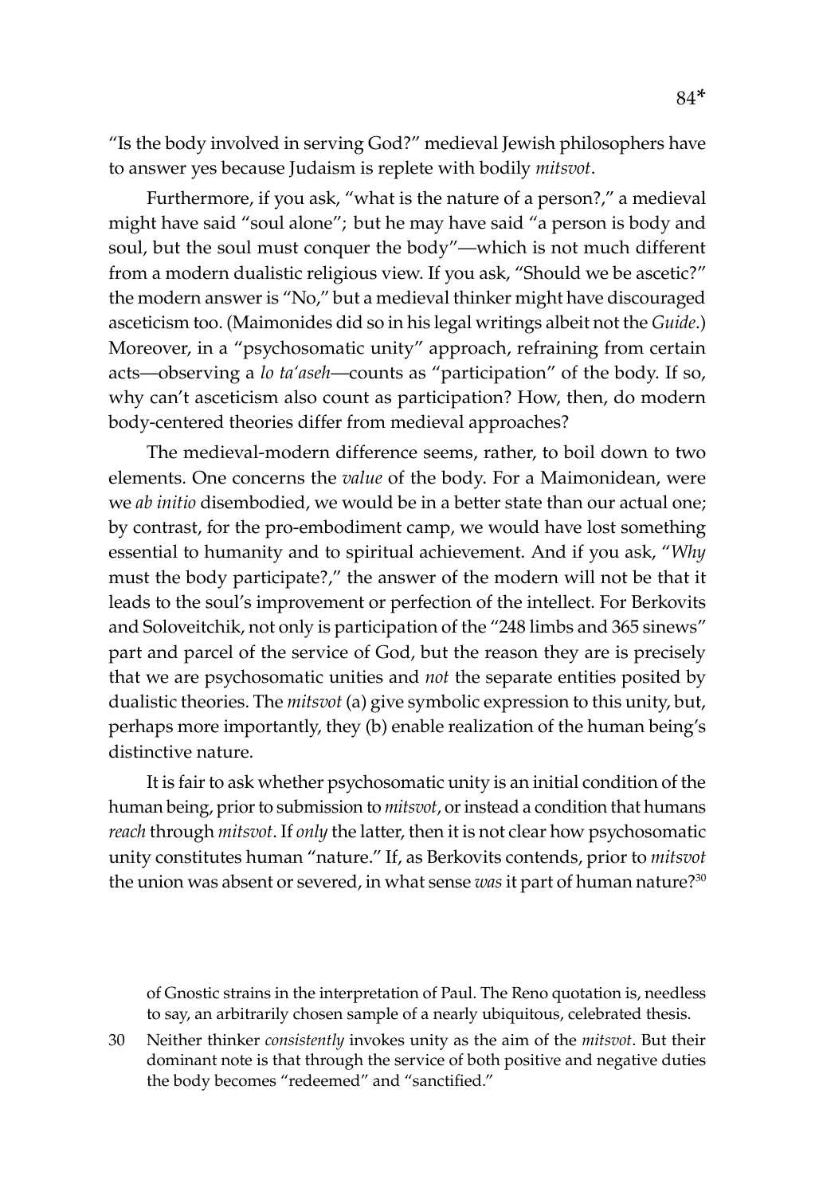"Is the body involved in serving God?" medieval Jewish philosophers have to answer yes because Judaism is replete with bodily *mitsvot*.

Furthermore, if you ask, "what is the nature of a person?," a medieval might have said "soul alone"; but he may have said "a person is body and soul, but the soul must conquer the body"—which is not much different from a modern dualistic religious view. If you ask, "Should we be ascetic?" the modern answer is "No," but a medieval thinker might have discouraged asceticism too. (Maimonides did so in his legal writings albeit not the *Guide*.) Moreover, in a "psychosomatic unity" approach, refraining from certain acts—observing a *lo ta'aseh*—counts as "participation" of the body. If so, why can't asceticism also count as participation? How, then, do modern body-centered theories differ from medieval approaches?

The medieval-modern difference seems, rather, to boil down to two elements. One concerns the *value* of the body. For a Maimonidean, were we *ab initio* disembodied, we would be in a better state than our actual one; by contrast, for the pro-embodiment camp, we would have lost something essential to humanity and to spiritual achievement. And if you ask, "*Why* must the body participate?," the answer of the modern will not be that it leads to the soul's improvement or perfection of the intellect. For Berkovits and Soloveitchik, not only is participation of the "248 limbs and 365 sinews" part and parcel of the service of God, but the reason they are is precisely that we are psychosomatic unities and *not* the separate entities posited by dualistic theories. The *mitsvot* (a) give symbolic expression to this unity, but, perhaps more importantly, they (b) enable realization of the human being's distinctive nature.

It is fair to ask whether psychosomatic unity is an initial condition of the human being, prior to submission to *mitsvot*, or instead a condition that humans *reach* through *mitsvot*. If *only* the latter, then it is not clear how psychosomatic unity constitutes human "nature." If, as Berkovits contends, prior to *mitsvot* the union was absent or severed, in what sense *was* it part of human nature?[30]

of Gnostic strains in the interpretation of Paul. The Reno quotation is, needless to say, an arbitrarily chosen sample of a nearly ubiquitous, celebrated thesis.

30 Neither thinker *consistently* invokes unity as the aim of the *mitsvot*. But their dominant note is that through the service of both positive and negative duties the body becomes "redeemed" and "sanctified."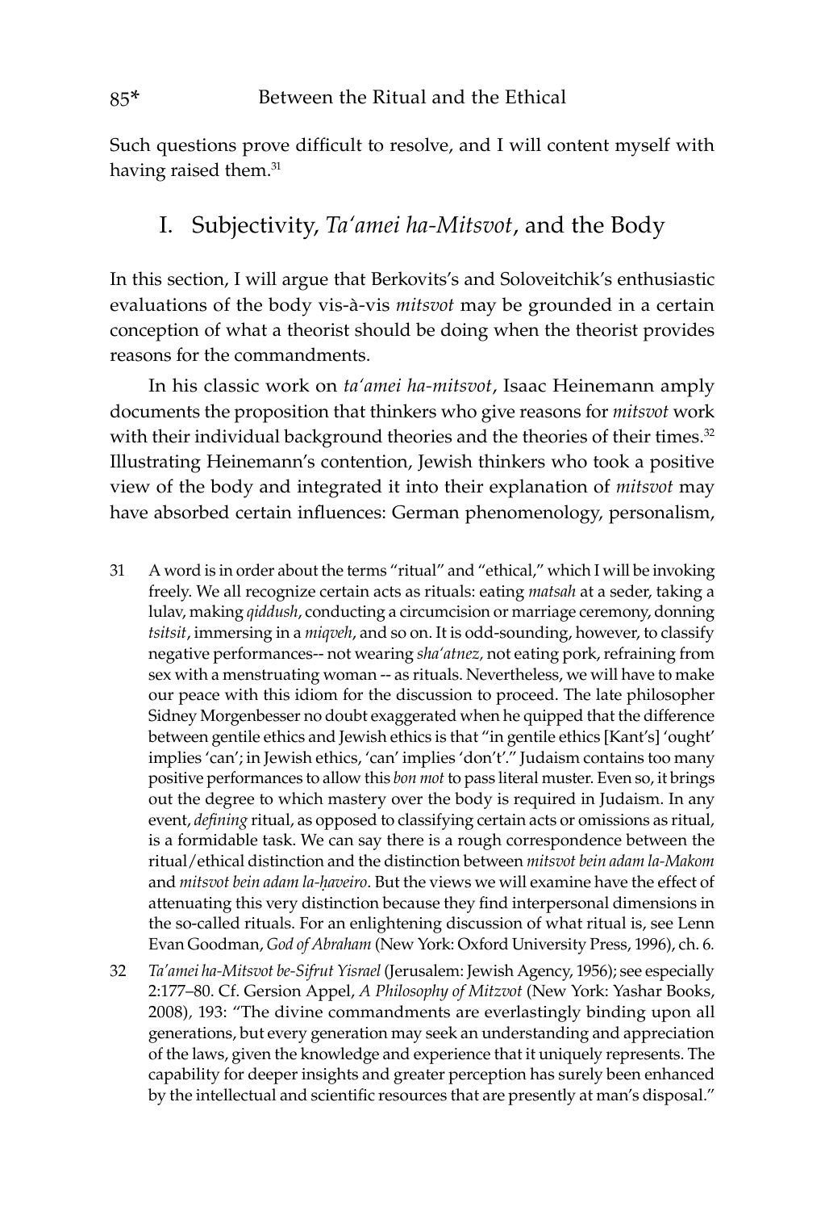Such questions prove difficult to resolve, and I will content myself with having raised them.[31]

## I. Subjectivity, *Ta'amei ha-Mitsvot*, and the Body

In this section, I will argue that Berkovits's and Soloveitchik's enthusiastic evaluations of the body vis-à-vis *mitsvot* may be grounded in a certain conception of what a theorist should be doing when the theorist provides reasons for the commandments.

In his classic work on *ta'amei ha-mitsvot*, Isaac Heinemann amply documents the proposition that thinkers who give reasons for *mitsvot* work with their individual background theories and the theories of their times.[32] Illustrating Heinemann's contention, Jewish thinkers who took a positive view of the body and integrated it into their explanation of *mitsvot* may have absorbed certain influences: German phenomenology, personalism,

31 A word is in order about the terms "ritual" and "ethical," which I will be invoking freely. We all recognize certain acts as rituals: eating *matsah* at a seder, taking a lulav, making *qiddush*, conducting a circumcision or marriage ceremony, donning *tsitsit*, immersing in a *miqveh*, and so on. It is odd-sounding, however, to classify negative performances-- not wearing *sha'atnez,* not eating pork, refraining from sex with a menstruating woman -- as rituals. Nevertheless, we will have to make our peace with this idiom for the discussion to proceed. The late philosopher Sidney Morgenbesser no doubt exaggerated when he quipped that the difference between gentile ethics and Jewish ethics is that "in gentile ethics [Kant's] 'ought' implies 'can'; in Jewish ethics, 'can' implies 'don't'." Judaism contains too many positive performances to allow this *bon mot* to pass literal muster. Even so, it brings out the degree to which mastery over the body is required in Judaism. In any event, *defining* ritual, as opposed to classifying certain acts or omissions as ritual, is a formidable task. We can say there is a rough correspondence between the ritual/ethical distinction and the distinction between *mitsvot bein adam la-Makom* and *mitsvot bein adam la-ḥaveiro*. But the views we will examine have the effect of attenuating this very distinction because they find interpersonal dimensions in the so-called rituals. For an enlightening discussion of what ritual is, see Lenn Evan Goodman, *God of Abraham* (New York: Oxford University Press, 1996), ch. 6.

32 *Ta'amei ha-Mitsvot be-Sifrut Yisrael* (Jerusalem: Jewish Agency, 1956); see especially 2:177–80. Cf. Gersion Appel, *A Philosophy of Mitzvot* (New York: Yashar Books, 2008), 193: "The divine commandments are everlastingly binding upon all generations, but every generation may seek an understanding and appreciation of the laws, given the knowledge and experience that it uniquely represents. The capability for deeper insights and greater perception has surely been enhanced by the intellectual and scientific resources that are presently at man's disposal."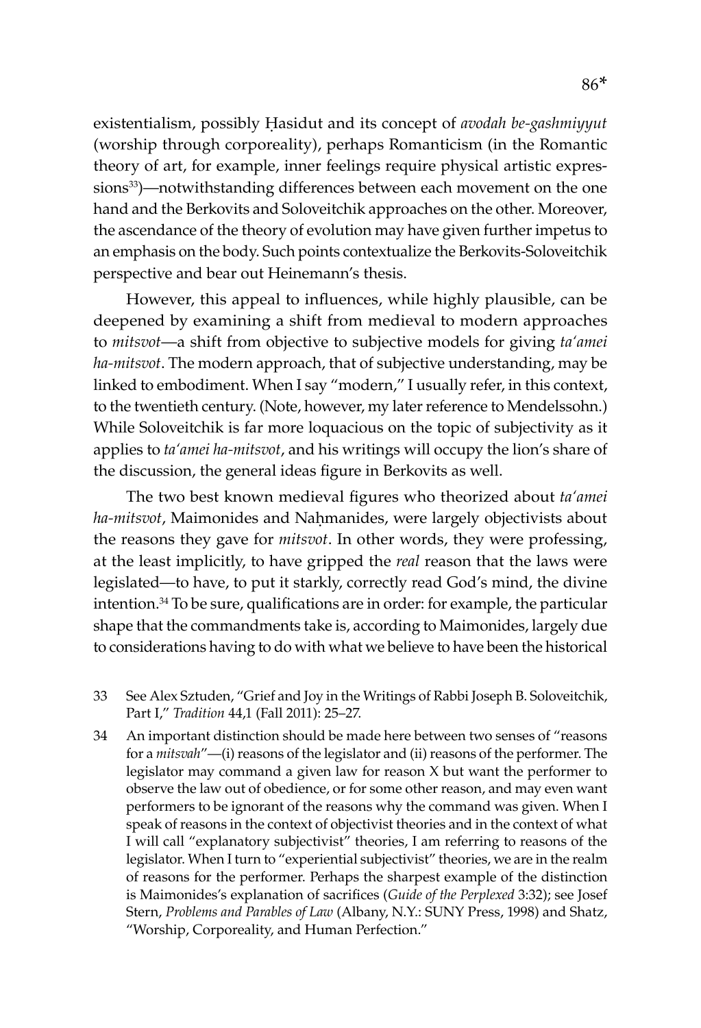existentialism, possibly Ḥasidut and its concept of *avodah be-gashmiyyut* (worship through corporeality), perhaps Romanticism (in the Romantic theory of art, for example, inner feelings require physical artistic expressions[33])—notwithstanding differences between each movement on the one hand and the Berkovits and Soloveitchik approaches on the other. Moreover, the ascendance of the theory of evolution may have given further impetus to an emphasis on the body. Such points contextualize the Berkovits-Soloveitchik perspective and bear out Heinemann's thesis.

However, this appeal to influences, while highly plausible, can be deepened by examining a shift from medieval to modern approaches to *mitsvot*—a shift from objective to subjective models for giving *ta'amei ha-mitsvot*. The modern approach, that of subjective understanding, may be linked to embodiment. When I say "modern," I usually refer, in this context, to the twentieth century. (Note, however, my later reference to Mendelssohn.) While Soloveitchik is far more loquacious on the topic of subjectivity as it applies to *ta'amei ha-mitsvot*, and his writings will occupy the lion's share of the discussion, the general ideas figure in Berkovits as well.

The two best known medieval figures who theorized about *ta'amei ha-mitsvot*, Maimonides and Naḥmanides, were largely objectivists about the reasons they gave for *mitsvot*. In other words, they were professing, at the least implicitly, to have gripped the *real* reason that the laws were legislated—to have, to put it starkly, correctly read God's mind, the divine intention.[34] To be sure, qualifications are in order: for example, the particular shape that the commandments take is, according to Maimonides, largely due to considerations having to do with what we believe to have been the historical

33 See Alex Sztuden, "Grief and Joy in the Writings of Rabbi Joseph B. Soloveitchik, Part I," *Tradition* 44,1 (Fall 2011): 25–27.

34 An important distinction should be made here between two senses of "reasons for a *mitsvah*"—(i) reasons of the legislator and (ii) reasons of the performer. The legislator may command a given law for reason X but want the performer to observe the law out of obedience, or for some other reason, and may even want performers to be ignorant of the reasons why the command was given. When I speak of reasons in the context of objectivist theories and in the context of what I will call "explanatory subjectivist" theories, I am referring to reasons of the legislator. When I turn to "experiential subjectivist" theories, we are in the realm of reasons for the performer. Perhaps the sharpest example of the distinction is Maimonides's explanation of sacrifices (*Guide of the Perplexed* 3:32); see Josef Stern, *Problems and Parables of Law* (Albany, N.Y.: SUNY Press, 1998) and Shatz, "Worship, Corporeality, and Human Perfection."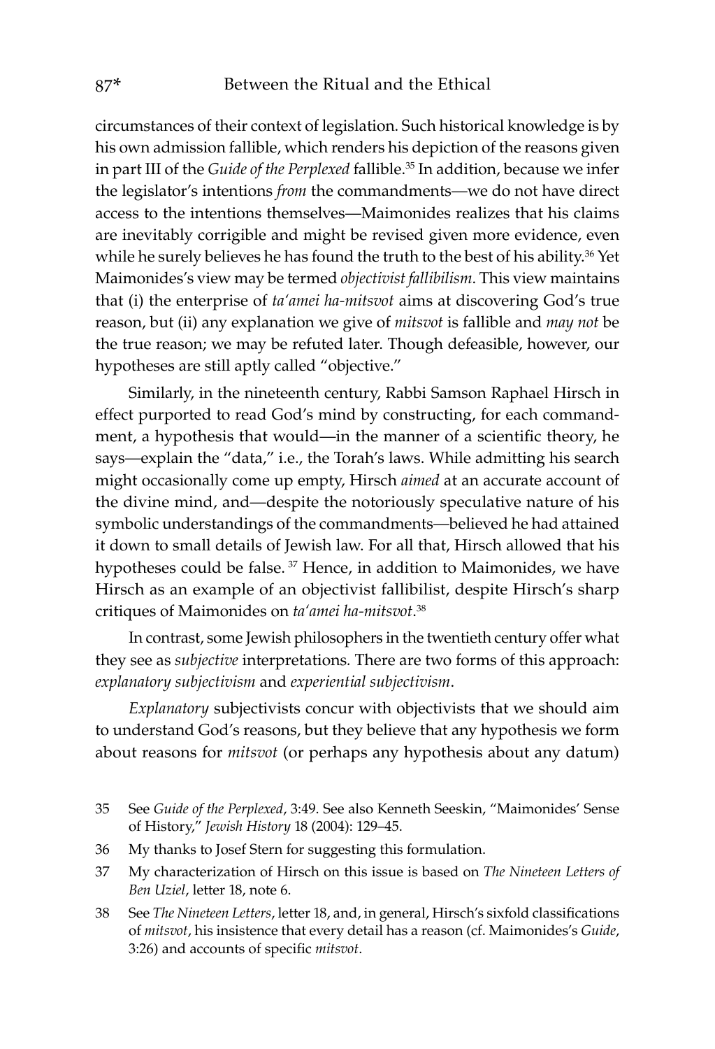circumstances of their context of legislation. Such historical knowledge is by his own admission fallible, which renders his depiction of the reasons given in part III of the *Guide of the Perplexed* fallible.[35] In addition, because we infer the legislator's intentions *from* the commandments—we do not have direct access to the intentions themselves—Maimonides realizes that his claims are inevitably corrigible and might be revised given more evidence, even while he surely believes he has found the truth to the best of his ability.[36] Yet Maimonides's view may be termed *objectivist fallibilism*. This view maintains that (i) the enterprise of *ta'amei ha-mitsvot* aims at discovering God's true reason, but (ii) any explanation we give of *mitsvot* is fallible and *may not* be the true reason; we may be refuted later. Though defeasible, however, our hypotheses are still aptly called "objective."

Similarly, in the nineteenth century, Rabbi Samson Raphael Hirsch in effect purported to read God's mind by constructing, for each commandment, a hypothesis that would—in the manner of a scientific theory, he says—explain the "data," i.e., the Torah's laws. While admitting his search might occasionally come up empty, Hirsch *aimed* at an accurate account of the divine mind, and—despite the notoriously speculative nature of his symbolic understandings of the commandments—believed he had attained it down to small details of Jewish law. For all that, Hirsch allowed that his hypotheses could be false.[37] Hence, in addition to Maimonides, we have Hirsch as an example of an objectivist fallibilist, despite Hirsch's sharp critiques of Maimonides on *ta'amei ha-mitsvot*.[38]

In contrast, some Jewish philosophers in the twentieth century offer what they see as *subjective* interpretations. There are two forms of this approach: *explanatory subjectivism* and *experiential subjectivism*.

*Explanatory* subjectivists concur with objectivists that we should aim to understand God's reasons, but they believe that any hypothesis we form about reasons for *mitsvot* (or perhaps any hypothesis about any datum)

35 See *Guide of the Perplexed*, 3:49. See also Kenneth Seeskin, "Maimonides' Sense of History," *Jewish History* 18 (2004): 129–45.

36 My thanks to Josef Stern for suggesting this formulation.

37 My characterization of Hirsch on this issue is based on *The Nineteen Letters of Ben Uziel*, letter 18, note 6.

38 See *The Nineteen Letters*, letter 18, and, in general, Hirsch's sixfold classifications of *mitsvot*, his insistence that every detail has a reason (cf. Maimonides's *Guide*, 3:26) and accounts of specific *mitsvot*.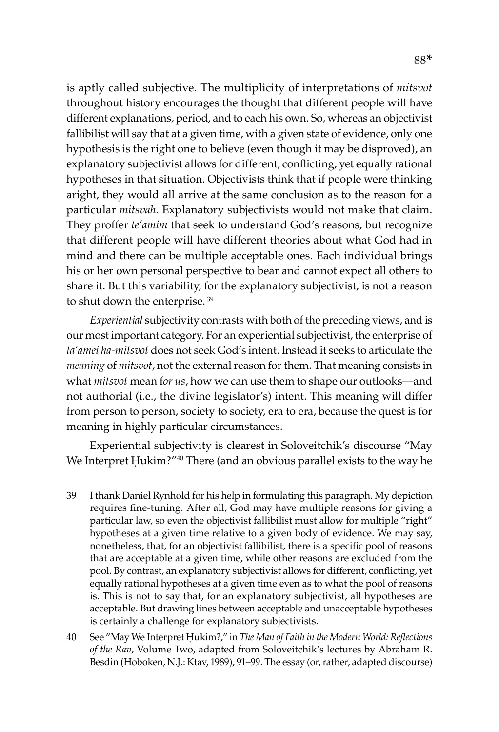is aptly called subjective. The multiplicity of interpretations of *mitsvot* throughout history encourages the thought that different people will have different explanations, period, and to each his own. So, whereas an objectivist fallibilist will say that at a given time, with a given state of evidence, only one hypothesis is the right one to believe (even though it may be disproved), an explanatory subjectivist allows for different, conflicting, yet equally rational hypotheses in that situation. Objectivists think that if people were thinking aright, they would all arrive at the same conclusion as to the reason for a particular *mitsvah*. Explanatory subjectivists would not make that claim. They proffer *te'amim* that seek to understand God's reasons, but recognize that different people will have different theories about what God had in mind and there can be multiple acceptable ones. Each individual brings his or her own personal perspective to bear and cannot expect all others to share it. But this variability, for the explanatory subjectivist, is not a reason to shut down the enterprise. [39]

*Experiential* subjectivity contrasts with both of the preceding views, and is our most important category. For an experiential subjectivist, the enterprise of *ta'amei ha-mitsvot* does not seek God's intent. Instead it seeks to articulate the *meaning* of *mitsvot*, not the external reason for them. That meaning consists in what *mitsvot* mean f*or us*, how we can use them to shape our outlooks—and not authorial (i.e., the divine legislator's) intent. This meaning will differ from person to person, society to society, era to era, because the quest is for meaning in highly particular circumstances.

Experiential subjectivity is clearest in Soloveitchik's discourse "May We Interpret Ḥukim?"[40] There (and an obvious parallel exists to the way he

39 I thank Daniel Rynhold for his help in formulating this paragraph. My depiction requires fine-tuning. After all, God may have multiple reasons for giving a particular law, so even the objectivist fallibilist must allow for multiple "right" hypotheses at a given time relative to a given body of evidence. We may say, nonetheless, that, for an objectivist fallibilist, there is a specific pool of reasons that are acceptable at a given time, while other reasons are excluded from the pool. By contrast, an explanatory subjectivist allows for different, conflicting, yet equally rational hypotheses at a given time even as to what the pool of reasons is. This is not to say that, for an explanatory subjectivist, all hypotheses are acceptable. But drawing lines between acceptable and unacceptable hypotheses is certainly a challenge for explanatory subjectivists.

40 See "May We Interpret Ḥukim?," in *The Man of Faith in the Modern World: Reflections of the Rav*, Volume Two, adapted from Soloveitchik's lectures by Abraham R. Besdin (Hoboken, N.J.: Ktav, 1989), 91–99. The essay (or, rather, adapted discourse)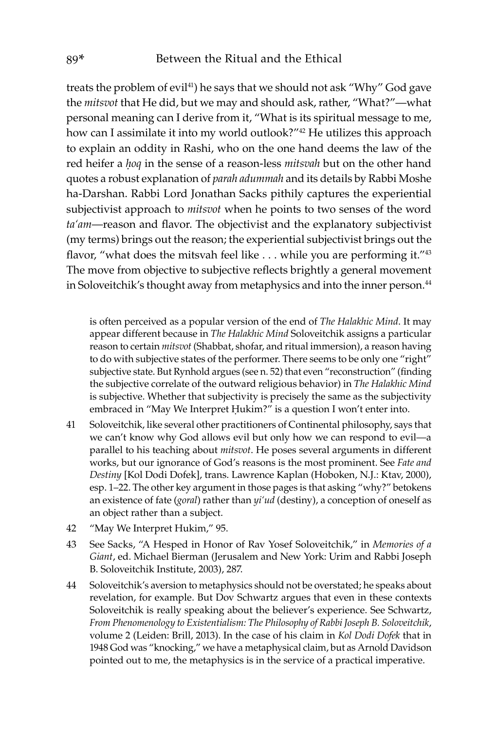treats the problem of evil[41]) he says that we should not ask "Why" God gave the *mitsvot* that He did, but we may and should ask, rather, "What?"—what personal meaning can I derive from it, "What is its spiritual message to me, how can I assimilate it into my world outlook?"[42] He utilizes this approach to explain an oddity in Rashi, who on the one hand deems the law of the red heifer a *ḥoq* in the sense of a reason-less *mitsvah* but on the other hand quotes a robust explanation of *parah adummah* and its details by Rabbi Moshe ha-Darshan. Rabbi Lord Jonathan Sacks pithily captures the experiential subjectivist approach to *mitsvot* when he points to two senses of the word *ta'am*—reason and flavor. The objectivist and the explanatory subjectivist (my terms) brings out the reason; the experiential subjectivist brings out the flavor, "what does the mitsvah feel like . . . while you are performing it."[43] The move from objective to subjective reflects brightly a general movement in Soloveitchik's thought away from metaphysics and into the inner person.[44]

is often perceived as a popular version of the end of *The Halakhic Mind*. It may appear different because in *The Halakhic Mind* Soloveitchik assigns a particular reason to certain *mitsvot* (Shabbat, shofar, and ritual immersion), a reason having to do with subjective states of the performer. There seems to be only one "right" subjective state. But Rynhold argues (see n. 52) that even "reconstruction" (finding the subjective correlate of the outward religious behavior) in *The Halakhic Mind* is subjective. Whether that subjectivity is precisely the same as the subjectivity embraced in "May We Interpret Ḥukim?" is a question I won't enter into.

41 Soloveitchik, like several other practitioners of Continental philosophy, says that we can't know why God allows evil but only how we can respond to evil—a parallel to his teaching about *mitsvot*. He poses several arguments in different works, but our ignorance of God's reasons is the most prominent. See *Fate and Destiny* [Kol Dodi Dofek], trans. Lawrence Kaplan (Hoboken, N.J.: Ktav, 2000), esp. 1–22. The other key argument in those pages is that asking "why?" betokens an existence of fate (*goral*) rather than *yi'ud* (destiny), a conception of oneself as an object rather than a subject.

42 "May We Interpret Hukim," 95.

43 See Sacks, "A Hesped in Honor of Rav Yosef Soloveitchik," in *Memories of a Giant*, ed. Michael Bierman (Jerusalem and New York: Urim and Rabbi Joseph B. Soloveitchik Institute, 2003), 287.

44 Soloveitchik's aversion to metaphysics should not be overstated; he speaks about revelation, for example. But Dov Schwartz argues that even in these contexts Soloveitchik is really speaking about the believer's experience. See Schwartz, *From Phenomenology to Existentialism: The Philosophy of Rabbi Joseph B. Soloveitchik*, volume 2 (Leiden: Brill, 2013). In the case of his claim in *Kol Dodi Dofek* that in 1948 God was "knocking," we have a metaphysical claim, but as Arnold Davidson pointed out to me, the metaphysics is in the service of a practical imperative.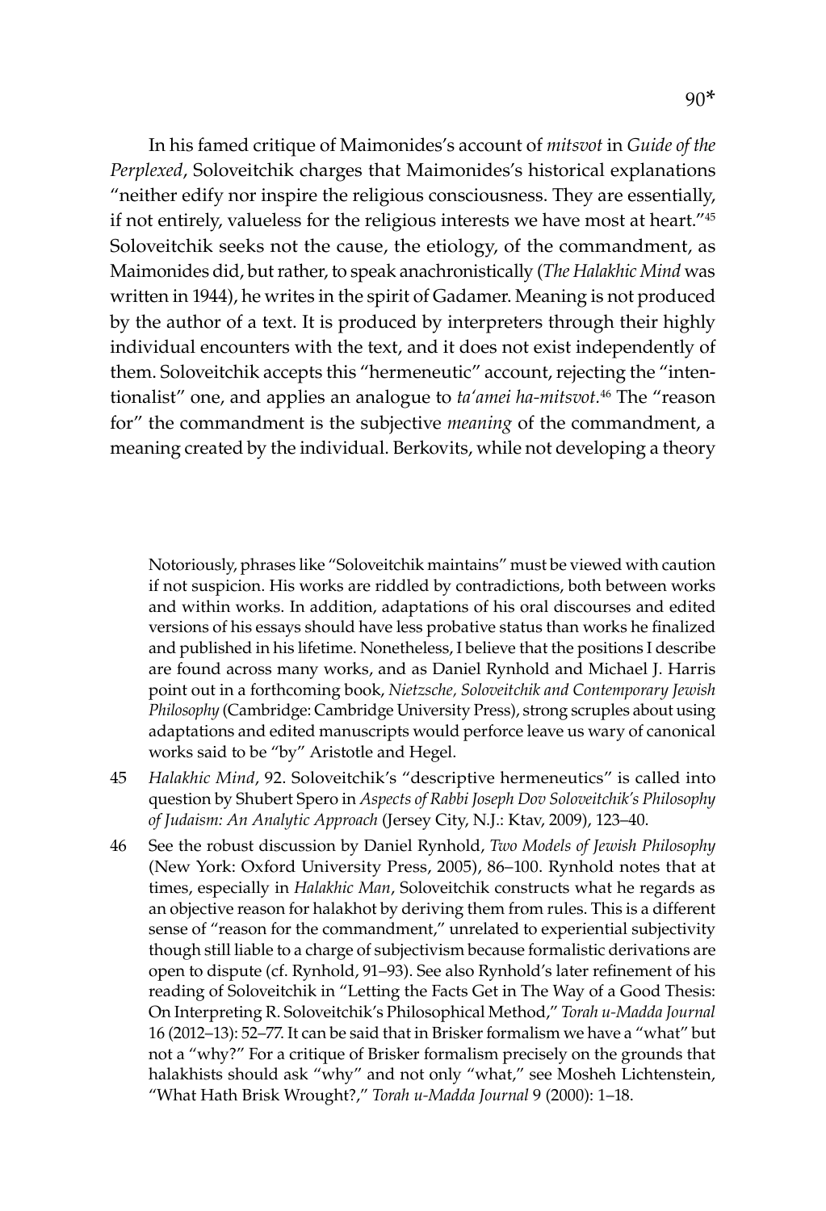In his famed critique of Maimonides's account of *mitsvot* in *Guide of the Perplexed*, Soloveitchik charges that Maimonides's historical explanations "neither edify nor inspire the religious consciousness. They are essentially, if not entirely, valueless for the religious interests we have most at heart."[45] Soloveitchik seeks not the cause, the etiology, of the commandment, as Maimonides did, but rather, to speak anachronistically (*The Halakhic Mind* was written in 1944), he writes in the spirit of Gadamer. Meaning is not produced by the author of a text. It is produced by interpreters through their highly individual encounters with the text, and it does not exist independently of them. Soloveitchik accepts this "hermeneutic" account, rejecting the "intentionalist" one, and applies an analogue to *ta'amei ha-mitsvot*.[46] The "reason for" the commandment is the subjective *meaning* of the commandment, a meaning created by the individual. Berkovits, while not developing a theory

Notoriously, phrases like "Soloveitchik maintains" must be viewed with caution if not suspicion. His works are riddled by contradictions, both between works and within works. In addition, adaptations of his oral discourses and edited versions of his essays should have less probative status than works he finalized and published in his lifetime. Nonetheless, I believe that the positions I describe are found across many works, and as Daniel Rynhold and Michael J. Harris point out in a forthcoming book, *Nietzsche, Soloveitchik and Contemporary Jewish Philosophy* (Cambridge: Cambridge University Press), strong scruples about using adaptations and edited manuscripts would perforce leave us wary of canonical works said to be "by" Aristotle and Hegel.

45 *Halakhic Mind*, 92. Soloveitchik's "descriptive hermeneutics" is called into question by Shubert Spero in *Aspects of Rabbi Joseph Dov Soloveitchik's Philosophy of Judaism: An Analytic Approach* (Jersey City, N.J.: Ktav, 2009), 123–40.

46 See the robust discussion by Daniel Rynhold, *Two Models of Jewish Philosophy* (New York: Oxford University Press, 2005), 86–100. Rynhold notes that at times, especially in *Halakhic Man*, Soloveitchik constructs what he regards as an objective reason for halakhot by deriving them from rules. This is a different sense of "reason for the commandment," unrelated to experiential subjectivity though still liable to a charge of subjectivism because formalistic derivations are open to dispute (cf. Rynhold, 91–93). See also Rynhold's later refinement of his reading of Soloveitchik in "Letting the Facts Get in The Way of a Good Thesis: On Interpreting R. Soloveitchik's Philosophical Method," *Torah u-Madda Journal* 16 (2012–13): 52–77. It can be said that in Brisker formalism we have a "what" but not a "why?" For a critique of Brisker formalism precisely on the grounds that halakhists should ask "why" and not only "what," see Mosheh Lichtenstein, "What Hath Brisk Wrought?," *Torah u-Madda Journal* 9 (2000): 1–18.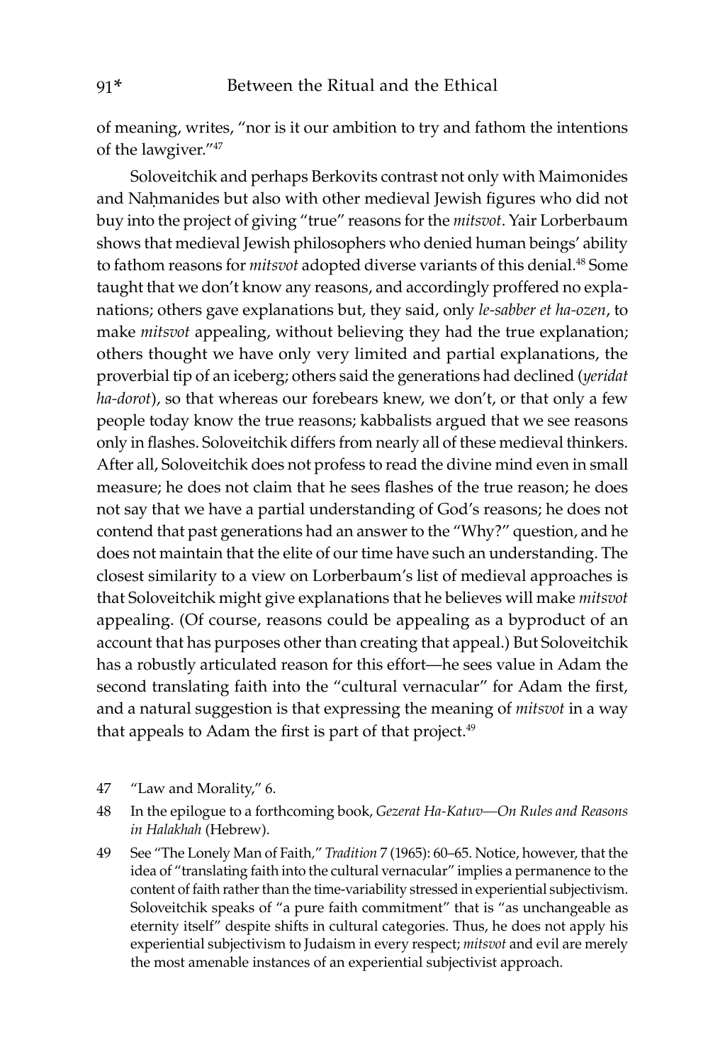of meaning, writes, "nor is it our ambition to try and fathom the intentions of the lawgiver."[47]

Soloveitchik and perhaps Berkovits contrast not only with Maimonides and Naḥmanides but also with other medieval Jewish figures who did not buy into the project of giving "true" reasons for the *mitsvot*. Yair Lorberbaum shows that medieval Jewish philosophers who denied human beings' ability to fathom reasons for *mitsvot* adopted diverse variants of this denial.[48] Some taught that we don't know any reasons, and accordingly proffered no explanations; others gave explanations but, they said, only *le-sabber et ha-ozen*, to make *mitsvot* appealing, without believing they had the true explanation; others thought we have only very limited and partial explanations, the proverbial tip of an iceberg; others said the generations had declined (*yeridat ha-dorot*), so that whereas our forebears knew, we don't, or that only a few people today know the true reasons; kabbalists argued that we see reasons only in flashes. Soloveitchik differs from nearly all of these medieval thinkers. After all, Soloveitchik does not profess to read the divine mind even in small measure; he does not claim that he sees flashes of the true reason; he does not say that we have a partial understanding of God's reasons; he does not contend that past generations had an answer to the "Why?" question, and he does not maintain that the elite of our time have such an understanding. The closest similarity to a view on Lorberbaum's list of medieval approaches is that Soloveitchik might give explanations that he believes will make *mitsvot* appealing. (Of course, reasons could be appealing as a byproduct of an account that has purposes other than creating that appeal.) But Soloveitchik has a robustly articulated reason for this effort—he sees value in Adam the second translating faith into the "cultural vernacular" for Adam the first, and a natural suggestion is that expressing the meaning of *mitsvot* in a way that appeals to Adam the first is part of that project.[49]

47 "Law and Morality," 6.

48 In the epilogue to a forthcoming book, *Gezerat Ha-Katuv—On Rules and Reasons in Halakhah* (Hebrew).

49 See "The Lonely Man of Faith," *Tradition* 7 (1965): 60–65. Notice, however, that the idea of "translating faith into the cultural vernacular" implies a permanence to the content of faith rather than the time-variability stressed in experiential subjectivism. Soloveitchik speaks of "a pure faith commitment" that is "as unchangeable as eternity itself" despite shifts in cultural categories. Thus, he does not apply his experiential subjectivism to Judaism in every respect; *mitsvot* and evil are merely the most amenable instances of an experiential subjectivist approach.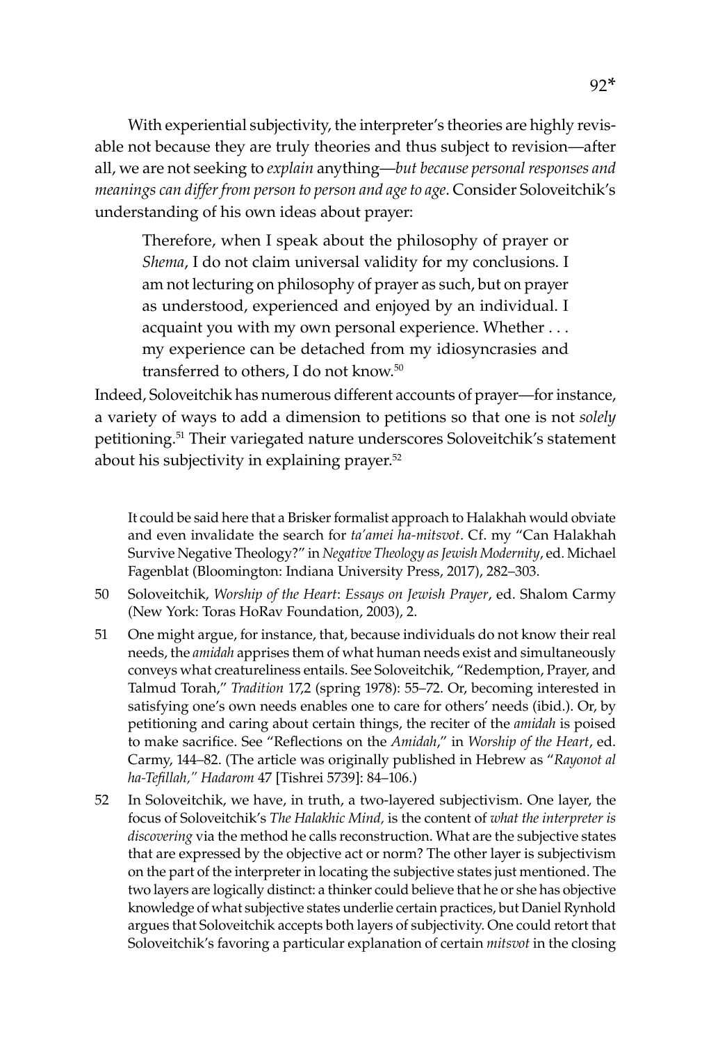With experiential subjectivity, the interpreter's theories are highly revisable not because they are truly theories and thus subject to revision—after all, we are not seeking to *explain* anything—*but because personal responses and meanings can differ from person to person and age to age*. Consider Soloveitchik's understanding of his own ideas about prayer:

> Therefore, when I speak about the philosophy of prayer or *Shema*, I do not claim universal validity for my conclusions. I am not lecturing on philosophy of prayer as such, but on prayer as understood, experienced and enjoyed by an individual. I acquaint you with my own personal experience. Whether . . . my experience can be detached from my idiosyncrasies and transferred to others, I do not know.[50]

Indeed, Soloveitchik has numerous different accounts of prayer—for instance, a variety of ways to add a dimension to petitions so that one is not *solely* petitioning.[51] Their variegated nature underscores Soloveitchik's statement about his subjectivity in explaining prayer.[52]

---

It could be said here that a Brisker formalist approach to Halakhah would obviate and even invalidate the search for *ta'amei ha-mitsvot*. Cf. my "Can Halakhah Survive Negative Theology?" in *Negative Theology as Jewish Modernity*, ed. Michael Fagenblat (Bloomington: Indiana University Press, 2017), 282–303.

50 Soloveitchik, *Worship of the Heart*: *Essays on Jewish Prayer*, ed. Shalom Carmy (New York: Toras HoRav Foundation, 2003), 2.

51 One might argue, for instance, that, because individuals do not know their real needs, the *amidah* apprises them of what human needs exist and simultaneously conveys what creatureliness entails. See Soloveitchik, "Redemption, Prayer, and Talmud Torah," *Tradition* 17,2 (spring 1978): 55–72. Or, becoming interested in satisfying one's own needs enables one to care for others' needs (ibid.). Or, by petitioning and caring about certain things, the reciter of the *amidah* is poised to make sacrifice. See "Reflections on the *Amidah*," in *Worship of the Heart*, ed. Carmy, 144–82. (The article was originally published in Hebrew as "*Rayonot al ha-Tefillah,*" *Hadarom* 47 [Tishrei 5739]: 84–106.)

52 In Soloveitchik, we have, in truth, a two-layered subjectivism. One layer, the focus of Soloveitchik's *The Halakhic Mind,* is the content of *what the interpreter is discovering* via the method he calls reconstruction. What are the subjective states that are expressed by the objective act or norm? The other layer is subjectivism on the part of the interpreter in locating the subjective states just mentioned. The two layers are logically distinct: a thinker could believe that he or she has objective knowledge of what subjective states underlie certain practices, but Daniel Rynhold argues that Soloveitchik accepts both layers of subjectivity. One could retort that Soloveitchik's favoring a particular explanation of certain *mitsvot* in the closing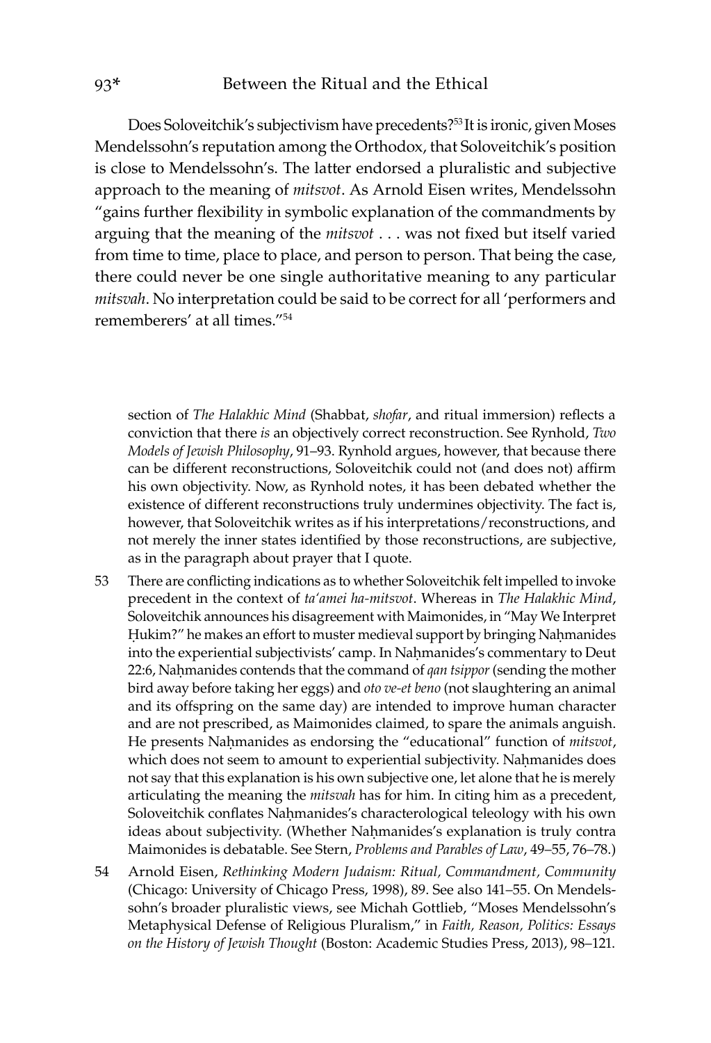Does Soloveitchik's subjectivism have precedents?[53] It is ironic, given Moses Mendelssohn's reputation among the Orthodox, that Soloveitchik's position is close to Mendelssohn's. The latter endorsed a pluralistic and subjective approach to the meaning of *mitsvot*. As Arnold Eisen writes, Mendelssohn "gains further flexibility in symbolic explanation of the commandments by arguing that the meaning of the *mitsvot* . . . was not fixed but itself varied from time to time, place to place, and person to person. That being the case, there could never be one single authoritative meaning to any particular *mitsvah*. No interpretation could be said to be correct for all 'performers and rememberers' at all times."[54]

section of *The Halakhic Mind* (Shabbat, *shofar*, and ritual immersion) reflects a conviction that there *is* an objectively correct reconstruction. See Rynhold, *Two Models of Jewish Philosophy*, 91–93. Rynhold argues, however, that because there can be different reconstructions, Soloveitchik could not (and does not) affirm his own objectivity. Now, as Rynhold notes, it has been debated whether the existence of different reconstructions truly undermines objectivity. The fact is, however, that Soloveitchik writes as if his interpretations/reconstructions, and not merely the inner states identified by those reconstructions, are subjective, as in the paragraph about prayer that I quote.

53 There are conflicting indications as to whether Soloveitchik felt impelled to invoke precedent in the context of *ta'amei ha-mitsvot*. Whereas in *The Halakhic Mind*, Soloveitchik announces his disagreement with Maimonides, in "May We Interpret Ḥukim?" he makes an effort to muster medieval support by bringing Naḥmanides into the experiential subjectivists' camp. In Naḥmanides's commentary to Deut 22:6, Naḥmanides contends that the command of *qan tsippor* (sending the mother bird away before taking her eggs) and *oto ve-et beno* (not slaughtering an animal and its offspring on the same day) are intended to improve human character and are not prescribed, as Maimonides claimed, to spare the animals anguish. He presents Naḥmanides as endorsing the "educational" function of *mitsvot*, which does not seem to amount to experiential subjectivity. Naḥmanides does not say that this explanation is his own subjective one, let alone that he is merely articulating the meaning the *mitsvah* has for him. In citing him as a precedent, Soloveitchik conflates Naḥmanides's characterological teleology with his own ideas about subjectivity. (Whether Naḥmanides's explanation is truly contra Maimonides is debatable. See Stern, *Problems and Parables of Law*, 49–55, 76–78.)

54 Arnold Eisen, *Rethinking Modern Judaism: Ritual, Commandment, Community* (Chicago: University of Chicago Press, 1998), 89. See also 141–55. On Mendelssohn's broader pluralistic views, see Michah Gottlieb, "Moses Mendelssohn's Metaphysical Defense of Religious Pluralism," in *Faith, Reason, Politics: Essays on the History of Jewish Thought* (Boston: Academic Studies Press, 2013), 98–121.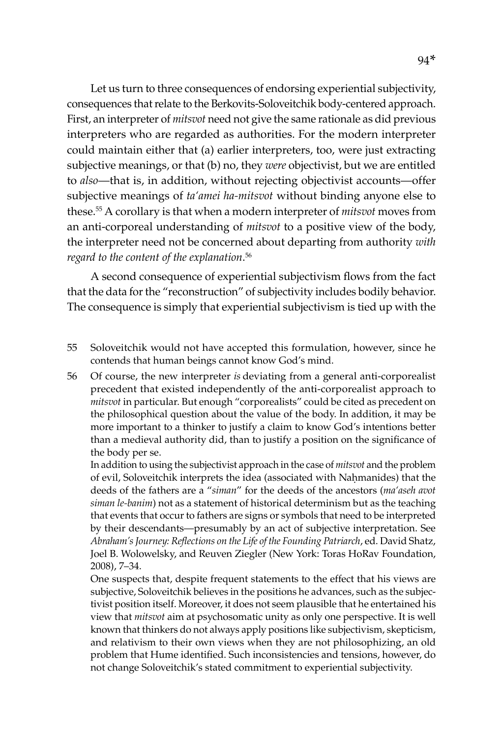Let us turn to three consequences of endorsing experiential subjectivity, consequences that relate to the Berkovits-Soloveitchik body-centered approach. First, an interpreter of *mitsvot* need not give the same rationale as did previous interpreters who are regarded as authorities. For the modern interpreter could maintain either that (a) earlier interpreters, too, were just extracting subjective meanings, or that (b) no, they *were* objectivist, but we are entitled to *also*—that is, in addition, without rejecting objectivist accounts—offer subjective meanings of *ta'amei ha-mitsvot* without binding anyone else to these.[55] A corollary is that when a modern interpreter of *mitsvot* moves from an anti-corporeal understanding of *mitsvot* to a positive view of the body, the interpreter need not be concerned about departing from authority *with regard to the content of the explanation*.[56]

A second consequence of experiential subjectivism flows from the fact that the data for the "reconstruction" of subjectivity includes bodily behavior. The consequence is simply that experiential subjectivism is tied up with the

55 Soloveitchik would not have accepted this formulation, however, since he contends that human beings cannot know God's mind.

56 Of course, the new interpreter *is* deviating from a general anti-corporealist precedent that existed independently of the anti-corporealist approach to *mitsvot* in particular. But enough "corporealists" could be cited as precedent on the philosophical question about the value of the body. In addition, it may be more important to a thinker to justify a claim to know God's intentions better than a medieval authority did, than to justify a position on the significance of the body per se.

In addition to using the subjectivist approach in the case of *mitsvot* and the problem of evil, Soloveitchik interprets the idea (associated with Naḥmanides) that the deeds of the fathers are a "*siman*" for the deeds of the ancestors (*ma'aseh avot siman le-banim*) not as a statement of historical determinism but as the teaching that events that occur to fathers are signs or symbols that need to be interpreted by their descendants—presumably by an act of subjective interpretation. See *Abraham's Journey: Reflections on the Life of the Founding Patriarch*, ed. David Shatz, Joel B. Wolowelsky, and Reuven Ziegler (New York: Toras HoRav Foundation, 2008), 7–34.

One suspects that, despite frequent statements to the effect that his views are subjective, Soloveitchik believes in the positions he advances, such as the subjectivist position itself. Moreover, it does not seem plausible that he entertained his view that *mitsvot* aim at psychosomatic unity as only one perspective. It is well known that thinkers do not always apply positions like subjectivism, skepticism, and relativism to their own views when they are not philosophizing, an old problem that Hume identified. Such inconsistencies and tensions, however, do not change Soloveitchik's stated commitment to experiential subjectivity.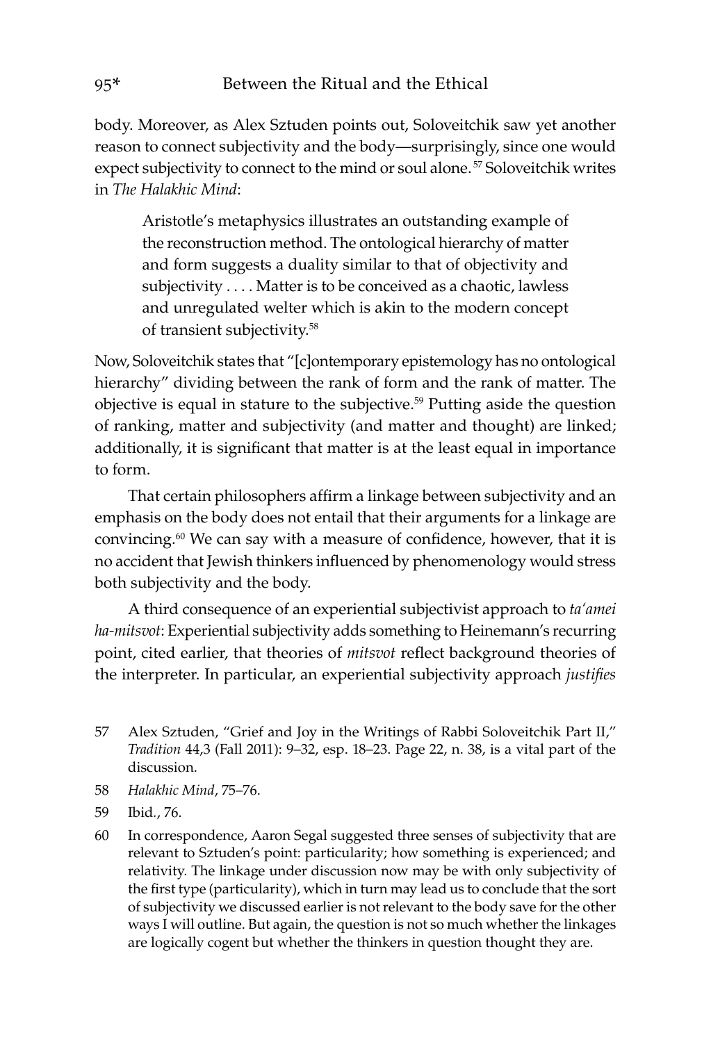body. Moreover, as Alex Sztuden points out, Soloveitchik saw yet another reason to connect subjectivity and the body—surprisingly, since one would expect subjectivity to connect to the mind or soul alone.[57] Soloveitchik writes in *The Halakhic Mind*:

> Aristotle's metaphysics illustrates an outstanding example of the reconstruction method. The ontological hierarchy of matter and form suggests a duality similar to that of objectivity and subjectivity . . . . Matter is to be conceived as a chaotic, lawless and unregulated welter which is akin to the modern concept of transient subjectivity.[58]

Now, Soloveitchik states that "[c]ontemporary epistemology has no ontological hierarchy" dividing between the rank of form and the rank of matter. The objective is equal in stature to the subjective.[59] Putting aside the question of ranking, matter and subjectivity (and matter and thought) are linked; additionally, it is significant that matter is at the least equal in importance to form.

That certain philosophers affirm a linkage between subjectivity and an emphasis on the body does not entail that their arguments for a linkage are convincing.[60] We can say with a measure of confidence, however, that it is no accident that Jewish thinkers influenced by phenomenology would stress both subjectivity and the body.

A third consequence of an experiential subjectivist approach to *ta'amei ha-mitsvot*: Experiential subjectivity adds something to Heinemann's recurring point, cited earlier, that theories of *mitsvot* reflect background theories of the interpreter. In particular, an experiential subjectivity approach *justifies*

57 Alex Sztuden, "Grief and Joy in the Writings of Rabbi Soloveitchik Part II," *Tradition* 44,3 (Fall 2011): 9–32, esp. 18–23. Page 22, n. 38, is a vital part of the discussion.

58 *Halakhic Mind*, 75–76.

59 Ibid., 76.

60 In correspondence, Aaron Segal suggested three senses of subjectivity that are relevant to Sztuden's point: particularity; how something is experienced; and relativity. The linkage under discussion now may be with only subjectivity of the first type (particularity), which in turn may lead us to conclude that the sort of subjectivity we discussed earlier is not relevant to the body save for the other ways I will outline. But again, the question is not so much whether the linkages are logically cogent but whether the thinkers in question thought they are.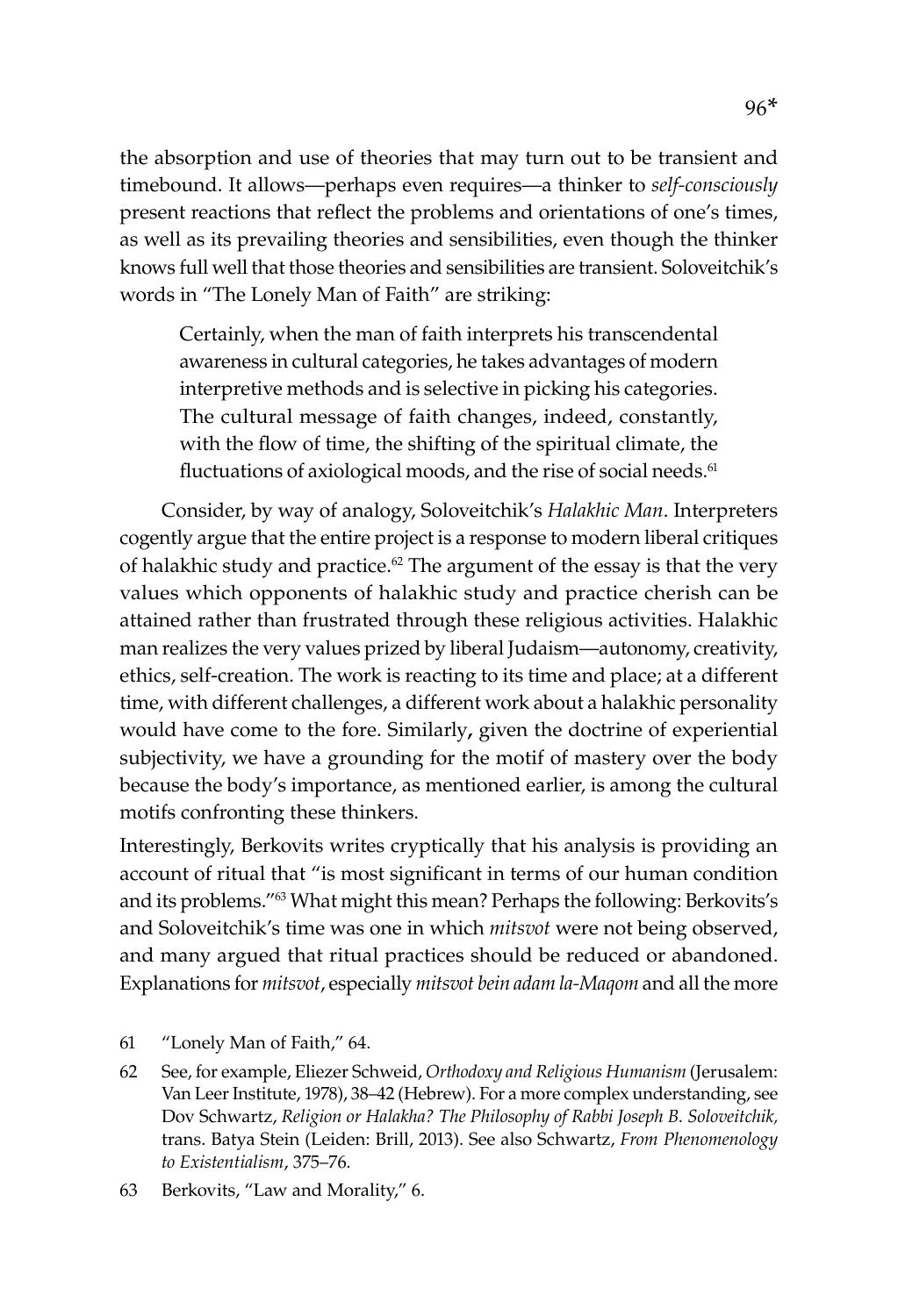the absorption and use of theories that may turn out to be transient and timebound. It allows—perhaps even requires—a thinker to *self-consciously* present reactions that reflect the problems and orientations of one's times, as well as its prevailing theories and sensibilities, even though the thinker knows full well that those theories and sensibilities are transient. Soloveitchik's words in "The Lonely Man of Faith" are striking:

> Certainly, when the man of faith interprets his transcendental awareness in cultural categories, he takes advantages of modern interpretive methods and is selective in picking his categories. The cultural message of faith changes, indeed, constantly, with the flow of time, the shifting of the spiritual climate, the fluctuations of axiological moods, and the rise of social needs.[61]

Consider, by way of analogy, Soloveitchik's *Halakhic Man*. Interpreters cogently argue that the entire project is a response to modern liberal critiques of halakhic study and practice.[62] The argument of the essay is that the very values which opponents of halakhic study and practice cherish can be attained rather than frustrated through these religious activities. Halakhic man realizes the very values prized by liberal Judaism—autonomy, creativity, ethics, self-creation. The work is reacting to its time and place; at a different time, with different challenges, a different work about a halakhic personality would have come to the fore. Similarly**,** given the doctrine of experiential subjectivity, we have a grounding for the motif of mastery over the body because the body's importance, as mentioned earlier, is among the cultural motifs confronting these thinkers.

Interestingly, Berkovits writes cryptically that his analysis is providing an account of ritual that "is most significant in terms of our human condition and its problems."[63] What might this mean? Perhaps the following: Berkovits's and Soloveitchik's time was one in which *mitsvot* were not being observed, and many argued that ritual practices should be reduced or abandoned. Explanations for *mitsvot*, especially *mitsvot bein adam la-Maqom* and all the more

61 "Lonely Man of Faith," 64.

62 See, for example, Eliezer Schweid, *Orthodoxy and Religious Humanism* (Jerusalem: Van Leer Institute, 1978), 38–42 (Hebrew). For a more complex understanding, see Dov Schwartz, *Religion or Halakha? The Philosophy of Rabbi Joseph B. Soloveitchik,* trans. Batya Stein (Leiden: Brill, 2013). See also Schwartz, *From Phenomenology to Existentialism*, 375–76.

63 Berkovits, "Law and Morality," 6.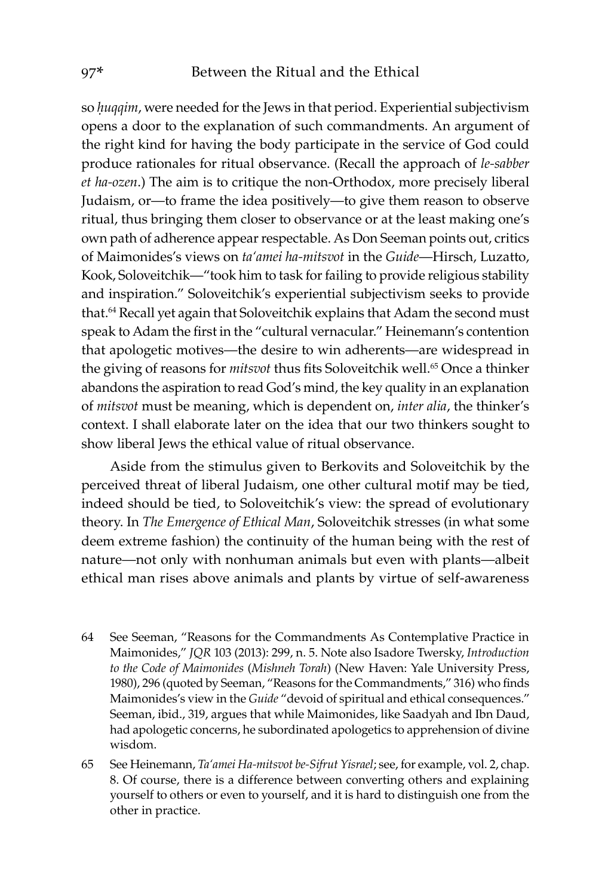so *ḥuqqim*, were needed for the Jews in that period. Experiential subjectivism opens a door to the explanation of such commandments. An argument of the right kind for having the body participate in the service of God could produce rationales for ritual observance. (Recall the approach of *le-sabber et ha-ozen*.) The aim is to critique the non-Orthodox, more precisely liberal Judaism, or—to frame the idea positively—to give them reason to observe ritual, thus bringing them closer to observance or at the least making one's own path of adherence appear respectable. As Don Seeman points out, critics of Maimonides's views on *ta'amei ha-mitsvot* in the *Guide*—Hirsch, Luzatto, Kook, Soloveitchik—"took him to task for failing to provide religious stability and inspiration." Soloveitchik's experiential subjectivism seeks to provide that.[64] Recall yet again that Soloveitchik explains that Adam the second must speak to Adam the first in the "cultural vernacular." Heinemann's contention that apologetic motives—the desire to win adherents—are widespread in the giving of reasons for *mitsvot* thus fits Soloveitchik well.[65] Once a thinker abandons the aspiration to read God's mind, the key quality in an explanation of *mitsvot* must be meaning, which is dependent on, *inter alia*, the thinker's context. I shall elaborate later on the idea that our two thinkers sought to show liberal Jews the ethical value of ritual observance.

Aside from the stimulus given to Berkovits and Soloveitchik by the perceived threat of liberal Judaism, one other cultural motif may be tied, indeed should be tied, to Soloveitchik's view: the spread of evolutionary theory. In *The Emergence of Ethical Man*, Soloveitchik stresses (in what some deem extreme fashion) the continuity of the human being with the rest of nature—not only with nonhuman animals but even with plants—albeit ethical man rises above animals and plants by virtue of self-awareness

64 See Seeman, "Reasons for the Commandments As Contemplative Practice in Maimonides," *JQR* 103 (2013): 299, n. 5. Note also Isadore Twersky, *Introduction to the Code of Maimonides* (*Mishneh Torah*) (New Haven: Yale University Press, 1980), 296 (quoted by Seeman, "Reasons for the Commandments," 316) who finds Maimonides's view in the *Guide* "devoid of spiritual and ethical consequences." Seeman, ibid., 319, argues that while Maimonides, like Saadyah and Ibn Daud, had apologetic concerns, he subordinated apologetics to apprehension of divine wisdom.

65 See Heinemann, *Ta'amei Ha-mitsvot be-Sifrut Yisrael*; see, for example, vol. 2, chap. 8. Of course, there is a difference between converting others and explaining yourself to others or even to yourself, and it is hard to distinguish one from the other in practice.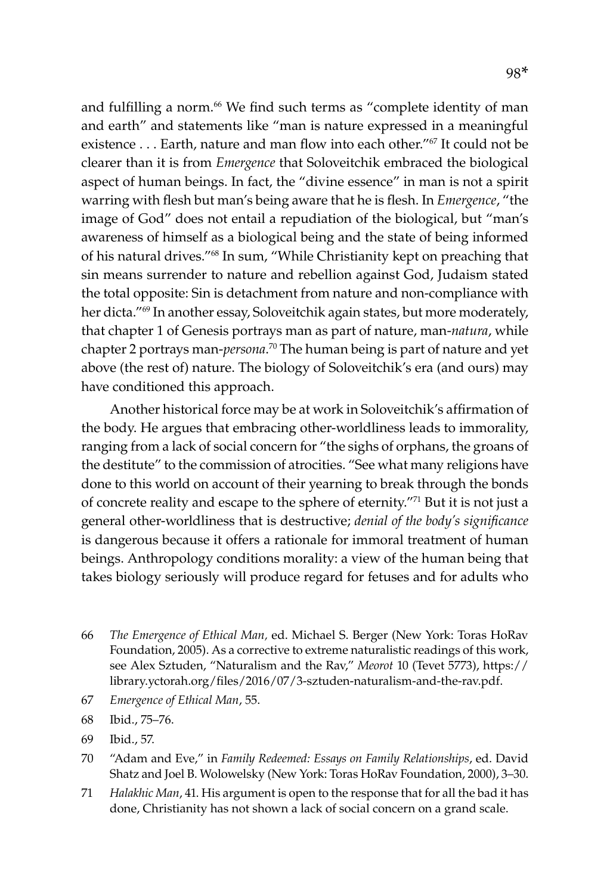and fulfilling a norm.[66] We find such terms as "complete identity of man and earth" and statements like "man is nature expressed in a meaningful existence . . . Earth, nature and man flow into each other."[67] It could not be clearer than it is from *Emergence* that Soloveitchik embraced the biological aspect of human beings. In fact, the "divine essence" in man is not a spirit warring with flesh but man's being aware that he is flesh. In *Emergence*, "the image of God" does not entail a repudiation of the biological, but "man's awareness of himself as a biological being and the state of being informed of his natural drives."[68] In sum, "While Christianity kept on preaching that sin means surrender to nature and rebellion against God, Judaism stated the total opposite: Sin is detachment from nature and non-compliance with her dicta."[69] In another essay, Soloveitchik again states, but more moderately, that chapter 1 of Genesis portrays man as part of nature, man-*natura*, while chapter 2 portrays man-*persona*.[70] The human being is part of nature and yet above (the rest of) nature. The biology of Soloveitchik's era (and ours) may have conditioned this approach.

Another historical force may be at work in Soloveitchik's affirmation of the body. He argues that embracing other-worldliness leads to immorality, ranging from a lack of social concern for "the sighs of orphans, the groans of the destitute" to the commission of atrocities. "See what many religions have done to this world on account of their yearning to break through the bonds of concrete reality and escape to the sphere of eternity."[71] But it is not just a general other-worldliness that is destructive; *denial of the body's significance* is dangerous because it offers a rationale for immoral treatment of human beings. Anthropology conditions morality: a view of the human being that takes biology seriously will produce regard for fetuses and for adults who

66 *The Emergence of Ethical Man*, ed. Michael S. Berger (New York: Toras HoRav Foundation, 2005). As a corrective to extreme naturalistic readings of this work, see Alex Sztuden, "Naturalism and the Rav," *Meorot* 10 (Tevet 5773), https://library.yctorah.org/files/2016/07/3-sztuden-naturalism-and-the-rav.pdf.

67 *Emergence of Ethical Man*, 55.

68 Ibid., 75–76.

69 Ibid., 57.

70 "Adam and Eve," in *Family Redeemed: Essays on Family Relationships*, ed. David Shatz and Joel B. Wolowelsky (New York: Toras HoRav Foundation, 2000), 3–30.

71 *Halakhic Man*, 41. His argument is open to the response that for all the bad it has done, Christianity has not shown a lack of social concern on a grand scale.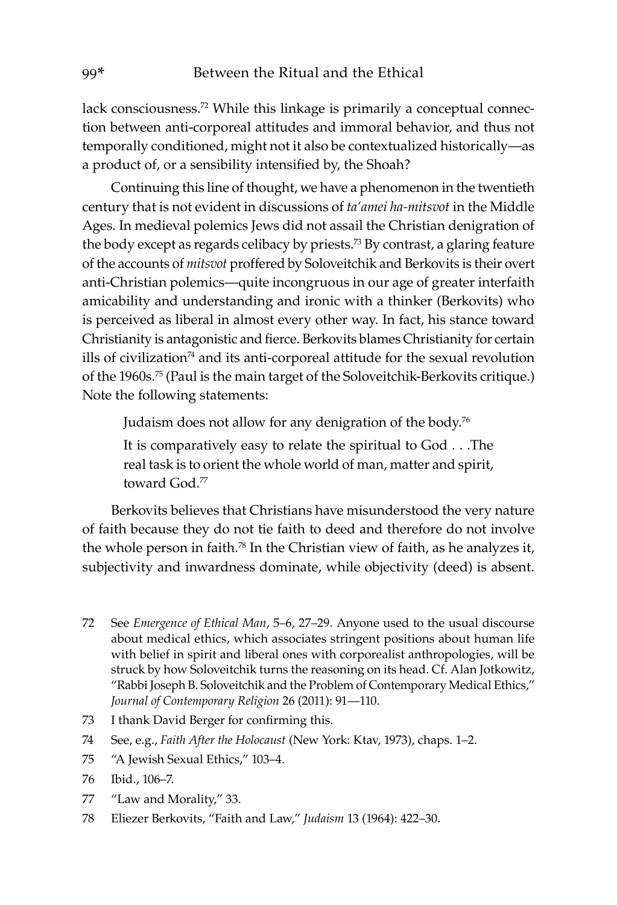lack consciousness.[72] While this linkage is primarily a conceptual connection between anti-corporeal attitudes and immoral behavior, and thus not temporally conditioned, might not it also be contextualized historically—as a product of, or a sensibility intensified by, the Shoah?

Continuing this line of thought, we have a phenomenon in the twentieth century that is not evident in discussions of *ta'amei ha-mitsvot* in the Middle Ages. In medieval polemics Jews did not assail the Christian denigration of the body except as regards celibacy by priests.[73] By contrast, a glaring feature of the accounts of *mitsvot* proffered by Soloveitchik and Berkovits is their overt anti-Christian polemics—quite incongruous in our age of greater interfaith amicability and understanding and ironic with a thinker (Berkovits) who is perceived as liberal in almost every other way. In fact, his stance toward Christianity is antagonistic and fierce. Berkovits blames Christianity for certain ills of civilization[74] and its anti-corporeal attitude for the sexual revolution of the 1960s.[75] (Paul is the main target of the Soloveitchik-Berkovits critique.) Note the following statements:

> Judaism does not allow for any denigration of the body.[76]
>
> It is comparatively easy to relate the spiritual to God . . .The real task is to orient the whole world of man, matter and spirit, toward God.[77]

Berkovits believes that Christians have misunderstood the very nature of faith because they do not tie faith to deed and therefore do not involve the whole person in faith.[78] In the Christian view of faith, as he analyzes it, subjectivity and inwardness dominate, while objectivity (deed) is absent.

72 See *Emergence of Ethical Man*, 5–6, 27–29. Anyone used to the usual discourse about medical ethics, which associates stringent positions about human life with belief in spirit and liberal ones with corporealist anthropologies, will be struck by how Soloveitchik turns the reasoning on its head. Cf. Alan Jotkowitz, "Rabbi Joseph B. Soloveitchik and the Problem of Contemporary Medical Ethics," *Journal of Contemporary Religion* 26 (2011): 91—110.

73 I thank David Berger for confirming this.

74 See, e.g., *Faith After the Holocaust* (New York: Ktav, 1973), chaps. 1–2.

75 "A Jewish Sexual Ethics," 103–4.

76 Ibid., 106–7.

77 "Law and Morality," 33.

78 Eliezer Berkovits, "Faith and Law," *Judaism* 13 (1964): 422–30.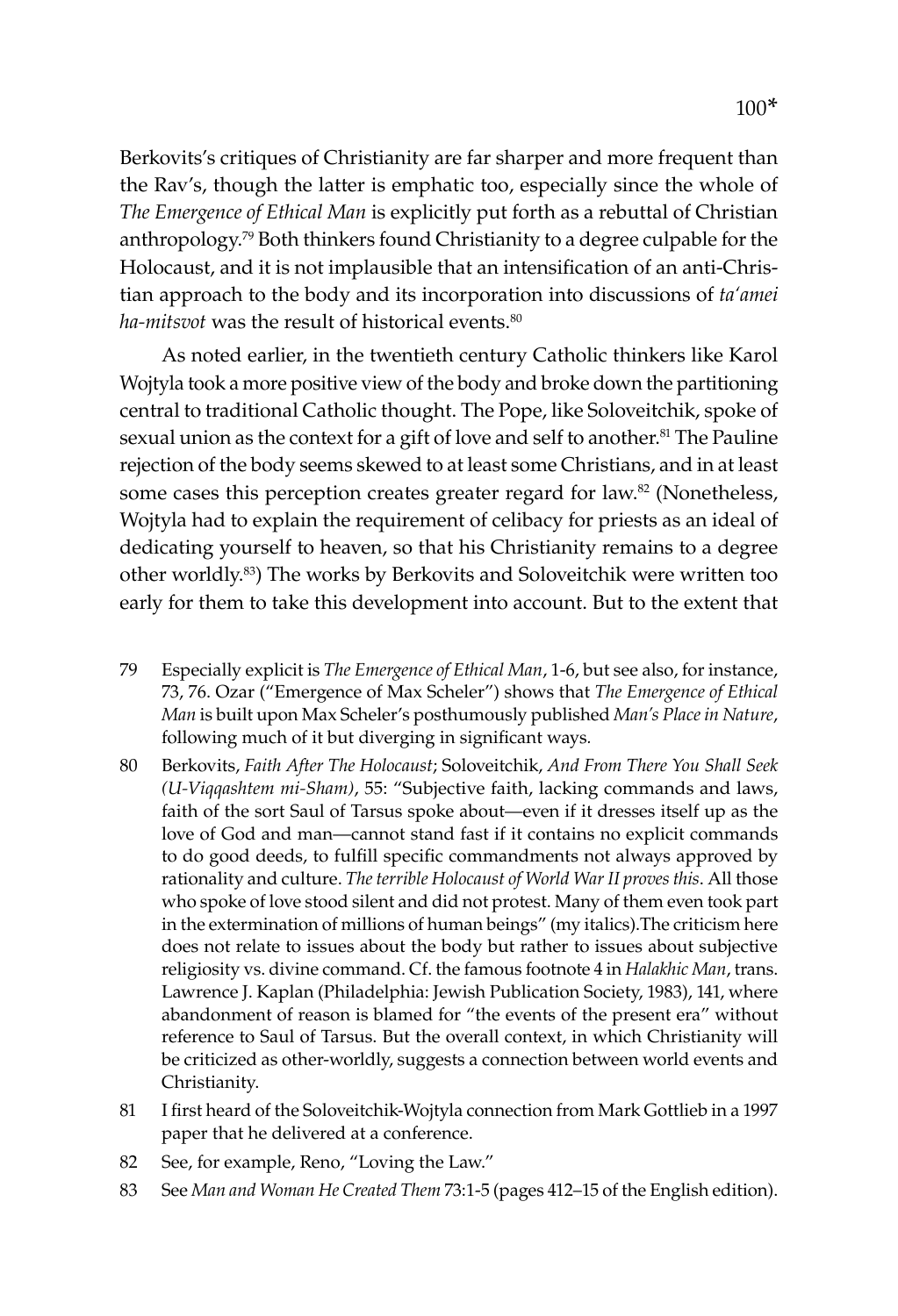Berkovits's critiques of Christianity are far sharper and more frequent than the Rav's, though the latter is emphatic too, especially since the whole of *The Emergence of Ethical Man* is explicitly put forth as a rebuttal of Christian anthropology.[79] Both thinkers found Christianity to a degree culpable for the Holocaust, and it is not implausible that an intensification of an anti-Christian approach to the body and its incorporation into discussions of *ta'amei ha-mitsvot* was the result of historical events.[80]

As noted earlier, in the twentieth century Catholic thinkers like Karol Wojtyla took a more positive view of the body and broke down the partitioning central to traditional Catholic thought. The Pope, like Soloveitchik, spoke of sexual union as the context for a gift of love and self to another.[81] The Pauline rejection of the body seems skewed to at least some Christians, and in at least some cases this perception creates greater regard for law.[82] (Nonetheless, Wojtyla had to explain the requirement of celibacy for priests as an ideal of dedicating yourself to heaven, so that his Christianity remains to a degree other worldly.[83]) The works by Berkovits and Soloveitchik were written too early for them to take this development into account. But to the extent that

79 Especially explicit is *The Emergence of Ethical Man*, 1-6, but see also, for instance, 73, 76. Ozar ("Emergence of Max Scheler") shows that *The Emergence of Ethical Man* is built upon Max Scheler's posthumously published *Man's Place in Nature*, following much of it but diverging in significant ways.

80 Berkovits, *Faith After The Holocaust*; Soloveitchik, *And From There You Shall Seek (U-Viqqashtem mi-Sham)*, 55: "Subjective faith, lacking commands and laws, faith of the sort Saul of Tarsus spoke about—even if it dresses itself up as the love of God and man—cannot stand fast if it contains no explicit commands to do good deeds, to fulfill specific commandments not always approved by rationality and culture. *The terrible Holocaust of World War II proves this*. All those who spoke of love stood silent and did not protest. Many of them even took part in the extermination of millions of human beings" (my italics).The criticism here does not relate to issues about the body but rather to issues about subjective religiosity vs. divine command. Cf. the famous footnote 4 in *Halakhic Man*, trans. Lawrence J. Kaplan (Philadelphia: Jewish Publication Society, 1983), 141, where abandonment of reason is blamed for "the events of the present era" without reference to Saul of Tarsus. But the overall context, in which Christianity will be criticized as other-worldly, suggests a connection between world events and Christianity.

81 I first heard of the Soloveitchik-Wojtyla connection from Mark Gottlieb in a 1997 paper that he delivered at a conference.

82 See, for example, Reno, "Loving the Law."

83 See *Man and Woman He Created Them* 73:1-5 (pages 412–15 of the English edition).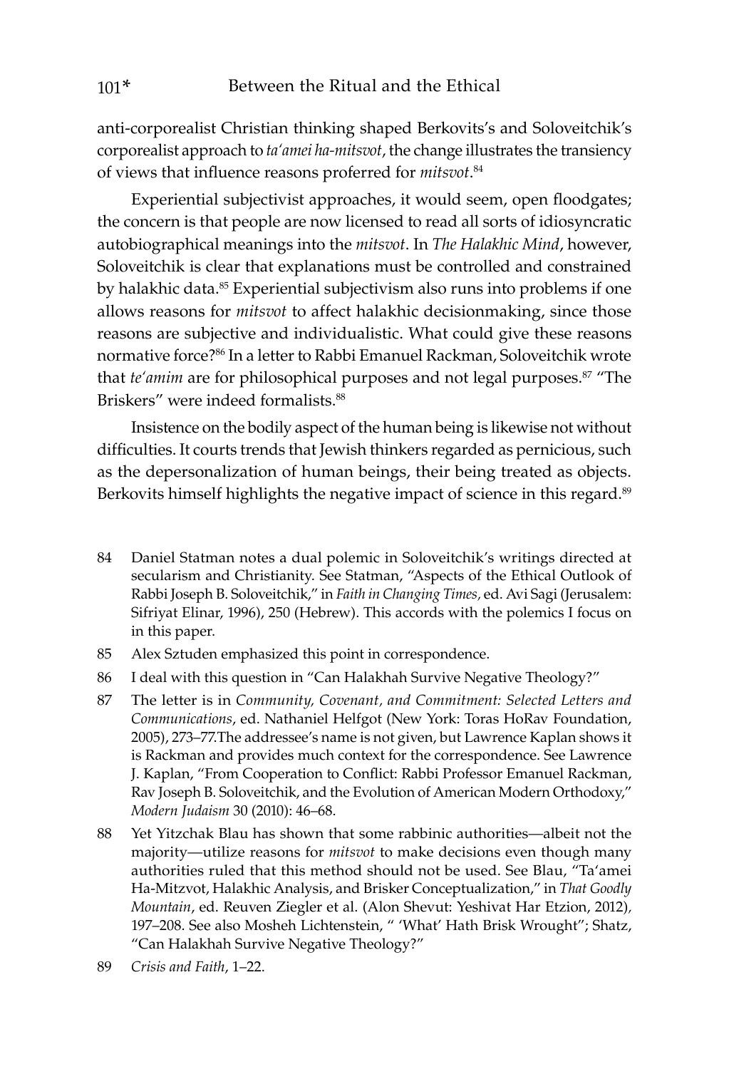anti-corporealist Christian thinking shaped Berkovits's and Soloveitchik's corporealist approach to *ta'amei ha-mitsvot*, the change illustrates the transiency of views that influence reasons proferred for *mitsvot*.[84]

Experiential subjectivist approaches, it would seem, open floodgates; the concern is that people are now licensed to read all sorts of idiosyncratic autobiographical meanings into the *mitsvot*. In *The Halakhic Mind*, however, Soloveitchik is clear that explanations must be controlled and constrained by halakhic data.[85] Experiential subjectivism also runs into problems if one allows reasons for *mitsvot* to affect halakhic decisionmaking, since those reasons are subjective and individualistic. What could give these reasons normative force?[86] In a letter to Rabbi Emanuel Rackman, Soloveitchik wrote that *te'amim* are for philosophical purposes and not legal purposes.[87] "The Briskers" were indeed formalists.[88]

Insistence on the bodily aspect of the human being is likewise not without difficulties. It courts trends that Jewish thinkers regarded as pernicious, such as the depersonalization of human beings, their being treated as objects. Berkovits himself highlights the negative impact of science in this regard.[89]

84 Daniel Statman notes a dual polemic in Soloveitchik's writings directed at secularism and Christianity. See Statman, "Aspects of the Ethical Outlook of Rabbi Joseph B. Soloveitchik," in *Faith in Changing Times*, ed. Avi Sagi (Jerusalem: Sifriyat Elinar, 1996), 250 (Hebrew). This accords with the polemics I focus on in this paper.

85 Alex Sztuden emphasized this point in correspondence.

86 I deal with this question in "Can Halakhah Survive Negative Theology?"

87 The letter is in *Community, Covenant, and Commitment: Selected Letters and Communications*, ed. Nathaniel Helfgot (New York: Toras HoRav Foundation, 2005), 273–77.The addressee's name is not given, but Lawrence Kaplan shows it is Rackman and provides much context for the correspondence. See Lawrence J. Kaplan, "From Cooperation to Conflict: Rabbi Professor Emanuel Rackman, Rav Joseph B. Soloveitchik, and the Evolution of American Modern Orthodoxy," *Modern Judaism* 30 (2010): 46–68.

88 Yet Yitzchak Blau has shown that some rabbinic authorities—albeit not the majority—utilize reasons for *mitsvot* to make decisions even though many authorities ruled that this method should not be used. See Blau, "Ta'amei Ha-Mitzvot, Halakhic Analysis, and Brisker Conceptualization," in *That Goodly Mountain*, ed. Reuven Ziegler et al. (Alon Shevut: Yeshivat Har Etzion, 2012), 197–208. See also Mosheh Lichtenstein, " 'What' Hath Brisk Wrought"; Shatz, "Can Halakhah Survive Negative Theology?"

89 *Crisis and Faith*, 1–22.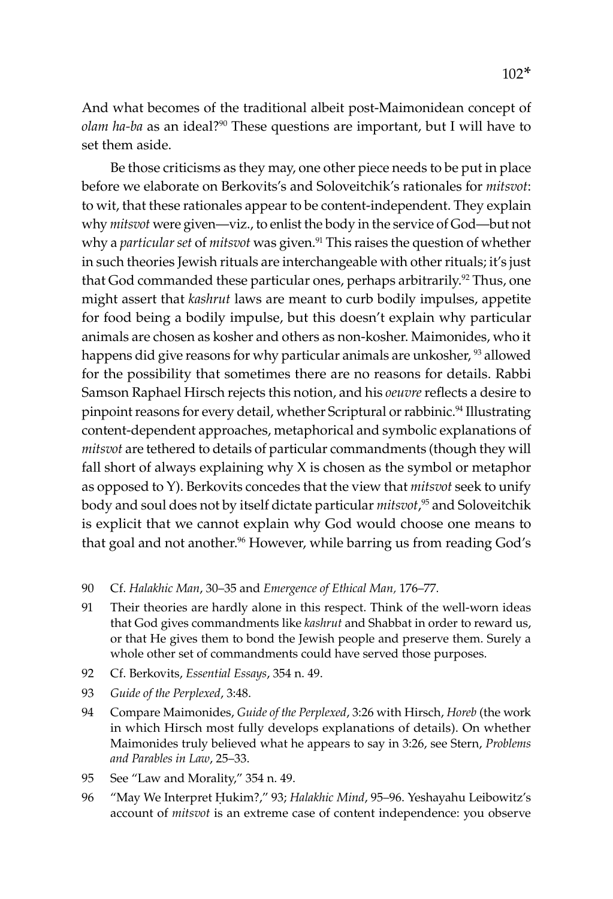And what becomes of the traditional albeit post-Maimonidean concept of *olam ha-ba* as an ideal?[90] These questions are important, but I will have to set them aside.

Be those criticisms as they may, one other piece needs to be put in place before we elaborate on Berkovits's and Soloveitchik's rationales for *mitsvot*: to wit, that these rationales appear to be content-independent. They explain why *mitsvot* were given—viz., to enlist the body in the service of God—but not why a *particular set* of *mitsvot* was given.[91] This raises the question of whether in such theories Jewish rituals are interchangeable with other rituals; it's just that God commanded these particular ones, perhaps arbitrarily.[92] Thus, one might assert that *kashrut* laws are meant to curb bodily impulses, appetite for food being a bodily impulse, but this doesn't explain why particular animals are chosen as kosher and others as non-kosher. Maimonides, who it happens did give reasons for why particular animals are unkosher, [93] allowed for the possibility that sometimes there are no reasons for details. Rabbi Samson Raphael Hirsch rejects this notion, and his *oeuvre* reflects a desire to pinpoint reasons for every detail, whether Scriptural or rabbinic.[94] Illustrating content-dependent approaches, metaphorical and symbolic explanations of *mitsvot* are tethered to details of particular commandments (though they will fall short of always explaining why X is chosen as the symbol or metaphor as opposed to Y). Berkovits concedes that the view that *mitsvot* seek to unify body and soul does not by itself dictate particular *mitsvot*,[95] and Soloveitchik is explicit that we cannot explain why God would choose one means to that goal and not another.[96] However, while barring us from reading God's

90 Cf. *Halakhic Man*, 30–35 and *Emergence of Ethical Man*, 176–77.

91 Their theories are hardly alone in this respect. Think of the well-worn ideas that God gives commandments like *kashrut* and Shabbat in order to reward us, or that He gives them to bond the Jewish people and preserve them. Surely a whole other set of commandments could have served those purposes.

92 Cf. Berkovits, *Essential Essays*, 354 n. 49.

93 *Guide of the Perplexed*, 3:48.

94 Compare Maimonides, *Guide of the Perplexed*, 3:26 with Hirsch, *Horeb* (the work in which Hirsch most fully develops explanations of details). On whether Maimonides truly believed what he appears to say in 3:26, see Stern, *Problems and Parables in Law*, 25–33.

95 See "Law and Morality," 354 n. 49.

96 "May We Interpret Ḥukim?," 93; *Halakhic Mind*, 95–96. Yeshayahu Leibowitz's account of *mitsvot* is an extreme case of content independence: you observe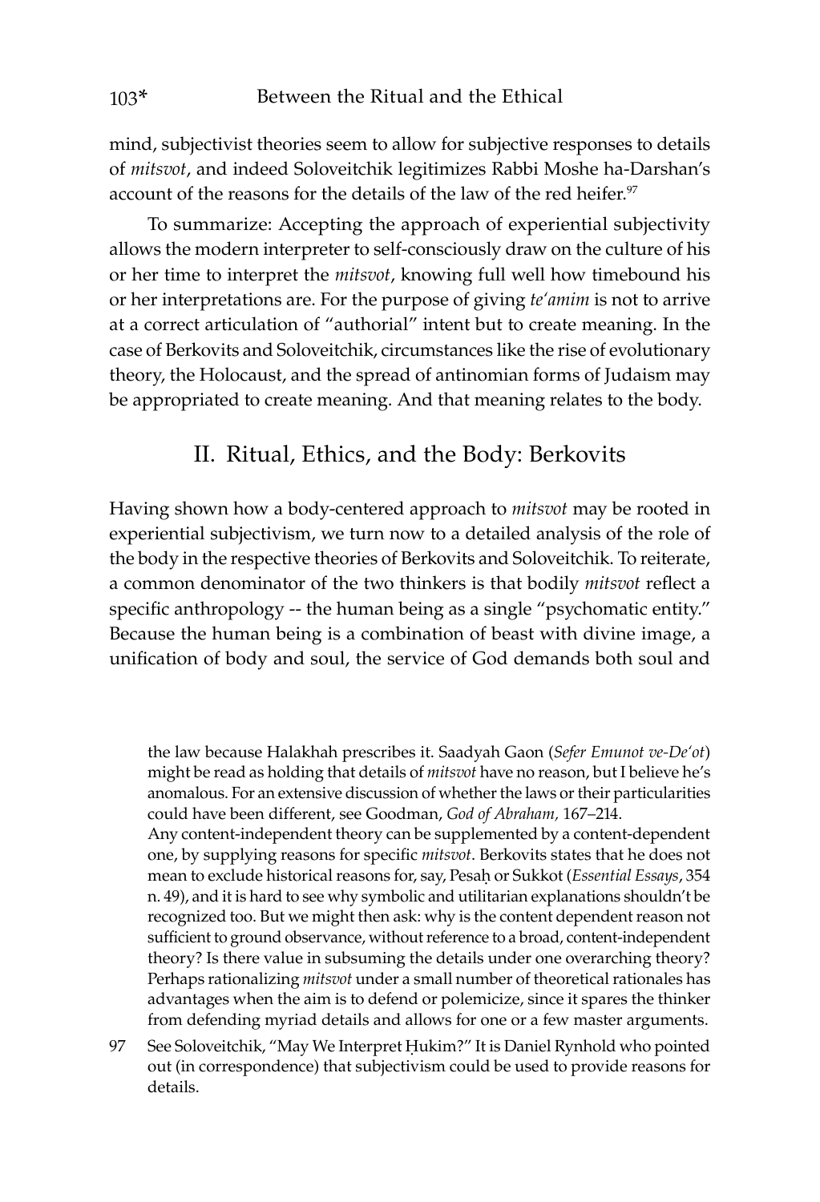mind, subjectivist theories seem to allow for subjective responses to details of *mitsvot*, and indeed Soloveitchik legitimizes Rabbi Moshe ha-Darshan's account of the reasons for the details of the law of the red heifer.[97]

To summarize: Accepting the approach of experiential subjectivity allows the modern interpreter to self-consciously draw on the culture of his or her time to interpret the *mitsvot*, knowing full well how timebound his or her interpretations are. For the purpose of giving *te'amim* is not to arrive at a correct articulation of "authorial" intent but to create meaning. In the case of Berkovits and Soloveitchik, circumstances like the rise of evolutionary theory, the Holocaust, and the spread of antinomian forms of Judaism may be appropriated to create meaning. And that meaning relates to the body.

## II. Ritual, Ethics, and the Body: Berkovits

Having shown how a body-centered approach to *mitsvot* may be rooted in experiential subjectivism, we turn now to a detailed analysis of the role of the body in the respective theories of Berkovits and Soloveitchik. To reiterate, a common denominator of the two thinkers is that bodily *mitsvot* reflect a specific anthropology -- the human being as a single "psychomatic entity." Because the human being is a combination of beast with divine image, a unification of body and soul, the service of God demands both soul and

the law because Halakhah prescribes it. Saadyah Gaon (*Sefer Emunot ve-De'ot*) might be read as holding that details of *mitsvot* have no reason, but I believe he's anomalous. For an extensive discussion of whether the laws or their particularities could have been different, see Goodman, *God of Abraham,* 167–214.

Any content-independent theory can be supplemented by a content-dependent one, by supplying reasons for specific *mitsvot*. Berkovits states that he does not mean to exclude historical reasons for, say, Pesaḥ or Sukkot (*Essential Essays*, 354 n. 49), and it is hard to see why symbolic and utilitarian explanations shouldn't be recognized too. But we might then ask: why is the content dependent reason not sufficient to ground observance, without reference to a broad, content-independent theory? Is there value in subsuming the details under one overarching theory? Perhaps rationalizing *mitsvot* under a small number of theoretical rationales has advantages when the aim is to defend or polemicize, since it spares the thinker from defending myriad details and allows for one or a few master arguments.

97 See Soloveitchik, "May We Interpret Ḥukim?" It is Daniel Rynhold who pointed out (in correspondence) that subjectivism could be used to provide reasons for details.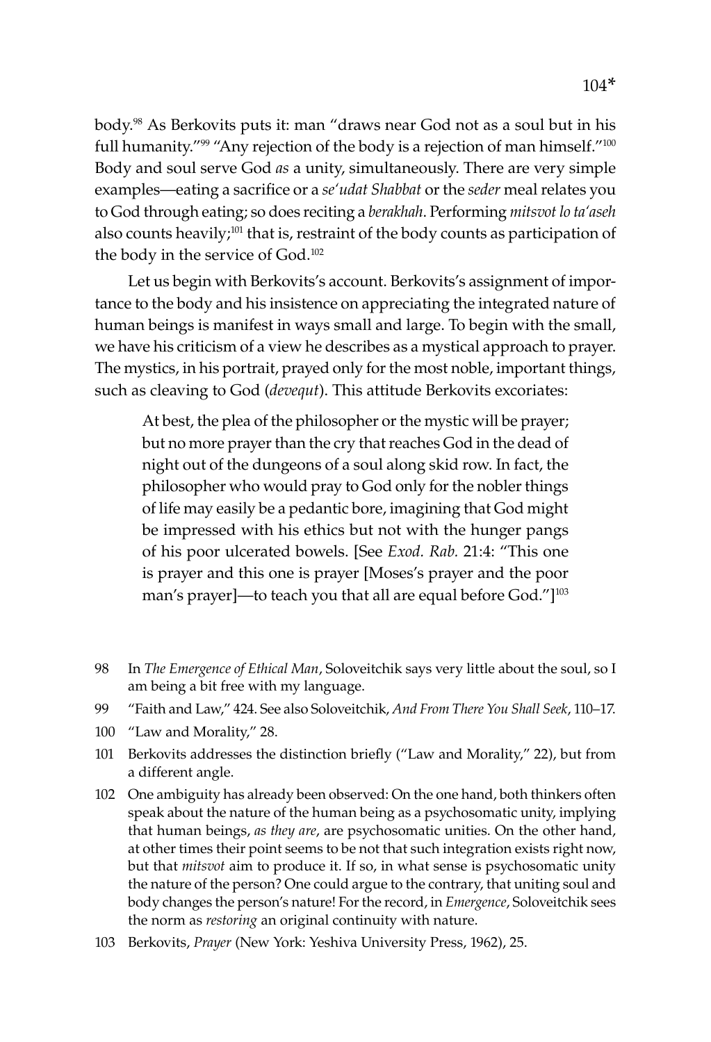body.[98] As Berkovits puts it: man "draws near God not as a soul but in his full humanity."[99] "Any rejection of the body is a rejection of man himself."[100] Body and soul serve God *as* a unity, simultaneously. There are very simple examples—eating a sacrifice or a *se'udat Shabbat* or the *seder* meal relates you to God through eating; so does reciting a *berakhah*. Performing *mitsvot lo ta'aseh* also counts heavily;[101] that is, restraint of the body counts as participation of the body in the service of God.[102]

Let us begin with Berkovits's account. Berkovits's assignment of importance to the body and his insistence on appreciating the integrated nature of human beings is manifest in ways small and large. To begin with the small, we have his criticism of a view he describes as a mystical approach to prayer. The mystics, in his portrait, prayed only for the most noble, important things, such as cleaving to God (*devequt*). This attitude Berkovits excoriates:

> At best, the plea of the philosopher or the mystic will be prayer; but no more prayer than the cry that reaches God in the dead of night out of the dungeons of a soul along skid row. In fact, the philosopher who would pray to God only for the nobler things of life may easily be a pedantic bore, imagining that God might be impressed with his ethics but not with the hunger pangs of his poor ulcerated bowels. [See *Exod. Rab.* 21:4: "This one is prayer and this one is prayer [Moses's prayer and the poor man's prayer]—to teach you that all are equal before God."][103]

---

98 In *The Emergence of Ethical Man*, Soloveitchik says very little about the soul, so I am being a bit free with my language.

99 "Faith and Law," 424. See also Soloveitchik, *And From There You Shall Seek*, 110–17.

100 "Law and Morality," 28.

101 Berkovits addresses the distinction briefly ("Law and Morality," 22), but from a different angle.

102 One ambiguity has already been observed: On the one hand, both thinkers often speak about the nature of the human being as a psychosomatic unity, implying that human beings, *as they are*, are psychosomatic unities. On the other hand, at other times their point seems to be not that such integration exists right now, but that *mitsvot* aim to produce it. If so, in what sense is psychosomatic unity the nature of the person? One could argue to the contrary, that uniting soul and body changes the person's nature! For the record, in *Emergence*, Soloveitchik sees the norm as *restoring* an original continuity with nature.

103 Berkovits, *Prayer* (New York: Yeshiva University Press, 1962), 25.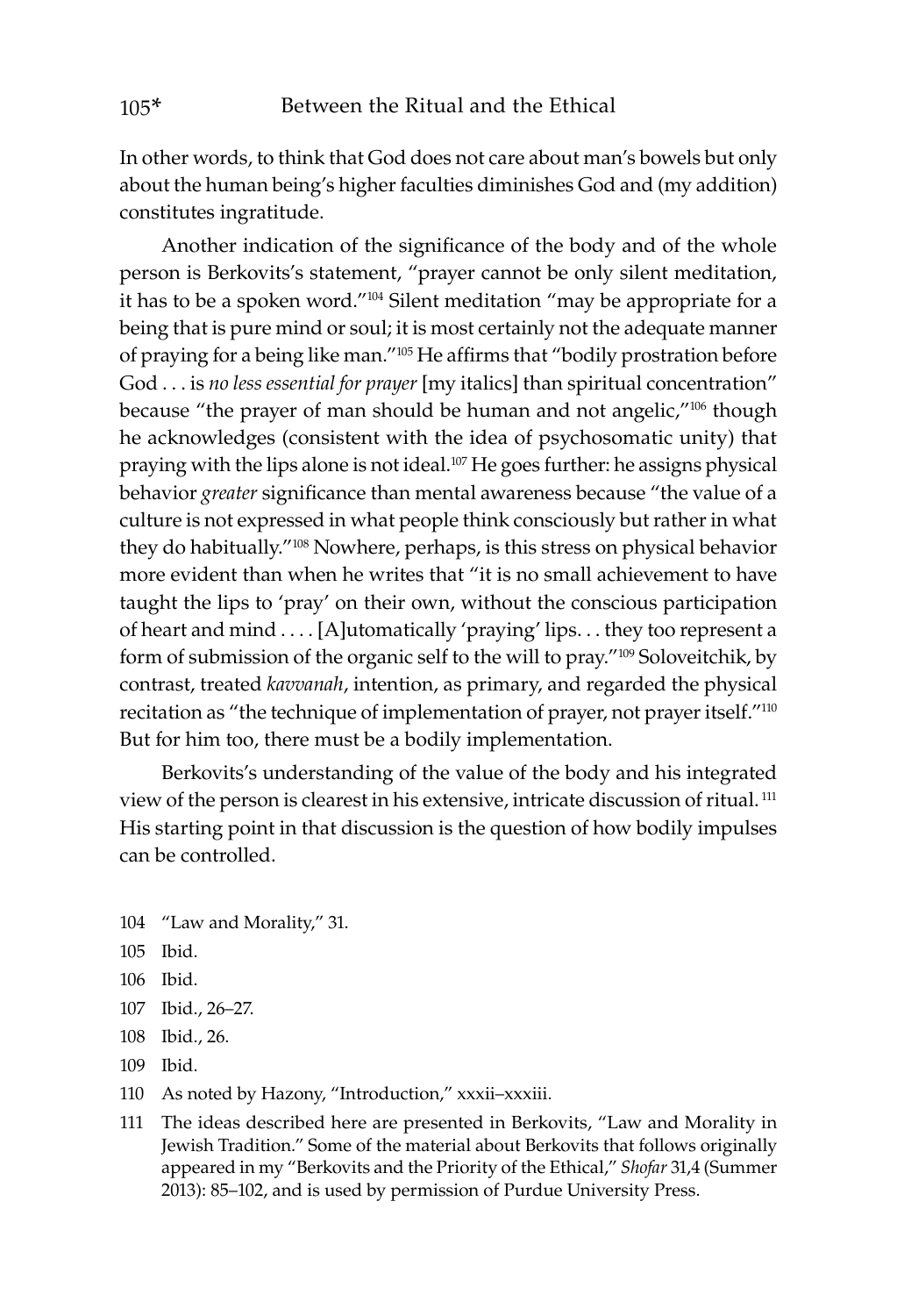In other words, to think that God does not care about man's bowels but only about the human being's higher faculties diminishes God and (my addition) constitutes ingratitude.

Another indication of the significance of the body and of the whole person is Berkovits's statement, "prayer cannot be only silent meditation, it has to be a spoken word."[104] Silent meditation "may be appropriate for a being that is pure mind or soul; it is most certainly not the adequate manner of praying for a being like man."[105] He affirms that "bodily prostration before God . . . is *no less essential for prayer* [my italics] than spiritual concentration" because "the prayer of man should be human and not angelic,"[106] though he acknowledges (consistent with the idea of psychosomatic unity) that praying with the lips alone is not ideal.[107] He goes further: he assigns physical behavior *greater* significance than mental awareness because "the value of a culture is not expressed in what people think consciously but rather in what they do habitually."[108] Nowhere, perhaps, is this stress on physical behavior more evident than when he writes that "it is no small achievement to have taught the lips to 'pray' on their own, without the conscious participation of heart and mind . . . . [A]utomatically 'praying' lips. . . they too represent a form of submission of the organic self to the will to pray."[109] Soloveitchik, by contrast, treated *kavvanah*, intention, as primary, and regarded the physical recitation as "the technique of implementation of prayer, not prayer itself."[110] But for him too, there must be a bodily implementation.

Berkovits's understanding of the value of the body and his integrated view of the person is clearest in his extensive, intricate discussion of ritual.[111] His starting point in that discussion is the question of how bodily impulses can be controlled.

104 "Law and Morality," 31.

105 Ibid.

106 Ibid.

107 Ibid., 26–27.

108 Ibid., 26.

109 Ibid.

110 As noted by Hazony, "Introduction," xxxii–xxxiii.

111 The ideas described here are presented in Berkovits, "Law and Morality in Jewish Tradition." Some of the material about Berkovits that follows originally appeared in my "Berkovits and the Priority of the Ethical," *Shofar* 31,4 (Summer 2013): 85–102, and is used by permission of Purdue University Press.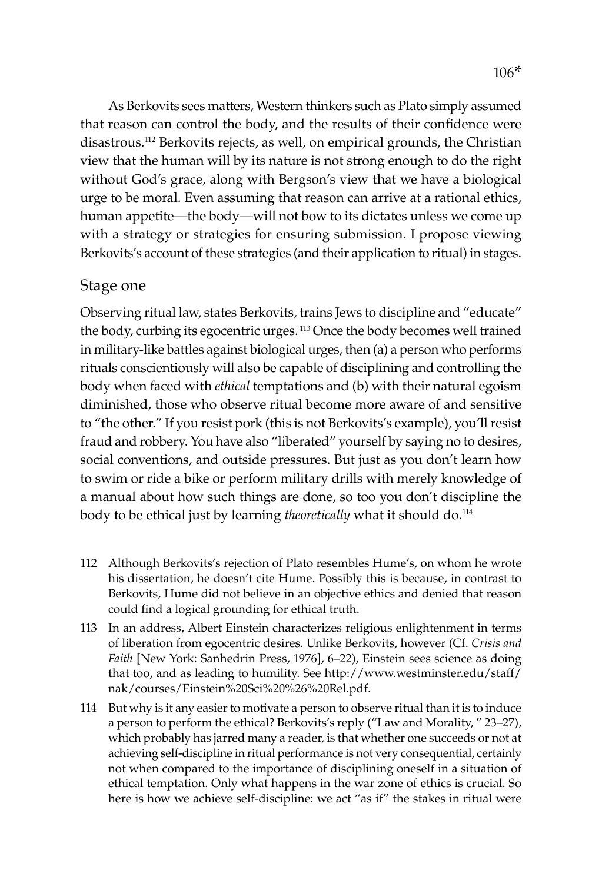As Berkovits sees matters, Western thinkers such as Plato simply assumed that reason can control the body, and the results of their confidence were disastrous.[112] Berkovits rejects, as well, on empirical grounds, the Christian view that the human will by its nature is not strong enough to do the right without God's grace, along with Bergson's view that we have a biological urge to be moral. Even assuming that reason can arrive at a rational ethics, human appetite—the body—will not bow to its dictates unless we come up with a strategy or strategies for ensuring submission. I propose viewing Berkovits's account of these strategies (and their application to ritual) in stages.

## Stage one

Observing ritual law, states Berkovits, trains Jews to discipline and "educate" the body, curbing its egocentric urges.[113] Once the body becomes well trained in military-like battles against biological urges, then (a) a person who performs rituals conscientiously will also be capable of disciplining and controlling the body when faced with *ethical* temptations and (b) with their natural egoism diminished, those who observe ritual become more aware of and sensitive to "the other." If you resist pork (this is not Berkovits's example), you'll resist fraud and robbery. You have also "liberated" yourself by saying no to desires, social conventions, and outside pressures. But just as you don't learn how to swim or ride a bike or perform military drills with merely knowledge of a manual about how such things are done, so too you don't discipline the body to be ethical just by learning *theoretically* what it should do.[114]

112 Although Berkovits's rejection of Plato resembles Hume's, on whom he wrote his dissertation, he doesn't cite Hume. Possibly this is because, in contrast to Berkovits, Hume did not believe in an objective ethics and denied that reason could find a logical grounding for ethical truth.

113 In an address, Albert Einstein characterizes religious enlightenment in terms of liberation from egocentric desires. Unlike Berkovits, however (Cf. *Crisis and Faith* [New York: Sanhedrin Press, 1976], 6–22), Einstein sees science as doing that too, and as leading to humility. See http://www.westminster.edu/staff/nak/courses/Einstein%20Sci%20%26%20Rel.pdf.

114 But why is it any easier to motivate a person to observe ritual than it is to induce a person to perform the ethical? Berkovits's reply ("Law and Morality, " 23–27), which probably has jarred many a reader, is that whether one succeeds or not at achieving self-discipline in ritual performance is not very consequential, certainly not when compared to the importance of disciplining oneself in a situation of ethical temptation. Only what happens in the war zone of ethics is crucial. So here is how we achieve self-discipline: we act "as if" the stakes in ritual were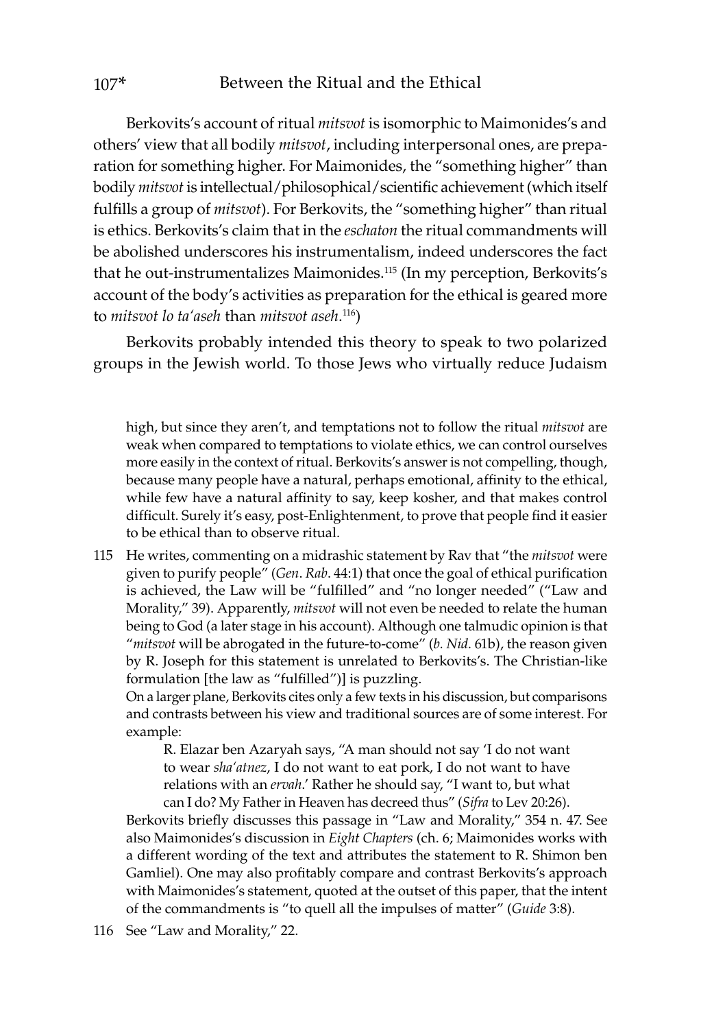Berkovits's account of ritual *mitsvot* is isomorphic to Maimonides's and others' view that all bodily *mitsvot*, including interpersonal ones, are preparation for something higher. For Maimonides, the "something higher" than bodily *mitsvot* is intellectual/philosophical/scientific achievement (which itself fulfills a group of *mitsvot*). For Berkovits, the "something higher" than ritual is ethics. Berkovits's claim that in the *eschaton* the ritual commandments will be abolished underscores his instrumentalism, indeed underscores the fact that he out-instrumentalizes Maimonides.[115] (In my perception, Berkovits's account of the body's activities as preparation for the ethical is geared more to *mitsvot lo ta'aseh* than *mitsvot aseh*.[116])

Berkovits probably intended this theory to speak to two polarized groups in the Jewish world. To those Jews who virtually reduce Judaism

---

high, but since they aren't, and temptations not to follow the ritual *mitsvot* are weak when compared to temptations to violate ethics, we can control ourselves more easily in the context of ritual. Berkovits's answer is not compelling, though, because many people have a natural, perhaps emotional, affinity to the ethical, while few have a natural affinity to say, keep kosher, and that makes control difficult. Surely it's easy, post-Enlightenment, to prove that people find it easier to be ethical than to observe ritual.

115 He writes, commenting on a midrashic statement by Rav that "the *mitsvot* were given to purify people" (*Gen. Rab.* 44:1) that once the goal of ethical purification is achieved, the Law will be "fulfilled" and "no longer needed" ("Law and Morality," 39). Apparently, *mitsvot* will not even be needed to relate the human being to God (a later stage in his account). Although one talmudic opinion is that "*mitsvot* will be abrogated in the future-to-come" (*b. Nid.* 61b), the reason given by R. Joseph for this statement is unrelated to Berkovits's. The Christian-like formulation [the law as "fulfilled")] is puzzling.

On a larger plane, Berkovits cites only a few texts in his discussion, but comparisons and contrasts between his view and traditional sources are of some interest. For example:

> R. Elazar ben Azaryah says, "A man should not say 'I do not want to wear *sha'atnez*, I do not want to eat pork, I do not want to have relations with an *ervah*.' Rather he should say, "I want to, but what can I do? My Father in Heaven has decreed thus" (*Sifra* to Lev 20:26).

Berkovits briefly discusses this passage in "Law and Morality," 354 n. 47. See also Maimonides's discussion in *Eight Chapters* (ch. 6; Maimonides works with a different wording of the text and attributes the statement to R. Shimon ben Gamliel). One may also profitably compare and contrast Berkovits's approach with Maimonides's statement, quoted at the outset of this paper, that the intent of the commandments is "to quell all the impulses of matter" (*Guide* 3:8).

116 See "Law and Morality," 22.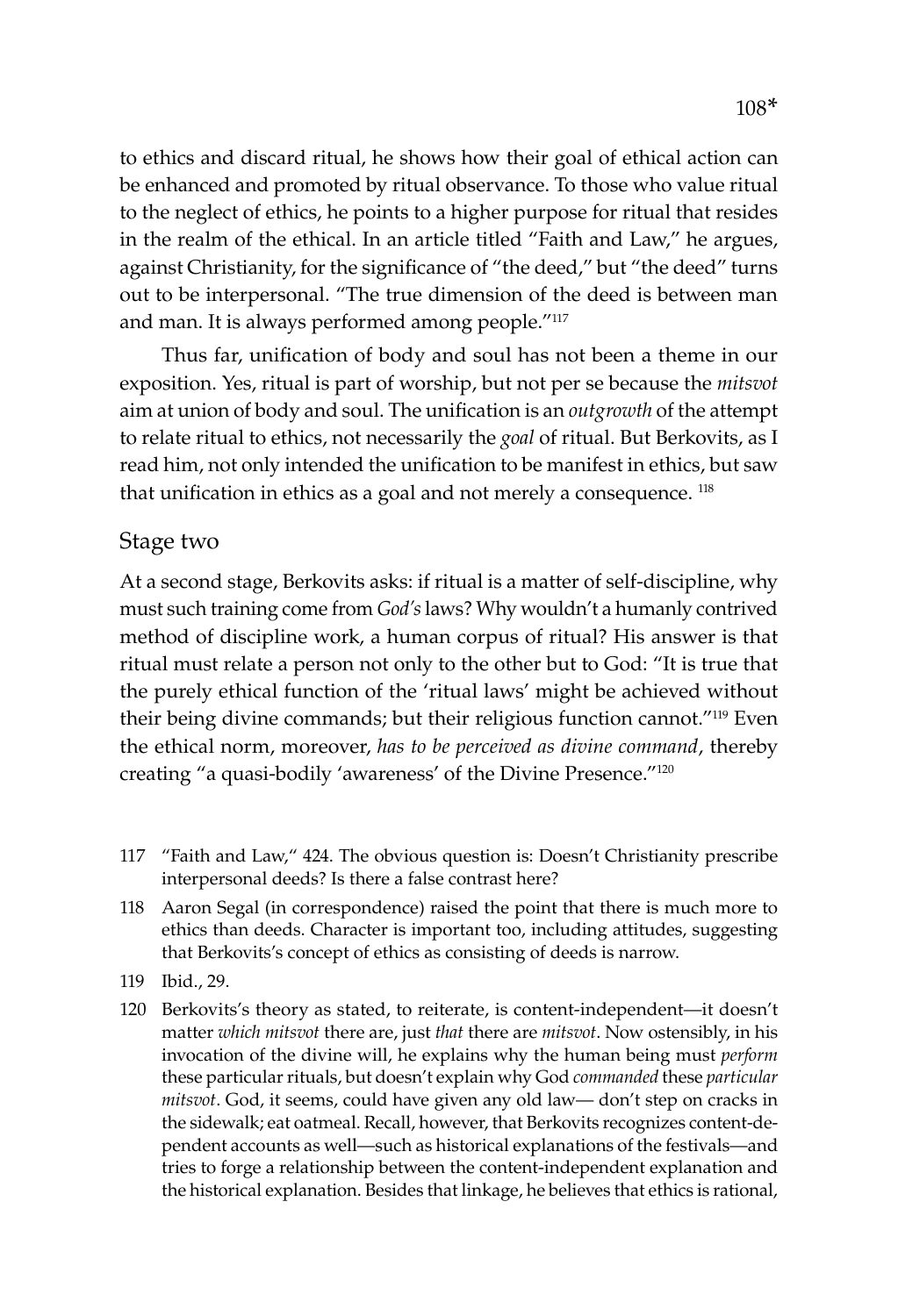to ethics and discard ritual, he shows how their goal of ethical action can be enhanced and promoted by ritual observance. To those who value ritual to the neglect of ethics, he points to a higher purpose for ritual that resides in the realm of the ethical. In an article titled "Faith and Law," he argues, against Christianity, for the significance of "the deed," but "the deed" turns out to be interpersonal. "The true dimension of the deed is between man and man. It is always performed among people."[117]

Thus far, unification of body and soul has not been a theme in our exposition. Yes, ritual is part of worship, but not per se because the *mitsvot* aim at union of body and soul. The unification is an *outgrowth* of the attempt to relate ritual to ethics, not necessarily the *goal* of ritual. But Berkovits, as I read him, not only intended the unification to be manifest in ethics, but saw that unification in ethics as a goal and not merely a consequence. [118]

## Stage two

At a second stage, Berkovits asks: if ritual is a matter of self-discipline, why must such training come from *God's* laws? Why wouldn't a humanly contrived method of discipline work, a human corpus of ritual? His answer is that ritual must relate a person not only to the other but to God: "It is true that the purely ethical function of the 'ritual laws' might be achieved without their being divine commands; but their religious function cannot."[119] Even the ethical norm, moreover, *has to be perceived as divine command*, thereby creating "a quasi-bodily 'awareness' of the Divine Presence."[120]

117 "Faith and Law," 424. The obvious question is: Doesn't Christianity prescribe interpersonal deeds? Is there a false contrast here?

118 Aaron Segal (in correspondence) raised the point that there is much more to ethics than deeds. Character is important too, including attitudes, suggesting that Berkovits's concept of ethics as consisting of deeds is narrow.

119 Ibid., 29.

120 Berkovits's theory as stated, to reiterate, is content-independent—it doesn't matter *which mitsvot* there are, just *that* there are *mitsvot*. Now ostensibly, in his invocation of the divine will, he explains why the human being must *perform* these particular rituals, but doesn't explain why God *commanded* these *particular mitsvot*. God, it seems, could have given any old law— don't step on cracks in the sidewalk; eat oatmeal. Recall, however, that Berkovits recognizes content-dependent accounts as well—such as historical explanations of the festivals—and tries to forge a relationship between the content-independent explanation and the historical explanation. Besides that linkage, he believes that ethics is rational,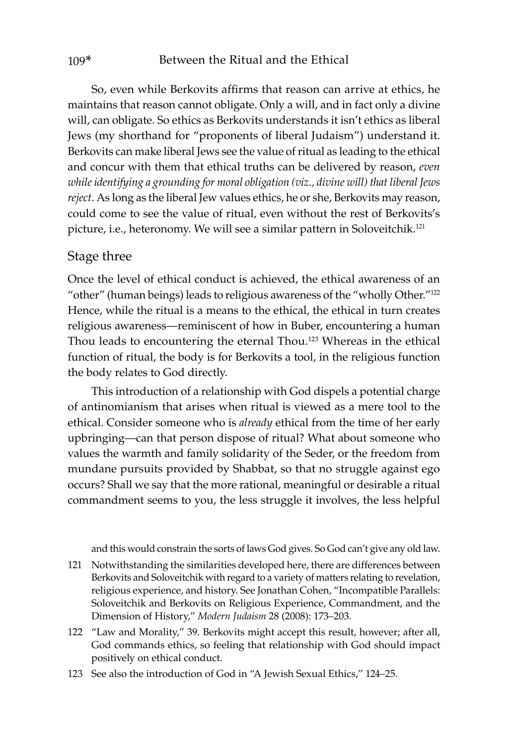So, even while Berkovits affirms that reason can arrive at ethics, he maintains that reason cannot obligate. Only a will, and in fact only a divine will, can obligate. So ethics as Berkovits understands it isn't ethics as liberal Jews (my shorthand for "proponents of liberal Judaism") understand it. Berkovits can make liberal Jews see the value of ritual as leading to the ethical and concur with them that ethical truths can be delivered by reason, *even while identifying a grounding for moral obligation (viz., divine will) that liberal Jews reject*. As long as the liberal Jew values ethics, he or she, Berkovits may reason, could come to see the value of ritual, even without the rest of Berkovits's picture, i.e., heteronomy. We will see a similar pattern in Soloveitchik.[121]

## Stage three

Once the level of ethical conduct is achieved, the ethical awareness of an "other" (human beings) leads to religious awareness of the "wholly Other."[122] Hence, while the ritual is a means to the ethical, the ethical in turn creates religious awareness—reminiscent of how in Buber, encountering a human Thou leads to encountering the eternal Thou.[123] Whereas in the ethical function of ritual, the body is for Berkovits a tool, in the religious function the body relates to God directly.

This introduction of a relationship with God dispels a potential charge of antinomianism that arises when ritual is viewed as a mere tool to the ethical. Consider someone who is *already* ethical from the time of her early upbringing—can that person dispose of ritual? What about someone who values the warmth and family solidarity of the Seder, or the freedom from mundane pursuits provided by Shabbat, so that no struggle against ego occurs? Shall we say that the more rational, meaningful or desirable a ritual commandment seems to you, the less struggle it involves, the less helpful

and this would constrain the sorts of laws God gives. So God can't give any old law.

121 Notwithstanding the similarities developed here, there are differences between Berkovits and Soloveitchik with regard to a variety of matters relating to revelation, religious experience, and history. See Jonathan Cohen, "Incompatible Parallels: Soloveitchik and Berkovits on Religious Experience, Commandment, and the Dimension of History," *Modern Judaism* 28 (2008): 173–203.

122 "Law and Morality," 39. Berkovits might accept this result, however; after all, God commands ethics, so feeling that relationship with God should impact positively on ethical conduct.

123 See also the introduction of God in "A Jewish Sexual Ethics," 124–25.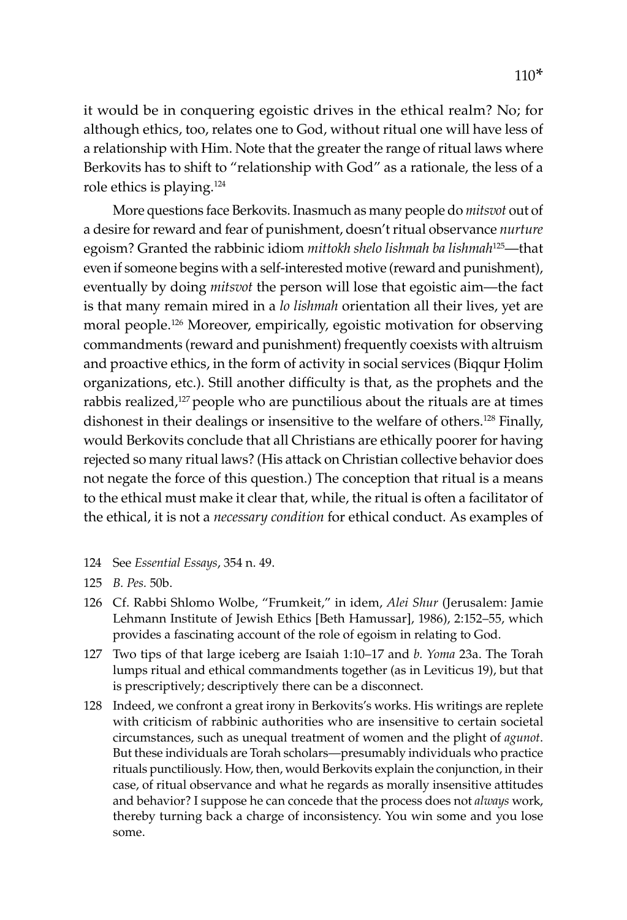it would be in conquering egoistic drives in the ethical realm? No; for although ethics, too, relates one to God, without ritual one will have less of a relationship with Him. Note that the greater the range of ritual laws where Berkovits has to shift to "relationship with God" as a rationale, the less of a role ethics is playing.[124]

More questions face Berkovits. Inasmuch as many people do *mitsvot* out of a desire for reward and fear of punishment, doesn't ritual observance *nurture* egoism? Granted the rabbinic idiom *mittokh shelo lishmah ba lishmah*[125]—that even if someone begins with a self-interested motive (reward and punishment), eventually by doing *mitsvot* the person will lose that egoistic aim—the fact is that many remain mired in a *lo lishmah* orientation all their lives, yet are moral people.[126] Moreover, empirically, egoistic motivation for observing commandments (reward and punishment) frequently coexists with altruism and proactive ethics, in the form of activity in social services (Biqqur Ḥolim organizations, etc.). Still another difficulty is that, as the prophets and the rabbis realized,[127] people who are punctilious about the rituals are at times dishonest in their dealings or insensitive to the welfare of others.[128] Finally, would Berkovits conclude that all Christians are ethically poorer for having rejected so many ritual laws? (His attack on Christian collective behavior does not negate the force of this question.) The conception that ritual is a means to the ethical must make it clear that, while, the ritual is often a facilitator of the ethical, it is not a *necessary condition* for ethical conduct. As examples of

124 See *Essential Essays*, 354 n. 49.

125 *B. Pes.* 50b.

126 Cf. Rabbi Shlomo Wolbe, "Frumkeit," in idem, *Alei Shur* (Jerusalem: Jamie Lehmann Institute of Jewish Ethics [Beth Hamussar], 1986), 2:152–55, which provides a fascinating account of the role of egoism in relating to God.

127 Two tips of that large iceberg are Isaiah 1:10–17 and *b. Yoma* 23a. The Torah lumps ritual and ethical commandments together (as in Leviticus 19), but that is prescriptively; descriptively there can be a disconnect.

128 Indeed, we confront a great irony in Berkovits's works. His writings are replete with criticism of rabbinic authorities who are insensitive to certain societal circumstances, such as unequal treatment of women and the plight of *agunot*. But these individuals are Torah scholars—presumably individuals who practice rituals punctiliously. How, then, would Berkovits explain the conjunction, in their case, of ritual observance and what he regards as morally insensitive attitudes and behavior? I suppose he can concede that the process does not *always* work, thereby turning back a charge of inconsistency. You win some and you lose some.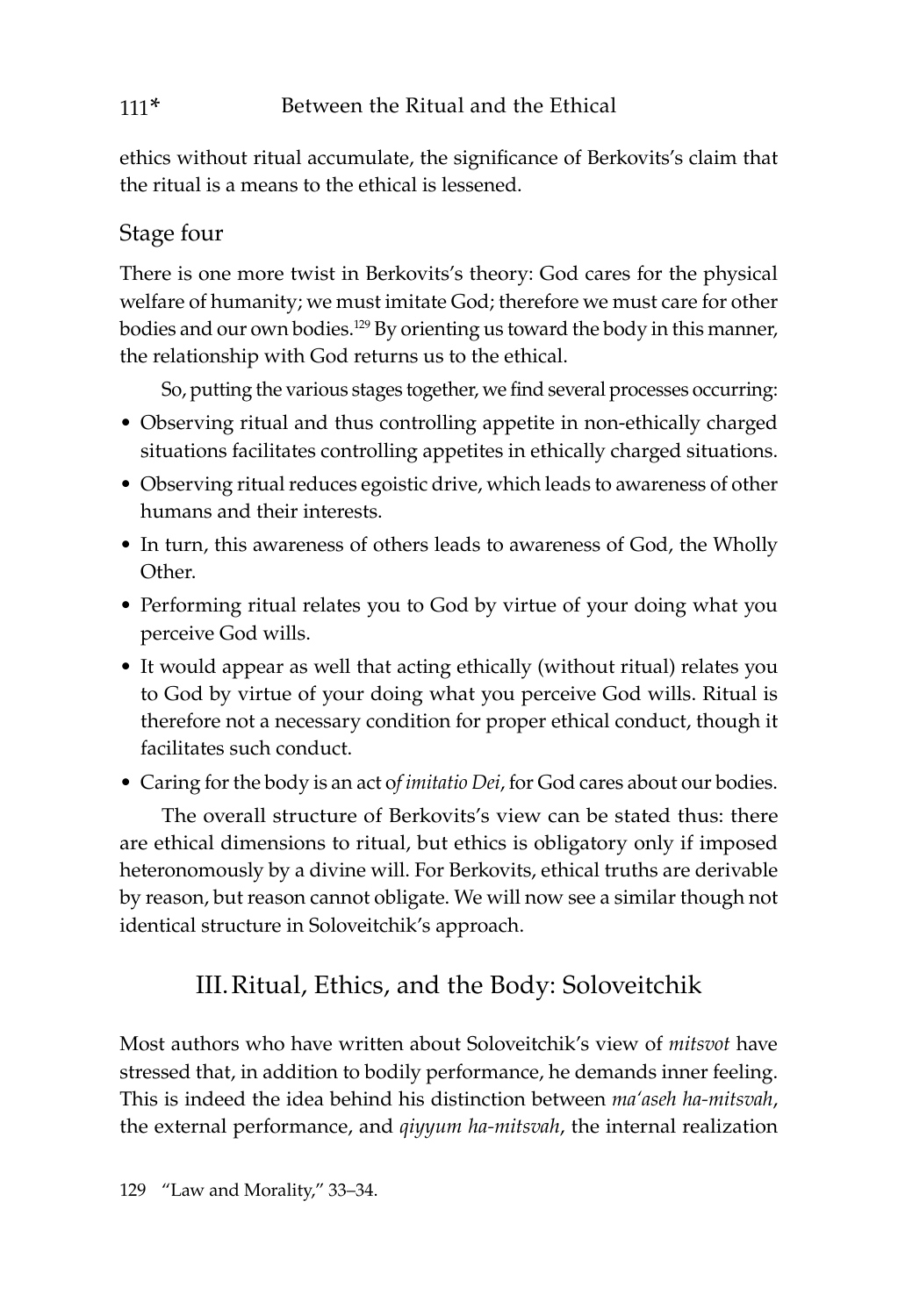ethics without ritual accumulate, the significance of Berkovits's claim that the ritual is a means to the ethical is lessened.

### Stage four

There is one more twist in Berkovits's theory: God cares for the physical welfare of humanity; we must imitate God; therefore we must care for other bodies and our own bodies.[129] By orienting us toward the body in this manner, the relationship with God returns us to the ethical.

So, putting the various stages together, we find several processes occurring:

- Observing ritual and thus controlling appetite in non-ethically charged situations facilitates controlling appetites in ethically charged situations.
- Observing ritual reduces egoistic drive, which leads to awareness of other humans and their interests.
- In turn, this awareness of others leads to awareness of God, the Wholly Other.
- Performing ritual relates you to God by virtue of your doing what you perceive God wills.
- It would appear as well that acting ethically (without ritual) relates you to God by virtue of your doing what you perceive God wills. Ritual is therefore not a necessary condition for proper ethical conduct, though it facilitates such conduct.
- Caring for the body is an act o*f imitatio Dei*, for God cares about our bodies.

The overall structure of Berkovits's view can be stated thus: there are ethical dimensions to ritual, but ethics is obligatory only if imposed heteronomously by a divine will. For Berkovits, ethical truths are derivable by reason, but reason cannot obligate. We will now see a similar though not identical structure in Soloveitchik's approach.

## III. Ritual, Ethics, and the Body: Soloveitchik

Most authors who have written about Soloveitchik's view of *mitsvot* have stressed that, in addition to bodily performance, he demands inner feeling. This is indeed the idea behind his distinction between *ma'aseh ha-mitsvah*, the external performance, and *qiyyum ha-mitsvah*, the internal realization

129 "Law and Morality," 33–34.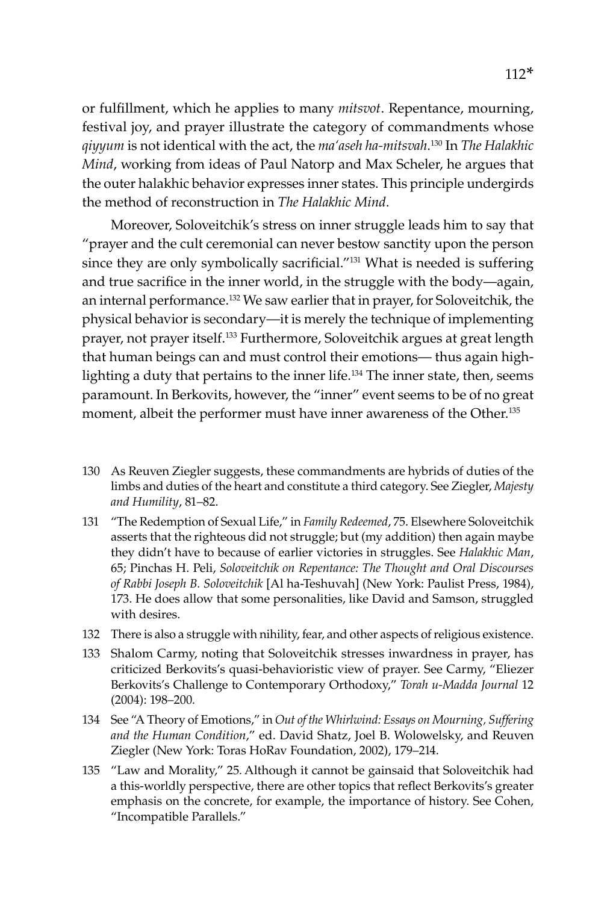or fulfillment, which he applies to many *mitsvot*. Repentance, mourning, festival joy, and prayer illustrate the category of commandments whose *qiyyum* is not identical with the act, the *ma'aseh ha-mitsvah*.[130] In *The Halakhic Mind*, working from ideas of Paul Natorp and Max Scheler, he argues that the outer halakhic behavior expresses inner states. This principle undergirds the method of reconstruction in *The Halakhic Mind*.

Moreover, Soloveitchik's stress on inner struggle leads him to say that "prayer and the cult ceremonial can never bestow sanctity upon the person since they are only symbolically sacrificial."[131] What is needed is suffering and true sacrifice in the inner world, in the struggle with the body—again, an internal performance.[132] We saw earlier that in prayer, for Soloveitchik, the physical behavior is secondary—it is merely the technique of implementing prayer, not prayer itself.[133] Furthermore, Soloveitchik argues at great length that human beings can and must control their emotions— thus again highlighting a duty that pertains to the inner life.[134] The inner state, then, seems paramount. In Berkovits, however, the "inner" event seems to be of no great moment, albeit the performer must have inner awareness of the Other.[135]

130 As Reuven Ziegler suggests, these commandments are hybrids of duties of the limbs and duties of the heart and constitute a third category. See Ziegler, *Majesty and Humility*, 81–82.

131 "The Redemption of Sexual Life," in *Family Redeemed*, 75. Elsewhere Soloveitchik asserts that the righteous did not struggle; but (my addition) then again maybe they didn't have to because of earlier victories in struggles. See *Halakhic Man*, 65; Pinchas H. Peli, *Soloveitchik on Repentance: The Thought and Oral Discourses of Rabbi Joseph B. Soloveitchik* [Al ha-Teshuvah] (New York: Paulist Press, 1984), 173. He does allow that some personalities, like David and Samson, struggled with desires.

132 There is also a struggle with nihility, fear, and other aspects of religious existence.

133 Shalom Carmy, noting that Soloveitchik stresses inwardness in prayer, has criticized Berkovits's quasi-behavioristic view of prayer. See Carmy, "Eliezer Berkovits's Challenge to Contemporary Orthodoxy," *Torah u-Madda Journal* 12 (2004): 198–200.

134 See "A Theory of Emotions," in *Out of the Whirlwind: Essays on Mourning, Suffering and the Human Condition*," ed. David Shatz, Joel B. Wolowelsky, and Reuven Ziegler (New York: Toras HoRav Foundation, 2002), 179–214.

135 "Law and Morality," 25. Although it cannot be gainsaid that Soloveitchik had a this-worldly perspective, there are other topics that reflect Berkovits's greater emphasis on the concrete, for example, the importance of history. See Cohen, "Incompatible Parallels."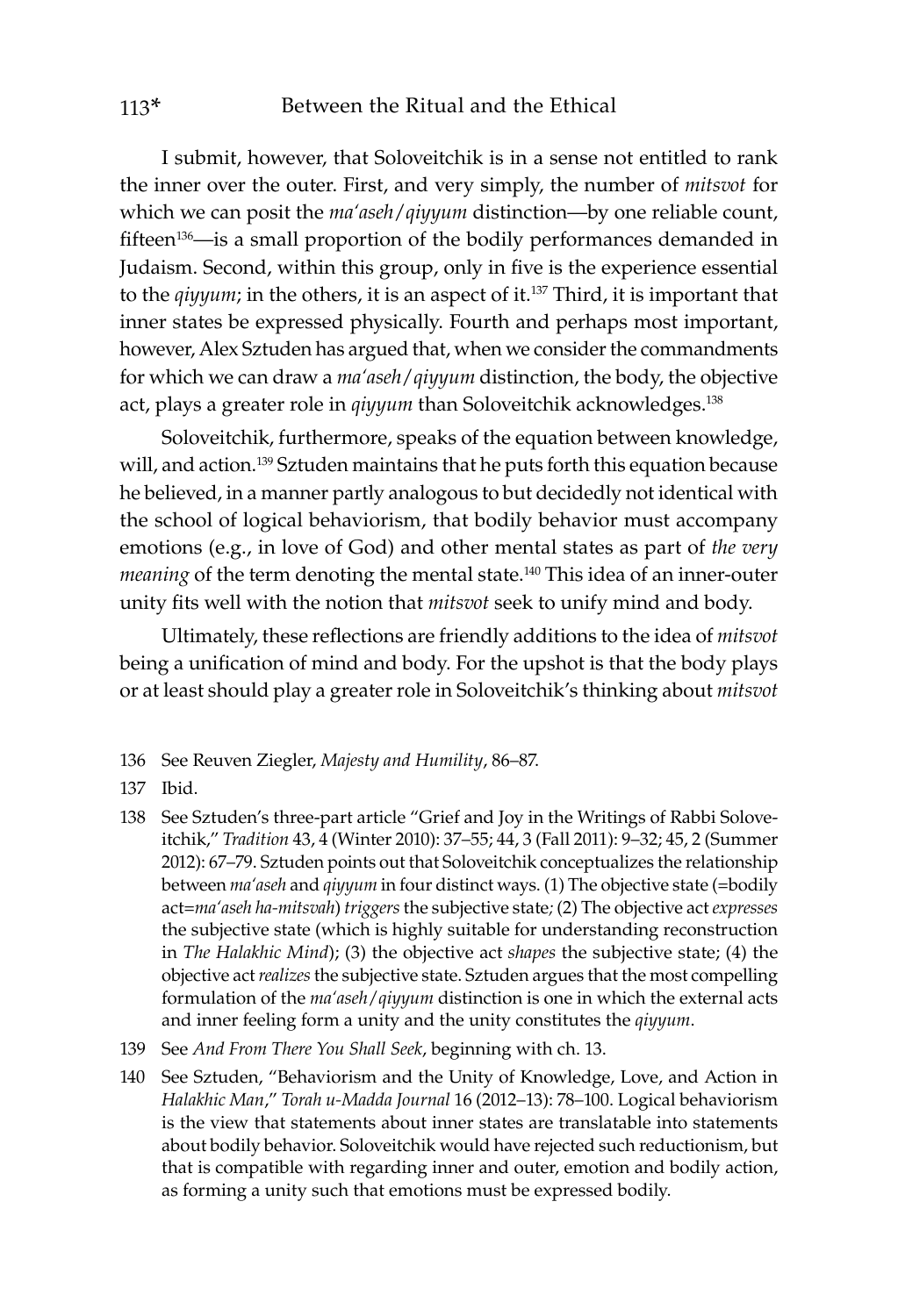I submit, however, that Soloveitchik is in a sense not entitled to rank the inner over the outer. First, and very simply, the number of *mitsvot* for which we can posit the *ma'aseh/qiyyum* distinction—by one reliable count, fifteen[136]—is a small proportion of the bodily performances demanded in Judaism. Second, within this group, only in five is the experience essential to the *qiyyum*; in the others, it is an aspect of it.[137] Third, it is important that inner states be expressed physically. Fourth and perhaps most important, however, Alex Sztuden has argued that, when we consider the commandments for which we can draw a *ma'aseh/qiyyum* distinction, the body, the objective act, plays a greater role in *qiyyum* than Soloveitchik acknowledges.[138]

Soloveitchik, furthermore, speaks of the equation between knowledge, will, and action.[139] Sztuden maintains that he puts forth this equation because he believed, in a manner partly analogous to but decidedly not identical with the school of logical behaviorism, that bodily behavior must accompany emotions (e.g., in love of God) and other mental states as part of *the very meaning* of the term denoting the mental state.[140] This idea of an inner-outer unity fits well with the notion that *mitsvot* seek to unify mind and body.

Ultimately, these reflections are friendly additions to the idea of *mitsvot* being a unification of mind and body. For the upshot is that the body plays or at least should play a greater role in Soloveitchik's thinking about *mitsvot*

136 See Reuven Ziegler, *Majesty and Humility*, 86–87.

137 Ibid.

138 See Sztuden's three-part article "Grief and Joy in the Writings of Rabbi Soloveitchik," *Tradition* 43, 4 (Winter 2010): 37–55; 44, 3 (Fall 2011): 9–32; 45, 2 (Summer 2012): 67–79. Sztuden points out that Soloveitchik conceptualizes the relationship between *ma'aseh* and *qiyyum* in four distinct ways. (1) The objective state (=bodily act=*ma'aseh ha-mitsvah*) *triggers* the subjective state; (2) The objective act *expresses* the subjective state (which is highly suitable for understanding reconstruction in *The Halakhic Mind*); (3) the objective act *shapes* the subjective state; (4) the objective act *realizes* the subjective state. Sztuden argues that the most compelling formulation of the *ma'aseh/qiyyum* distinction is one in which the external acts and inner feeling form a unity and the unity constitutes the *qiyyum*.

139 See *And From There You Shall Seek*, beginning with ch. 13.

140 See Sztuden, "Behaviorism and the Unity of Knowledge, Love, and Action in *Halakhic Man*," *Torah u-Madda Journal* 16 (2012–13): 78–100. Logical behaviorism is the view that statements about inner states are translatable into statements about bodily behavior. Soloveitchik would have rejected such reductionism, but that is compatible with regarding inner and outer, emotion and bodily action, as forming a unity such that emotions must be expressed bodily.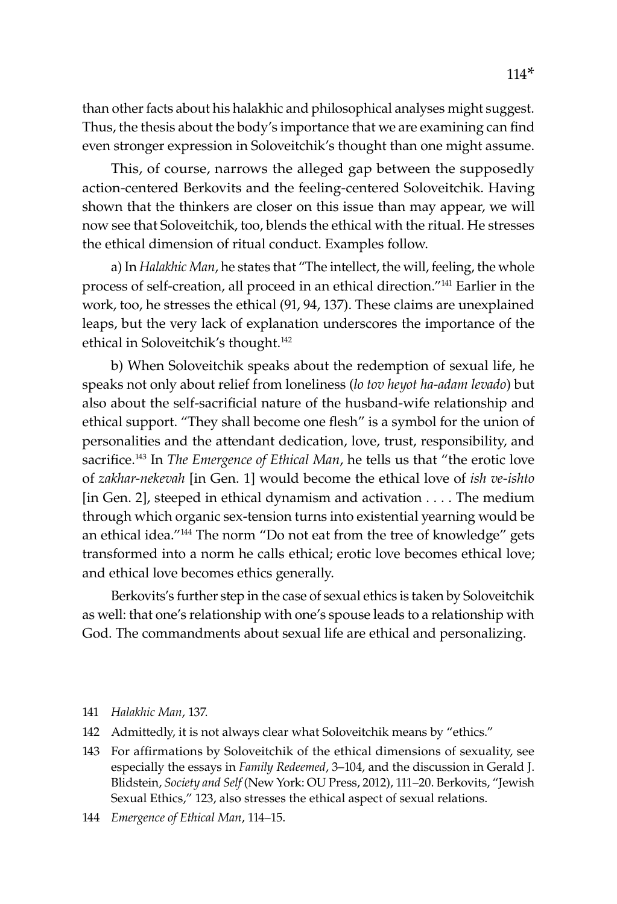than other facts about his halakhic and philosophical analyses might suggest. Thus, the thesis about the body's importance that we are examining can find even stronger expression in Soloveitchik's thought than one might assume.

This, of course, narrows the alleged gap between the supposedly action-centered Berkovits and the feeling-centered Soloveitchik. Having shown that the thinkers are closer on this issue than may appear, we will now see that Soloveitchik, too, blends the ethical with the ritual. He stresses the ethical dimension of ritual conduct. Examples follow.

a) In *Halakhic Man*, he states that "The intellect, the will, feeling, the whole process of self-creation, all proceed in an ethical direction."[141] Earlier in the work, too, he stresses the ethical (91, 94, 137). These claims are unexplained leaps, but the very lack of explanation underscores the importance of the ethical in Soloveitchik's thought.[142]

b) When Soloveitchik speaks about the redemption of sexual life, he speaks not only about relief from loneliness (*lo tov heyot ha-adam levado*) but also about the self-sacrificial nature of the husband-wife relationship and ethical support. "They shall become one flesh" is a symbol for the union of personalities and the attendant dedication, love, trust, responsibility, and sacrifice.[143] In *The Emergence of Ethical Man*, he tells us that "the erotic love of *zakhar-nekevah* [in Gen. 1] would become the ethical love of *ish ve-ishto* [in Gen. 2], steeped in ethical dynamism and activation . . . . The medium through which organic sex-tension turns into existential yearning would be an ethical idea."[144] The norm "Do not eat from the tree of knowledge" gets transformed into a norm he calls ethical; erotic love becomes ethical love; and ethical love becomes ethics generally.

Berkovits's further step in the case of sexual ethics is taken by Soloveitchik as well: that one's relationship with one's spouse leads to a relationship with God. The commandments about sexual life are ethical and personalizing.

141 *Halakhic Man*, 137.

142 Admittedly, it is not always clear what Soloveitchik means by "ethics."

143 For affirmations by Soloveitchik of the ethical dimensions of sexuality, see especially the essays in *Family Redeemed*, 3–104, and the discussion in Gerald J. Blidstein, *Society and Self* (New York: OU Press, 2012), 111–20. Berkovits, "Jewish Sexual Ethics," 123, also stresses the ethical aspect of sexual relations.

144 *Emergence of Ethical Man*, 114–15.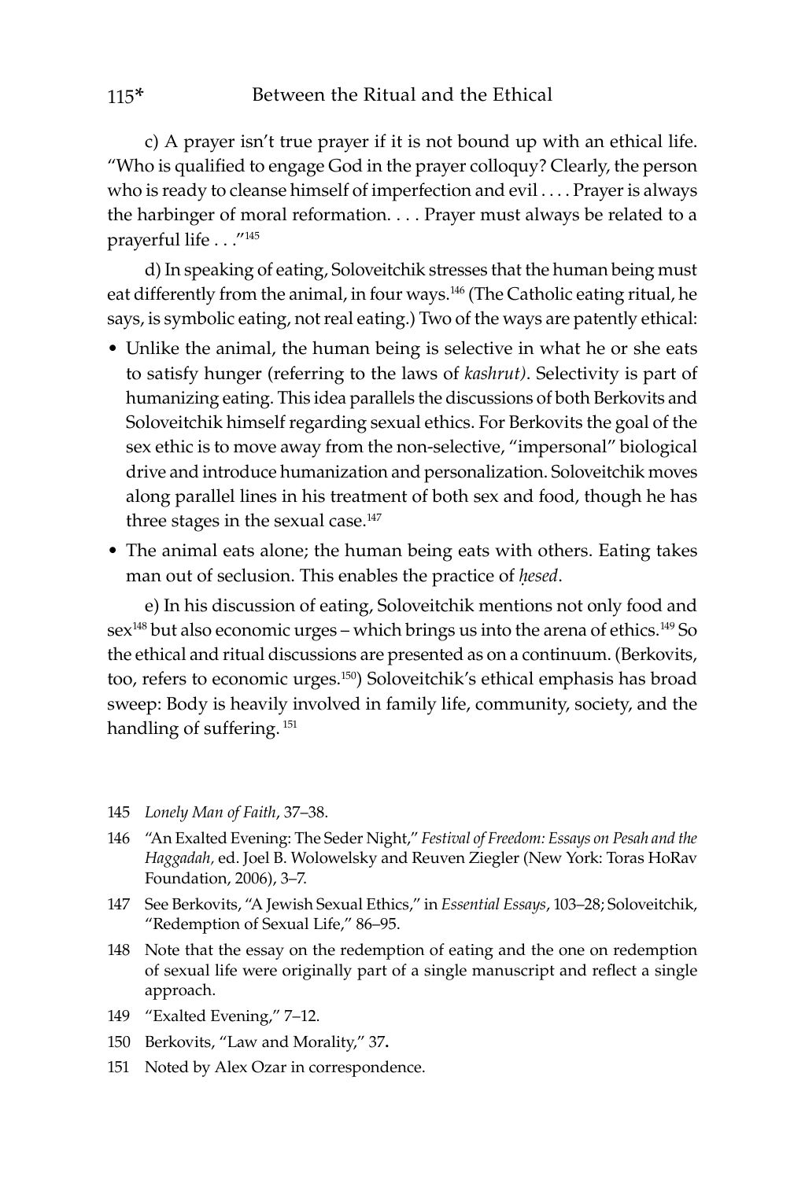c) A prayer isn't true prayer if it is not bound up with an ethical life. "Who is qualified to engage God in the prayer colloquy? Clearly, the person who is ready to cleanse himself of imperfection and evil . . . . Prayer is always the harbinger of moral reformation. . . . Prayer must always be related to a prayerful life . . ."[145]

d) In speaking of eating, Soloveitchik stresses that the human being must eat differently from the animal, in four ways.[146] (The Catholic eating ritual, he says, is symbolic eating, not real eating.) Two of the ways are patently ethical:

- Unlike the animal, the human being is selective in what he or she eats to satisfy hunger (referring to the laws of *kashrut)*. Selectivity is part of humanizing eating. This idea parallels the discussions of both Berkovits and Soloveitchik himself regarding sexual ethics. For Berkovits the goal of the sex ethic is to move away from the non-selective, "impersonal" biological drive and introduce humanization and personalization. Soloveitchik moves along parallel lines in his treatment of both sex and food, though he has three stages in the sexual case.[147]
- The animal eats alone; the human being eats with others. Eating takes man out of seclusion. This enables the practice of *ḥesed*.

e) In his discussion of eating, Soloveitchik mentions not only food and sex[148] but also economic urges – which brings us into the arena of ethics.[149] So the ethical and ritual discussions are presented as on a continuum. (Berkovits, too, refers to economic urges.[150]) Soloveitchik's ethical emphasis has broad sweep: Body is heavily involved in family life, community, society, and the handling of suffering. [151]

145 *Lonely Man of Faith*, 37–38.

146 "An Exalted Evening: The Seder Night," *Festival of Freedom: Essays on Pesah and the Haggadah*, ed. Joel B. Wolowelsky and Reuven Ziegler (New York: Toras HoRav Foundation, 2006), 3–7.

147 See Berkovits, "A Jewish Sexual Ethics," in *Essential Essays*, 103–28; Soloveitchik, "Redemption of Sexual Life," 86–95.

148 Note that the essay on the redemption of eating and the one on redemption of sexual life were originally part of a single manuscript and reflect a single approach.

149 "Exalted Evening," 7–12.

150 Berkovits, "Law and Morality," 37**.**

151 Noted by Alex Ozar in correspondence.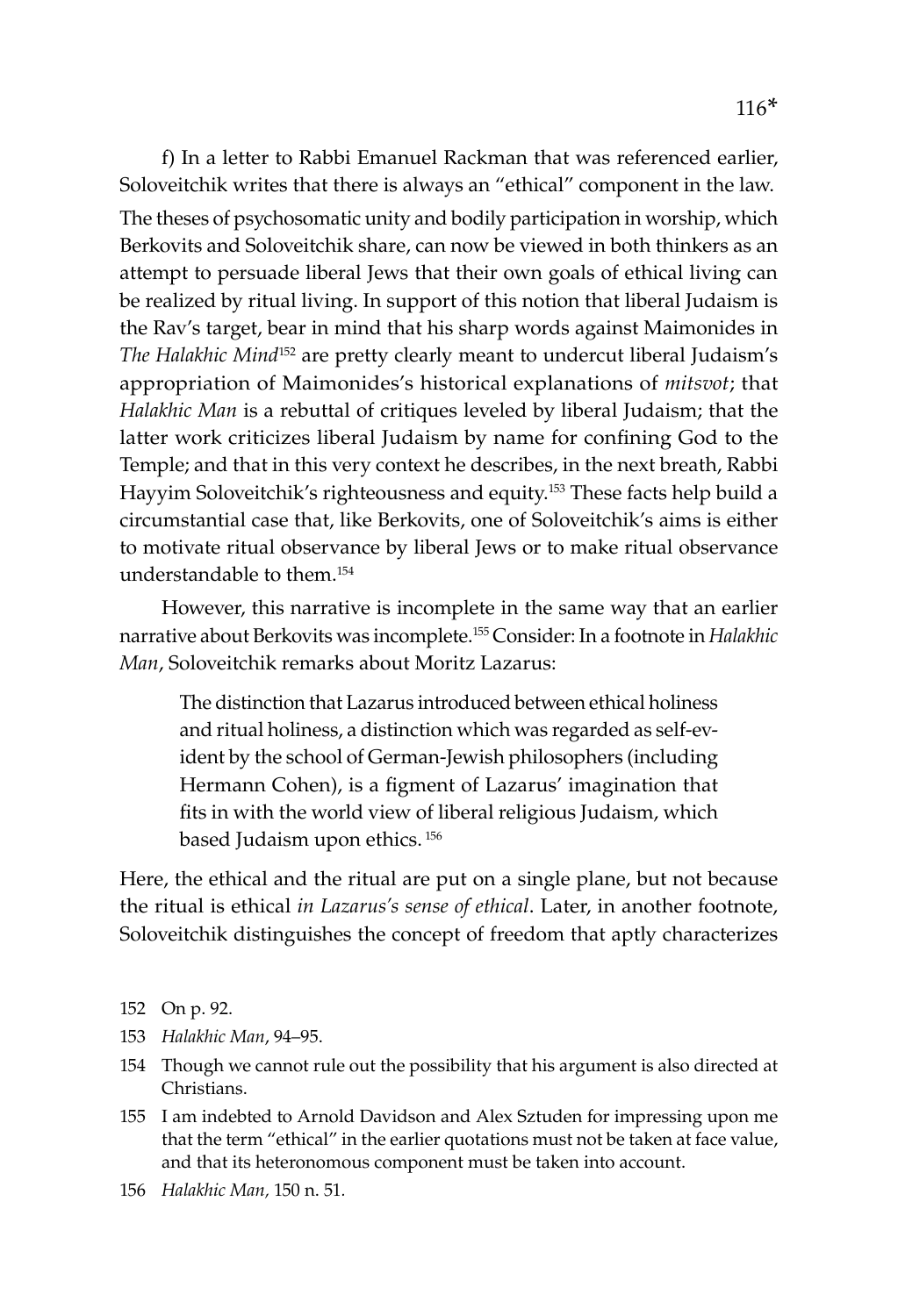f) In a letter to Rabbi Emanuel Rackman that was referenced earlier, Soloveitchik writes that there is always an "ethical" component in the law. The theses of psychosomatic unity and bodily participation in worship, which Berkovits and Soloveitchik share, can now be viewed in both thinkers as an attempt to persuade liberal Jews that their own goals of ethical living can be realized by ritual living. In support of this notion that liberal Judaism is the Rav's target, bear in mind that his sharp words against Maimonides in *The Halakhic Mind*[152] are pretty clearly meant to undercut liberal Judaism's appropriation of Maimonides's historical explanations of *mitsvot*; that *Halakhic Man* is a rebuttal of critiques leveled by liberal Judaism; that the latter work criticizes liberal Judaism by name for confining God to the Temple; and that in this very context he describes, in the next breath, Rabbi Hayyim Soloveitchik's righteousness and equity.[153] These facts help build a circumstantial case that, like Berkovits, one of Soloveitchik's aims is either to motivate ritual observance by liberal Jews or to make ritual observance understandable to them.[154]

However, this narrative is incomplete in the same way that an earlier narrative about Berkovits was incomplete.[155] Consider: In a footnote in *Halakhic Man*, Soloveitchik remarks about Moritz Lazarus:

> The distinction that Lazarus introduced between ethical holiness and ritual holiness, a distinction which was regarded as self-evident by the school of German-Jewish philosophers (including Hermann Cohen), is a figment of Lazarus' imagination that fits in with the world view of liberal religious Judaism, which based Judaism upon ethics. [156]

Here, the ethical and the ritual are put on a single plane, but not because the ritual is ethical *in Lazarus's sense of ethical*. Later, in another footnote, Soloveitchik distinguishes the concept of freedom that aptly characterizes

152 On p. 92.

153 *Halakhic Man*, 94–95.

154 Though we cannot rule out the possibility that his argument is also directed at Christians.

155 I am indebted to Arnold Davidson and Alex Sztuden for impressing upon me that the term "ethical" in the earlier quotations must not be taken at face value, and that its heteronomous component must be taken into account.

156 *Halakhic Man*, 150 n. 51.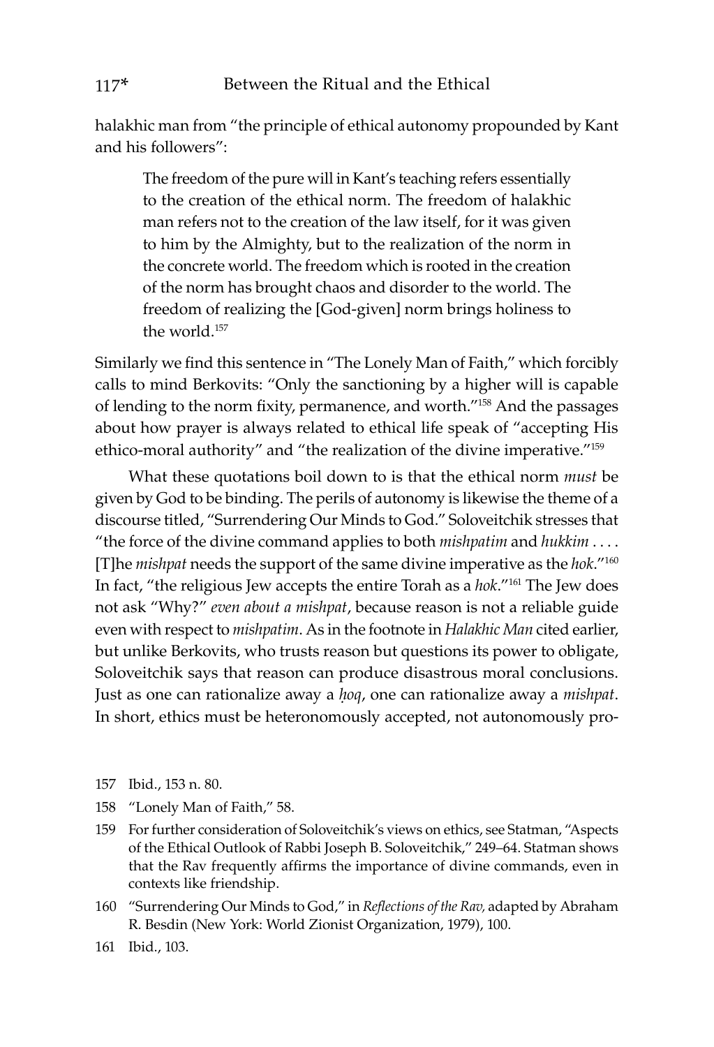halakhic man from "the principle of ethical autonomy propounded by Kant and his followers":

> The freedom of the pure will in Kant's teaching refers essentially to the creation of the ethical norm. The freedom of halakhic man refers not to the creation of the law itself, for it was given to him by the Almighty, but to the realization of the norm in the concrete world. The freedom which is rooted in the creation of the norm has brought chaos and disorder to the world. The freedom of realizing the [God-given] norm brings holiness to the world.[157]

Similarly we find this sentence in "The Lonely Man of Faith," which forcibly calls to mind Berkovits: "Only the sanctioning by a higher will is capable of lending to the norm fixity, permanence, and worth."[158] And the passages about how prayer is always related to ethical life speak of "accepting His ethico-moral authority" and "the realization of the divine imperative."[159]

What these quotations boil down to is that the ethical norm *must* be given by God to be binding. The perils of autonomy is likewise the theme of a discourse titled, "Surrendering Our Minds to God." Soloveitchik stresses that "the force of the divine command applies to both *mishpatim* and *hukkim* . . . . [T]he *mishpat* needs the support of the same divine imperative as the *hok*."[160] In fact, "the religious Jew accepts the entire Torah as a *hok*."[161] The Jew does not ask "Why?" *even about a mishpat*, because reason is not a reliable guide even with respect to *mishpatim*. As in the footnote in *Halakhic Man* cited earlier, but unlike Berkovits, who trusts reason but questions its power to obligate, Soloveitchik says that reason can produce disastrous moral conclusions. Just as one can rationalize away a *ḥoq*, one can rationalize away a *mishpat*. In short, ethics must be heteronomously accepted, not autonomously pro-

157 Ibid., 153 n. 80.

158 "Lonely Man of Faith," 58.

159 For further consideration of Soloveitchik's views on ethics, see Statman, "Aspects of the Ethical Outlook of Rabbi Joseph B. Soloveitchik," 249–64. Statman shows that the Rav frequently affirms the importance of divine commands, even in contexts like friendship.

160 "Surrendering Our Minds to God," in *Reflections of the Rav,* adapted by Abraham R. Besdin (New York: World Zionist Organization, 1979), 100.

161 Ibid., 103.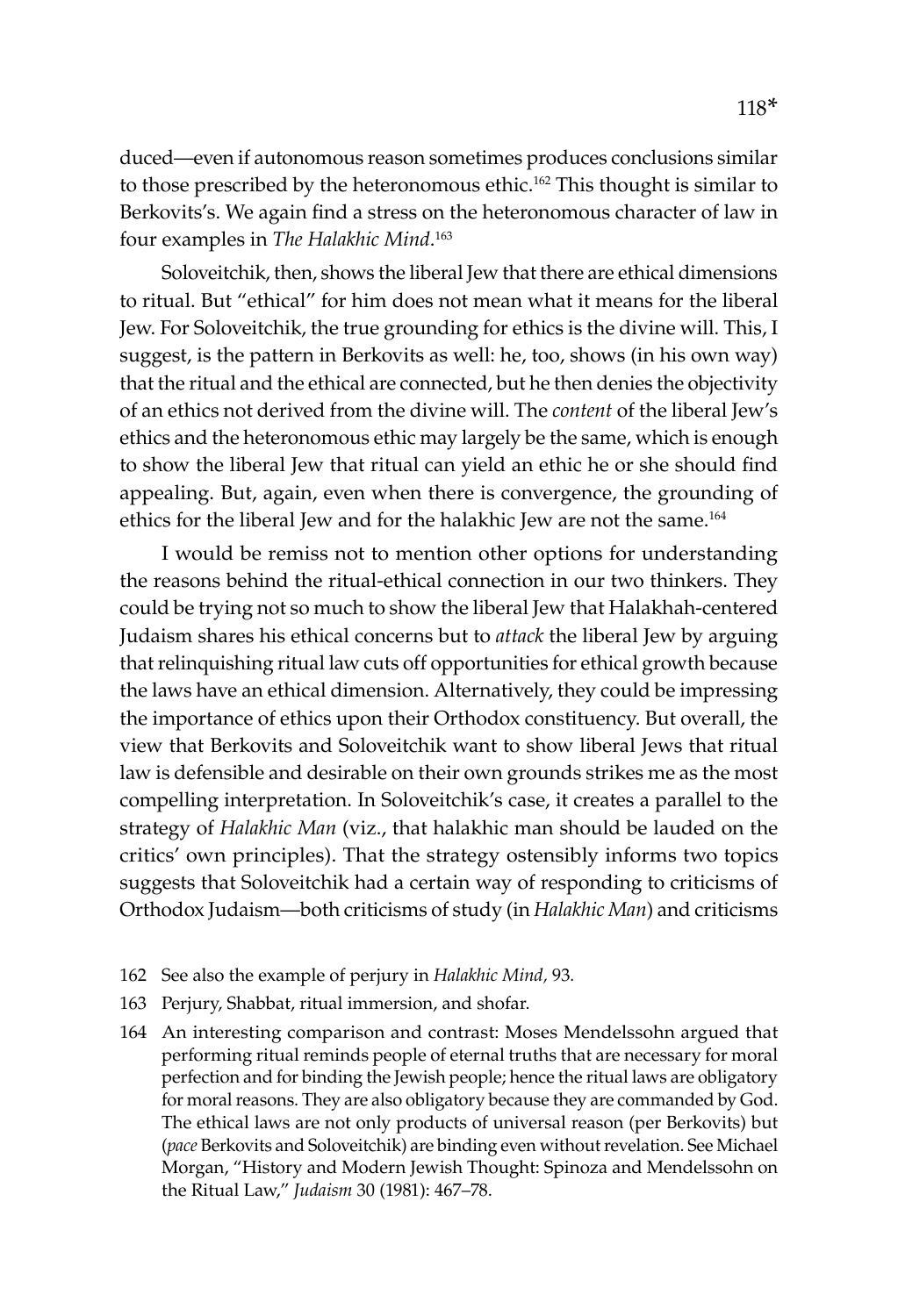duced—even if autonomous reason sometimes produces conclusions similar to those prescribed by the heteronomous ethic.[162] This thought is similar to Berkovits's. We again find a stress on the heteronomous character of law in four examples in *The Halakhic Mind*.[163]

Soloveitchik, then, shows the liberal Jew that there are ethical dimensions to ritual. But "ethical" for him does not mean what it means for the liberal Jew. For Soloveitchik, the true grounding for ethics is the divine will. This, I suggest, is the pattern in Berkovits as well: he, too, shows (in his own way) that the ritual and the ethical are connected, but he then denies the objectivity of an ethics not derived from the divine will. The *content* of the liberal Jew's ethics and the heteronomous ethic may largely be the same, which is enough to show the liberal Jew that ritual can yield an ethic he or she should find appealing. But, again, even when there is convergence, the grounding of ethics for the liberal Jew and for the halakhic Jew are not the same.[164]

I would be remiss not to mention other options for understanding the reasons behind the ritual-ethical connection in our two thinkers. They could be trying not so much to show the liberal Jew that Halakhah-centered Judaism shares his ethical concerns but to *attack* the liberal Jew by arguing that relinquishing ritual law cuts off opportunities for ethical growth because the laws have an ethical dimension. Alternatively, they could be impressing the importance of ethics upon their Orthodox constituency. But overall, the view that Berkovits and Soloveitchik want to show liberal Jews that ritual law is defensible and desirable on their own grounds strikes me as the most compelling interpretation. In Soloveitchik's case, it creates a parallel to the strategy of *Halakhic Man* (viz., that halakhic man should be lauded on the critics' own principles). That the strategy ostensibly informs two topics suggests that Soloveitchik had a certain way of responding to criticisms of Orthodox Judaism—both criticisms of study (in *Halakhic Man*) and criticisms

162 See also the example of perjury in *Halakhic Mind,* 93.

163 Perjury, Shabbat, ritual immersion, and shofar.

164 An interesting comparison and contrast: Moses Mendelssohn argued that performing ritual reminds people of eternal truths that are necessary for moral perfection and for binding the Jewish people; hence the ritual laws are obligatory for moral reasons. They are also obligatory because they are commanded by God. The ethical laws are not only products of universal reason (per Berkovits) but (*pace* Berkovits and Soloveitchik) are binding even without revelation. See Michael Morgan, "History and Modern Jewish Thought: Spinoza and Mendelssohn on the Ritual Law," *Judaism* 30 (1981): 467–78.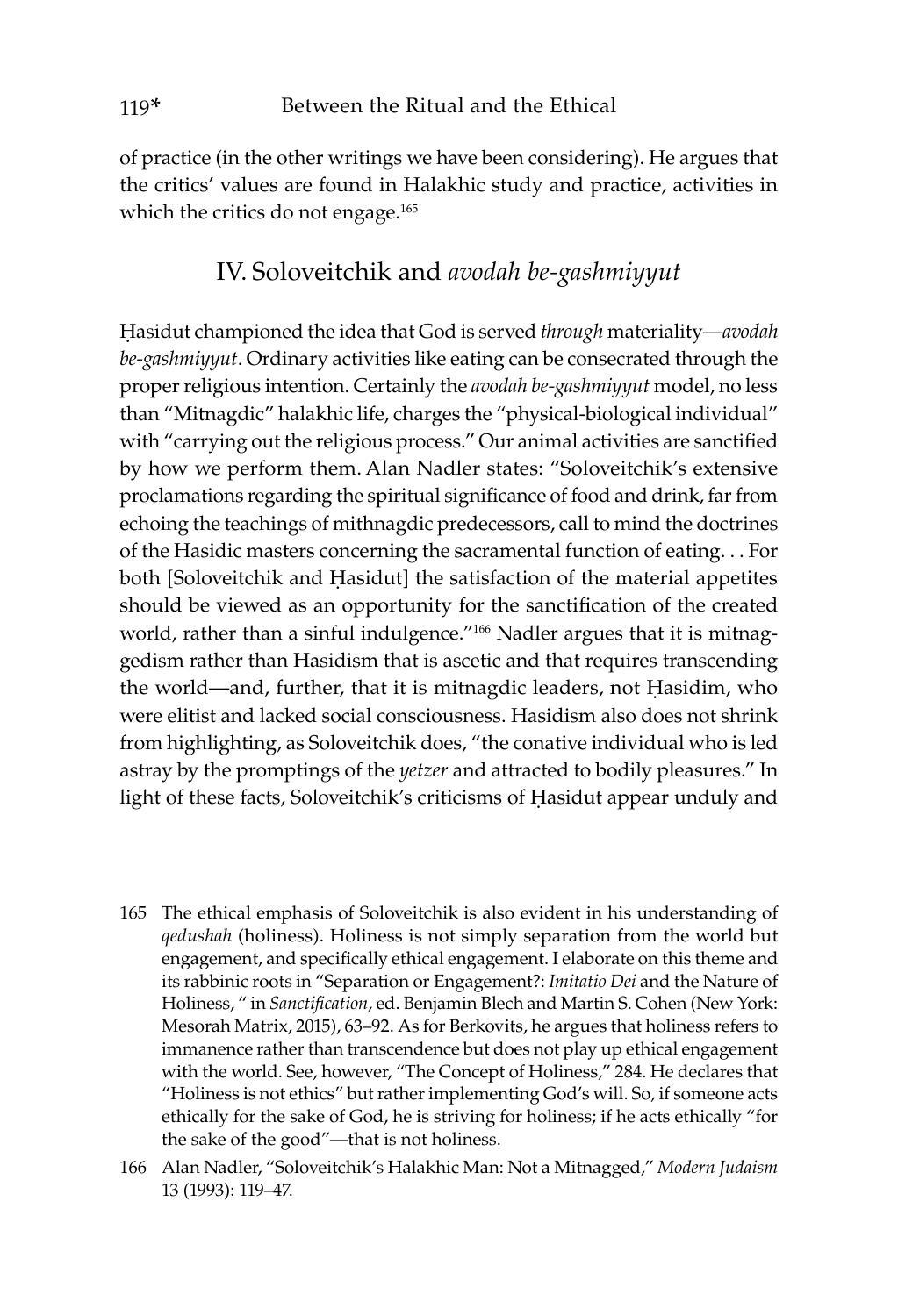of practice (in the other writings we have been considering). He argues that the critics' values are found in Halakhic study and practice, activities in which the critics do not engage.[165]

## IV. Soloveitchik and *avodah be-gashmiyyut*

Ḥasidut championed the idea that God is served *through* materiality—*avodah be-gashmiyyut*. Ordinary activities like eating can be consecrated through the proper religious intention. Certainly the *avodah be-gashmiyyut* model, no less than "Mitnagdic" halakhic life, charges the "physical-biological individual" with "carrying out the religious process." Our animal activities are sanctified by how we perform them. Alan Nadler states: "Soloveitchik's extensive proclamations regarding the spiritual significance of food and drink, far from echoing the teachings of mithnagdic predecessors, call to mind the doctrines of the Hasidic masters concerning the sacramental function of eating. . . For both [Soloveitchik and Ḥasidut] the satisfaction of the material appetites should be viewed as an opportunity for the sanctification of the created world, rather than a sinful indulgence."[166] Nadler argues that it is mitnaggedism rather than Hasidism that is ascetic and that requires transcending the world—and, further, that it is mitnagdic leaders, not Ḥasidim, who were elitist and lacked social consciousness. Hasidism also does not shrink from highlighting, as Soloveitchik does, "the conative individual who is led astray by the promptings of the *yetzer* and attracted to bodily pleasures." In light of these facts, Soloveitchik's criticisms of Ḥasidut appear unduly and

165 The ethical emphasis of Soloveitchik is also evident in his understanding of *qedushah* (holiness). Holiness is not simply separation from the world but engagement, and specifically ethical engagement. I elaborate on this theme and its rabbinic roots in "Separation or Engagement?: *Imitatio Dei* and the Nature of Holiness, " in *Sanctification*, ed. Benjamin Blech and Martin S. Cohen (New York: Mesorah Matrix, 2015), 63–92. As for Berkovits, he argues that holiness refers to immanence rather than transcendence but does not play up ethical engagement with the world. See, however, "The Concept of Holiness," 284. He declares that "Holiness is not ethics" but rather implementing God's will. So, if someone acts ethically for the sake of God, he is striving for holiness; if he acts ethically "for the sake of the good"—that is not holiness.

166 Alan Nadler, "Soloveitchik's Halakhic Man: Not a Mitnagged," *Modern Judaism* 13 (1993): 119–47.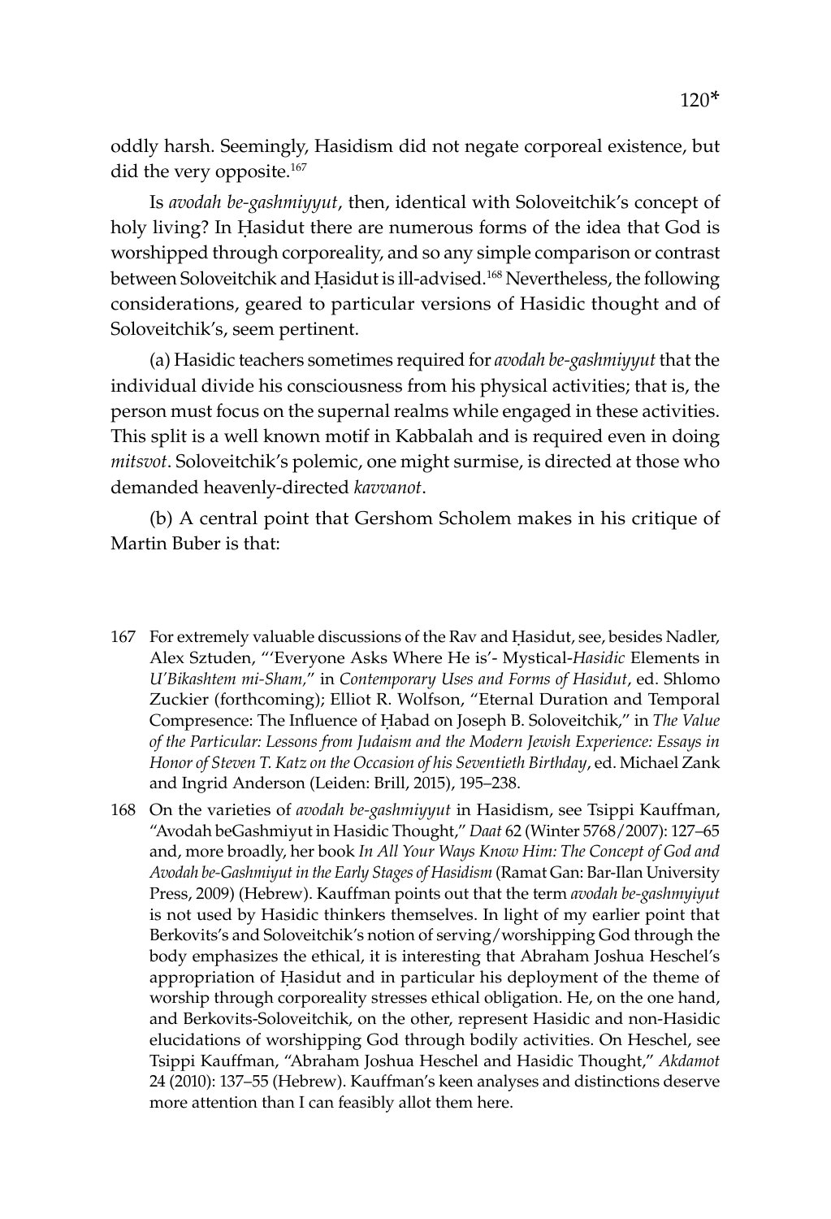oddly harsh. Seemingly, Hasidism did not negate corporeal existence, but did the very opposite.[167]

Is *avodah be-gashmiyyut*, then, identical with Soloveitchik's concept of holy living? In Ḥasidut there are numerous forms of the idea that God is worshipped through corporeality, and so any simple comparison or contrast between Soloveitchik and Ḥasidut is ill-advised.[168] Nevertheless, the following considerations, geared to particular versions of Hasidic thought and of Soloveitchik's, seem pertinent.

(a) Hasidic teachers sometimes required for *avodah be-gashmiyyut* that the individual divide his consciousness from his physical activities; that is, the person must focus on the supernal realms while engaged in these activities. This split is a well known motif in Kabbalah and is required even in doing *mitsvot*. Soloveitchik's polemic, one might surmise, is directed at those who demanded heavenly-directed *kavvanot*.

(b) A central point that Gershom Scholem makes in his critique of Martin Buber is that:

167 For extremely valuable discussions of the Rav and Ḥasidut, see, besides Nadler, Alex Sztuden, "'Everyone Asks Where He is'- Mystical-*Hasidic* Elements in *U'Bikashtem mi-Sham*," in *Contemporary Uses and Forms of Hasidut*, ed. Shlomo Zuckier (forthcoming); Elliot R. Wolfson, "Eternal Duration and Temporal Compresence: The Influence of Ḥabad on Joseph B. Soloveitchik," in *The Value of the Particular: Lessons from Judaism and the Modern Jewish Experience: Essays in Honor of Steven T. Katz on the Occasion of his Seventieth Birthday*, ed. Michael Zank and Ingrid Anderson (Leiden: Brill, 2015), 195–238.

168 On the varieties of *avodah be-gashmiyyut* in Hasidism, see Tsippi Kauffman, "Avodah beGashmiyut in Hasidic Thought," *Daat* 62 (Winter 5768/2007): 127–65 and, more broadly, her book *In All Your Ways Know Him: The Concept of God and Avodah be-Gashmiyut in the Early Stages of Hasidism* (Ramat Gan: Bar-Ilan University Press, 2009) (Hebrew). Kauffman points out that the term *avodah be-gashmyiyut* is not used by Hasidic thinkers themselves. In light of my earlier point that Berkovits's and Soloveitchik's notion of serving/worshipping God through the body emphasizes the ethical, it is interesting that Abraham Joshua Heschel's appropriation of Ḥasidut and in particular his deployment of the theme of worship through corporeality stresses ethical obligation. He, on the one hand, and Berkovits-Soloveitchik, on the other, represent Hasidic and non-Hasidic elucidations of worshipping God through bodily activities. On Heschel, see Tsippi Kauffman, "Abraham Joshua Heschel and Hasidic Thought," *Akdamot* 24 (2010): 137–55 (Hebrew). Kauffman's keen analyses and distinctions deserve more attention than I can feasibly allot them here.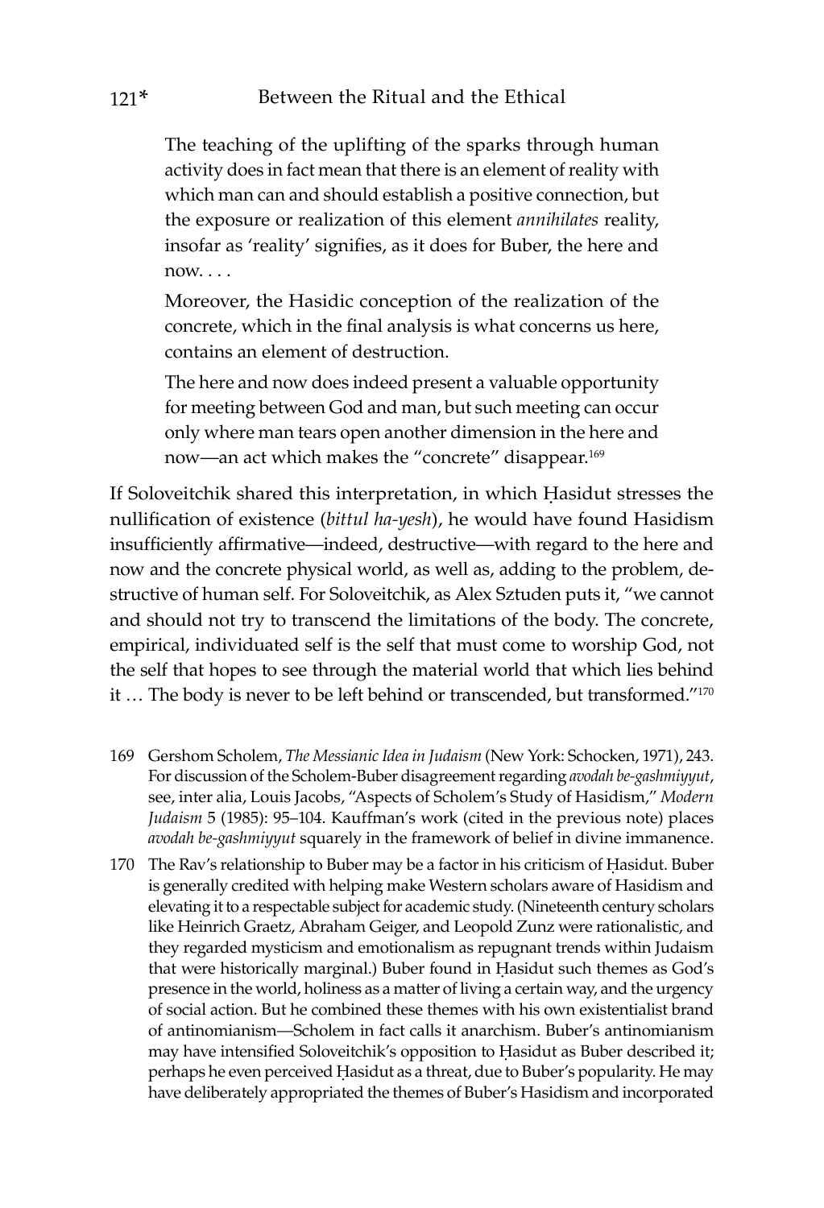> The teaching of the uplifting of the sparks through human activity does in fact mean that there is an element of reality with which man can and should establish a positive connection, but the exposure or realization of this element *annihilates* reality, insofar as 'reality' signifies, as it does for Buber, the here and now. . . .
>
> Moreover, the Hasidic conception of the realization of the concrete, which in the final analysis is what concerns us here, contains an element of destruction.
>
> The here and now does indeed present a valuable opportunity for meeting between God and man, but such meeting can occur only where man tears open another dimension in the here and now—an act which makes the "concrete" disappear.[169]

If Soloveitchik shared this interpretation, in which Ḥasidut stresses the nullification of existence (*bittul ha-yesh*), he would have found Hasidism insufficiently affirmative—indeed, destructive—with regard to the here and now and the concrete physical world, as well as, adding to the problem, destructive of human self. For Soloveitchik, as Alex Sztuden puts it, "we cannot and should not try to transcend the limitations of the body. The concrete, empirical, individuated self is the self that must come to worship God, not the self that hopes to see through the material world that which lies behind it … The body is never to be left behind or transcended, but transformed."[170]

169 Gershom Scholem, *The Messianic Idea in Judaism* (New York: Schocken, 1971), 243. For discussion of the Scholem-Buber disagreement regarding *avodah be-gashmiyyut*, see, inter alia, Louis Jacobs, "Aspects of Scholem's Study of Hasidism," *Modern Judaism* 5 (1985): 95–104. Kauffman's work (cited in the previous note) places *avodah be-gashmiyyut* squarely in the framework of belief in divine immanence.

170 The Rav's relationship to Buber may be a factor in his criticism of Ḥasidut. Buber is generally credited with helping make Western scholars aware of Hasidism and elevating it to a respectable subject for academic study. (Nineteenth century scholars like Heinrich Graetz, Abraham Geiger, and Leopold Zunz were rationalistic, and they regarded mysticism and emotionalism as repugnant trends within Judaism that were historically marginal.) Buber found in Ḥasidut such themes as God's presence in the world, holiness as a matter of living a certain way, and the urgency of social action. But he combined these themes with his own existentialist brand of antinomianism—Scholem in fact calls it anarchism. Buber's antinomianism may have intensified Soloveitchik's opposition to Ḥasidut as Buber described it; perhaps he even perceived Ḥasidut as a threat, due to Buber's popularity. He may have deliberately appropriated the themes of Buber's Hasidism and incorporated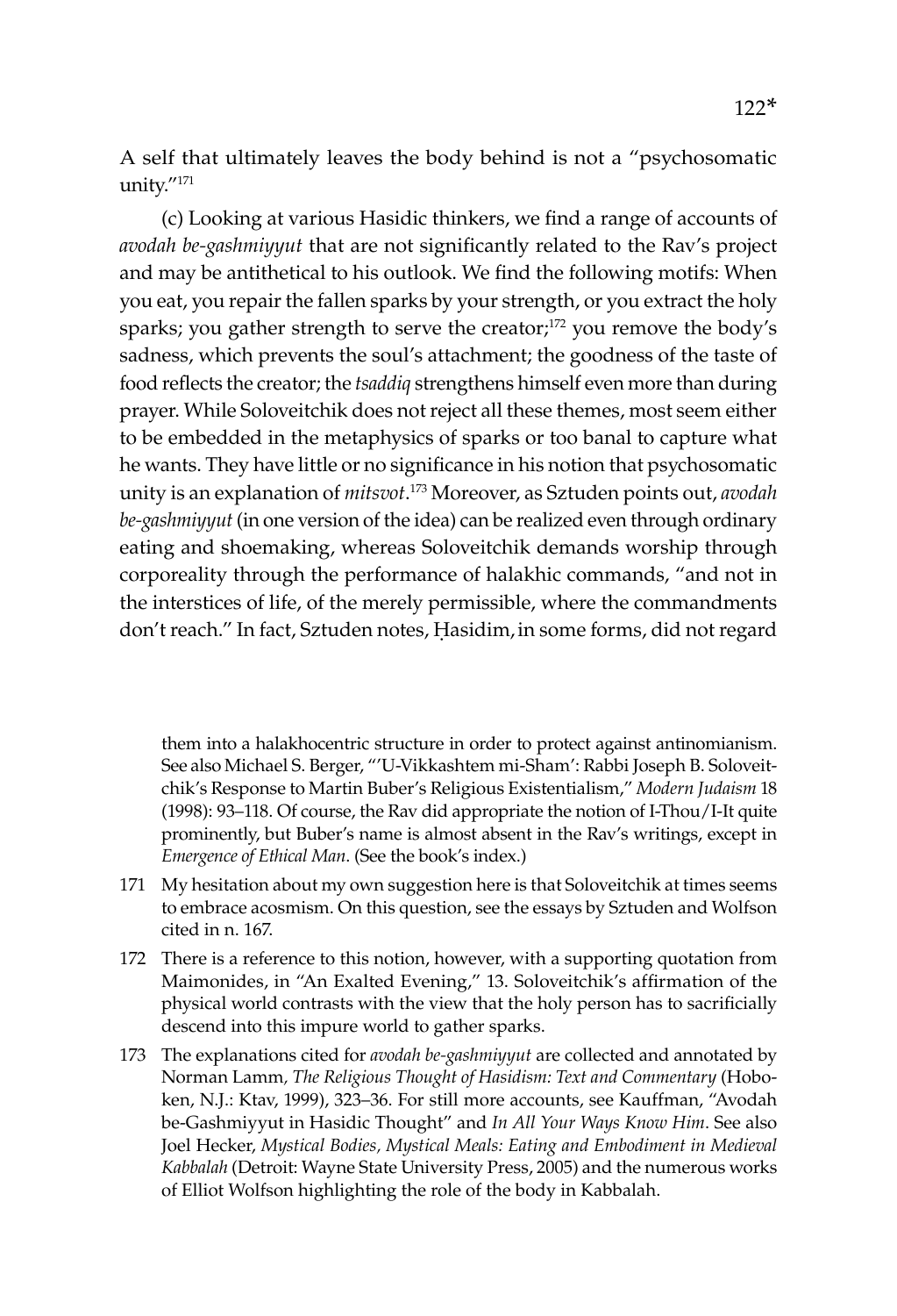A self that ultimately leaves the body behind is not a "psychosomatic unity."[171]

(c) Looking at various Hasidic thinkers, we find a range of accounts of *avodah be-gashmiyyut* that are not significantly related to the Rav's project and may be antithetical to his outlook. We find the following motifs: When you eat, you repair the fallen sparks by your strength, or you extract the holy sparks; you gather strength to serve the creator;[172] you remove the body's sadness, which prevents the soul's attachment; the goodness of the taste of food reflects the creator; the *tsaddiq* strengthens himself even more than during prayer. While Soloveitchik does not reject all these themes, most seem either to be embedded in the metaphysics of sparks or too banal to capture what he wants. They have little or no significance in his notion that psychosomatic unity is an explanation of *mitsvot*.[173] Moreover, as Sztuden points out, *avodah be-gashmiyyut* (in one version of the idea) can be realized even through ordinary eating and shoemaking, whereas Soloveitchik demands worship through corporeality through the performance of halakhic commands, "and not in the interstices of life, of the merely permissible, where the commandments don't reach." In fact, Sztuden notes, Ḥasidim, in some forms, did not regard

---

them into a halakhocentric structure in order to protect against antinomianism. See also Michael S. Berger, "'U-Vikkashtem mi-Sham': Rabbi Joseph B. Soloveitchik's Response to Martin Buber's Religious Existentialism," *Modern Judaism* 18 (1998): 93–118. Of course, the Rav did appropriate the notion of I-Thou/I-It quite prominently, but Buber's name is almost absent in the Rav's writings, except in *Emergence of Ethical Man*. (See the book's index.)

171 My hesitation about my own suggestion here is that Soloveitchik at times seems to embrace acosmism. On this question, see the essays by Sztuden and Wolfson cited in n. 167.

172 There is a reference to this notion, however, with a supporting quotation from Maimonides, in "An Exalted Evening," 13. Soloveitchik's affirmation of the physical world contrasts with the view that the holy person has to sacrificially descend into this impure world to gather sparks.

173 The explanations cited for *avodah be-gashmiyyut* are collected and annotated by Norman Lamm, *The Religious Thought of Hasidism: Text and Commentary* (Hoboken, N.J.: Ktav, 1999), 323–36. For still more accounts, see Kauffman, "Avodah be-Gashmiyyut in Hasidic Thought" and *In All Your Ways Know Him*. See also Joel Hecker, *Mystical Bodies, Mystical Meals: Eating and Embodiment in Medieval Kabbalah* (Detroit: Wayne State University Press, 2005) and the numerous works of Elliot Wolfson highlighting the role of the body in Kabbalah.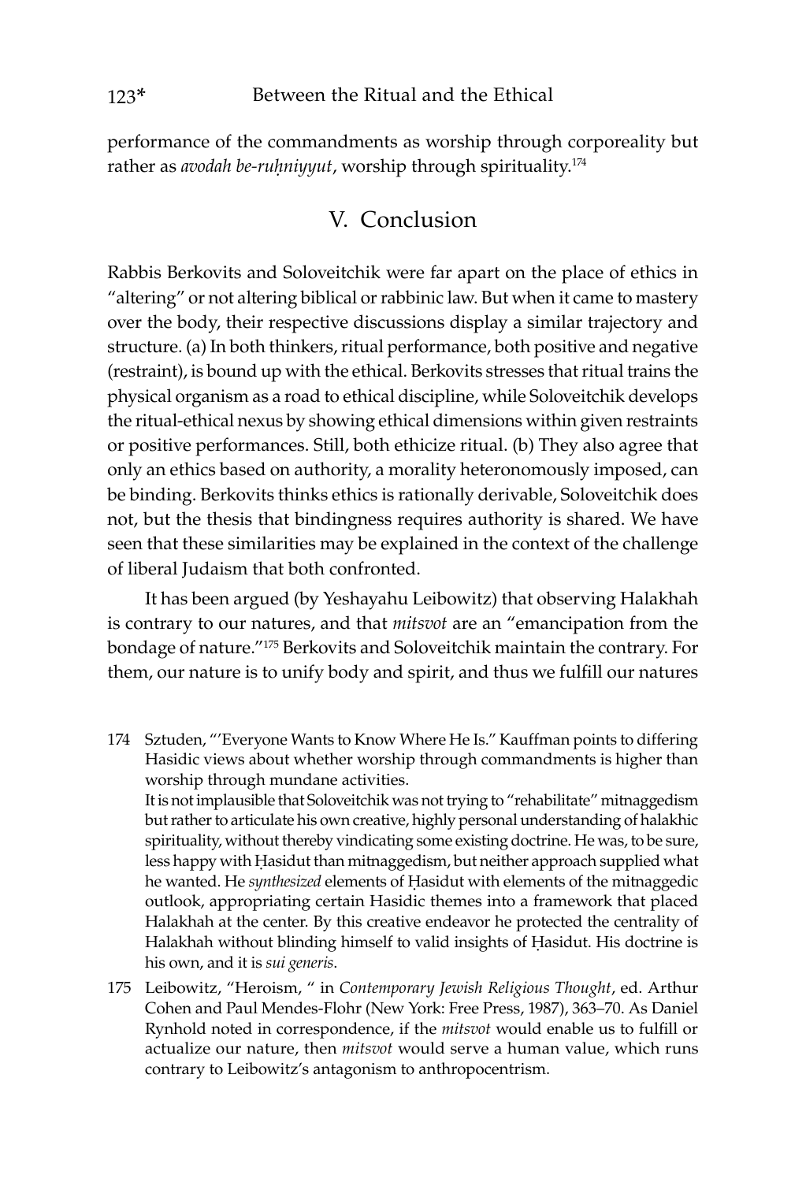performance of the commandments as worship through corporeality but rather as *avodah be-ruḥniyyut*, worship through spirituality.[174]

## V. Conclusion

Rabbis Berkovits and Soloveitchik were far apart on the place of ethics in "altering" or not altering biblical or rabbinic law. But when it came to mastery over the body, their respective discussions display a similar trajectory and structure. (a) In both thinkers, ritual performance, both positive and negative (restraint), is bound up with the ethical. Berkovits stresses that ritual trains the physical organism as a road to ethical discipline, while Soloveitchik develops the ritual-ethical nexus by showing ethical dimensions within given restraints or positive performances. Still, both ethicize ritual. (b) They also agree that only an ethics based on authority, a morality heteronomously imposed, can be binding. Berkovits thinks ethics is rationally derivable, Soloveitchik does not, but the thesis that bindingness requires authority is shared. We have seen that these similarities may be explained in the context of the challenge of liberal Judaism that both confronted.

It has been argued (by Yeshayahu Leibowitz) that observing Halakhah is contrary to our natures, and that *mitsvot* are an "emancipation from the bondage of nature."[175] Berkovits and Soloveitchik maintain the contrary. For them, our nature is to unify body and spirit, and thus we fulfill our natures

---

174 Sztuden, "'Everyone Wants to Know Where He Is." Kauffman points to differing Hasidic views about whether worship through commandments is higher than worship through mundane activities.
It is not implausible that Soloveitchik was not trying to "rehabilitate" mitnaggedism but rather to articulate his own creative, highly personal understanding of halakhic spirituality, without thereby vindicating some existing doctrine. He was, to be sure, less happy with Ḥasidut than mitnaggedism, but neither approach supplied what he wanted. He *synthesized* elements of Ḥasidut with elements of the mitnaggedic outlook, appropriating certain Hasidic themes into a framework that placed Halakhah at the center. By this creative endeavor he protected the centrality of Halakhah without blinding himself to valid insights of Ḥasidut. His doctrine is his own, and it is *sui generis*.

175 Leibowitz, "Heroism, " in *Contemporary Jewish Religious Thought*, ed. Arthur Cohen and Paul Mendes-Flohr (New York: Free Press, 1987), 363–70. As Daniel Rynhold noted in correspondence, if the *mitsvot* would enable us to fulfill or actualize our nature, then *mitsvot* would serve a human value, which runs contrary to Leibowitz's antagonism to anthropocentrism.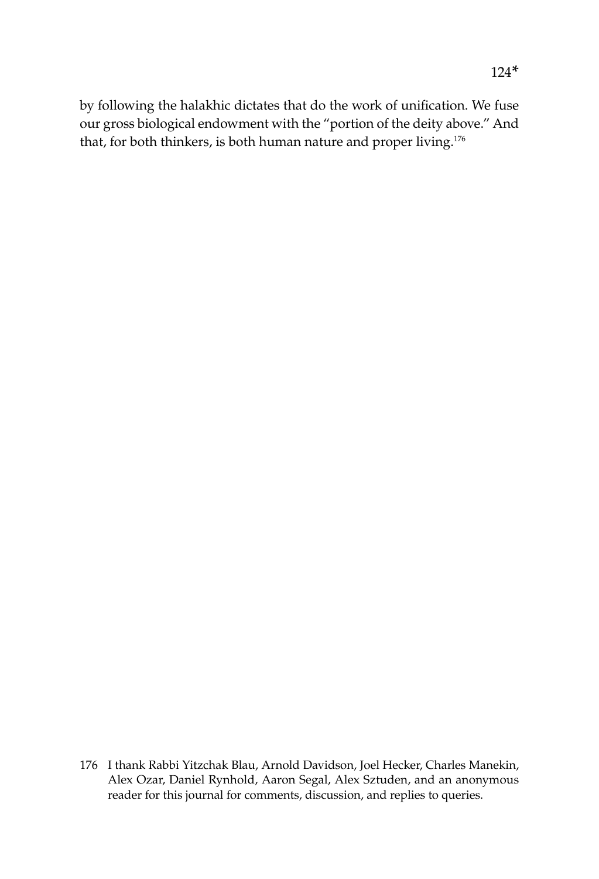by following the halakhic dictates that do the work of unification. We fuse our gross biological endowment with the "portion of the deity above." And that, for both thinkers, is both human nature and proper living.[176]

176 I thank Rabbi Yitzchak Blau, Arnold Davidson, Joel Hecker, Charles Manekin, Alex Ozar, Daniel Rynhold, Aaron Segal, Alex Sztuden, and an anonymous reader for this journal for comments, discussion, and replies to queries.